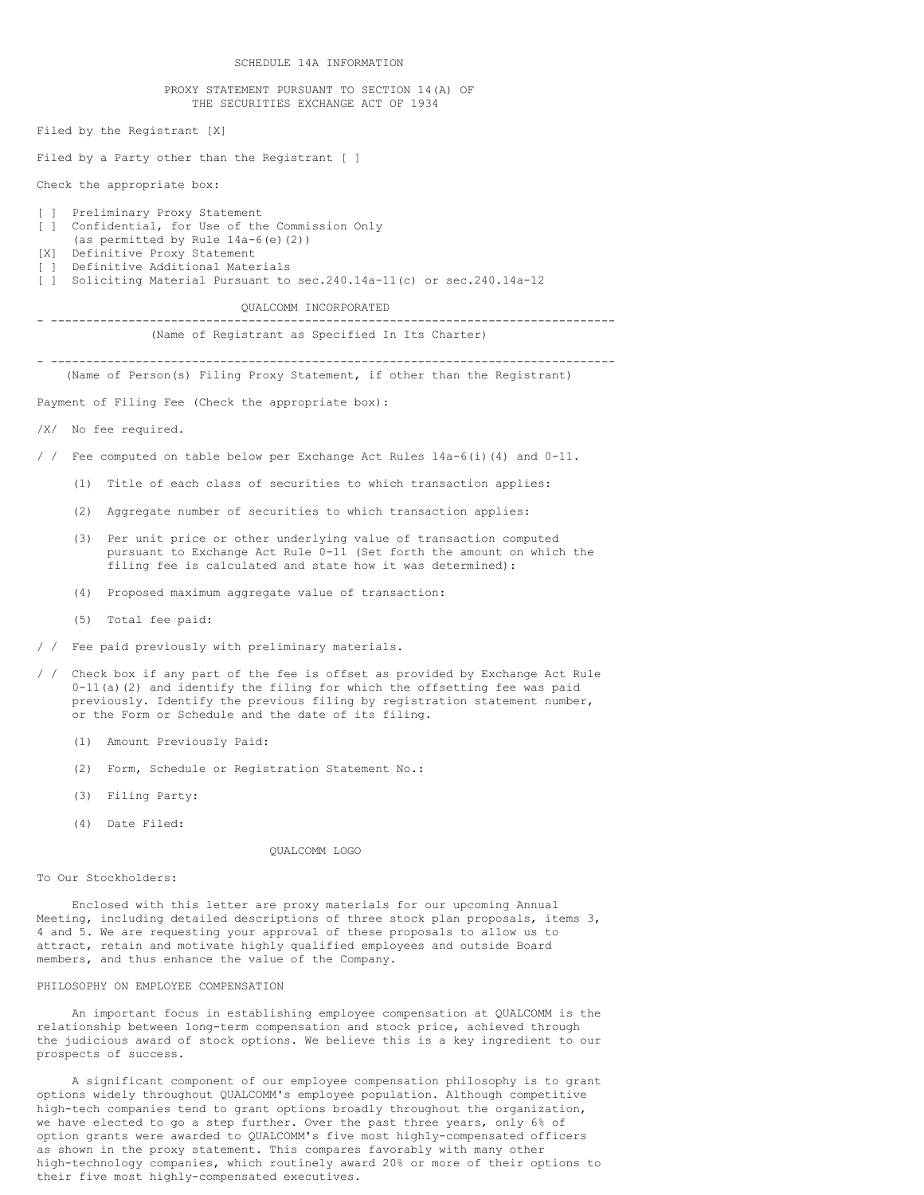SCHEDULE 14A INFORMATION

PROXY STATEMENT PURSUANT TO SECTION 14(A) OF THE SECURITIES EXCHANGE ACT OF 1934

Filed by the Registrant [X]

Filed by a Party other than the Registrant [ ]

Check the appropriate box:

[ ] Preliminary Proxy Statement
[ ] Confidential, for Use of the Commission Only (as permitted by Rule 14a-6(e)(2))
[X] Definitive Proxy Statement
[ ] Definitive Additional Materials
[ ] Soliciting Material Pursuant to sec.240.14a-11(c) or sec.240.14a-12

QUALCOMM INCORPORATED

---

(Name of Registrant as Specified In Its Charter)

---

(Name of Person(s) Filing Proxy Statement, if other than the Registrant)

Payment of Filing Fee (Check the appropriate box):

/X/ No fee required.

/ / Fee computed on table below per Exchange Act Rules 14a-6(i)(4) and 0-11.

(1) Title of each class of securities to which transaction applies:

(2) Aggregate number of securities to which transaction applies:

(3) Per unit price or other underlying value of transaction computed pursuant to Exchange Act Rule 0-11 (Set forth the amount on which the filing fee is calculated and state how it was determined):

(4) Proposed maximum aggregate value of transaction:

(5) Total fee paid:

/ / Fee paid previously with preliminary materials.

/ / Check box if any part of the fee is offset as provided by Exchange Act Rule 0-11(a)(2) and identify the filing for which the offsetting fee was paid previously. Identify the previous filing by registration statement number, or the Form or Schedule and the date of its filing.

(1) Amount Previously Paid:

(2) Form, Schedule or Registration Statement No.:

(3) Filing Party:

(4) Date Filed:

QUALCOMM LOGO

To Our Stockholders:

Enclosed with this letter are proxy materials for our upcoming Annual Meeting, including detailed descriptions of three stock plan proposals, items 3, 4 and 5. We are requesting your approval of these proposals to allow us to attract, retain and motivate highly qualified employees and outside Board members, and thus enhance the value of the Company.

PHILOSOPHY ON EMPLOYEE COMPENSATION

An important focus in establishing employee compensation at QUALCOMM is the relationship between long-term compensation and stock price, achieved through the judicious award of stock options. We believe this is a key ingredient to our prospects of success.

A significant component of our employee compensation philosophy is to grant options widely throughout QUALCOMM's employee population. Although competitive high-tech companies tend to grant options broadly throughout the organization, we have elected to go a step further. Over the past three years, only 6% of option grants were awarded to QUALCOMM's five most highly-compensated officers as shown in the proxy statement. This compares favorably with many other high-technology companies, which routinely award 20% or more of their options to their five most highly-compensated executives.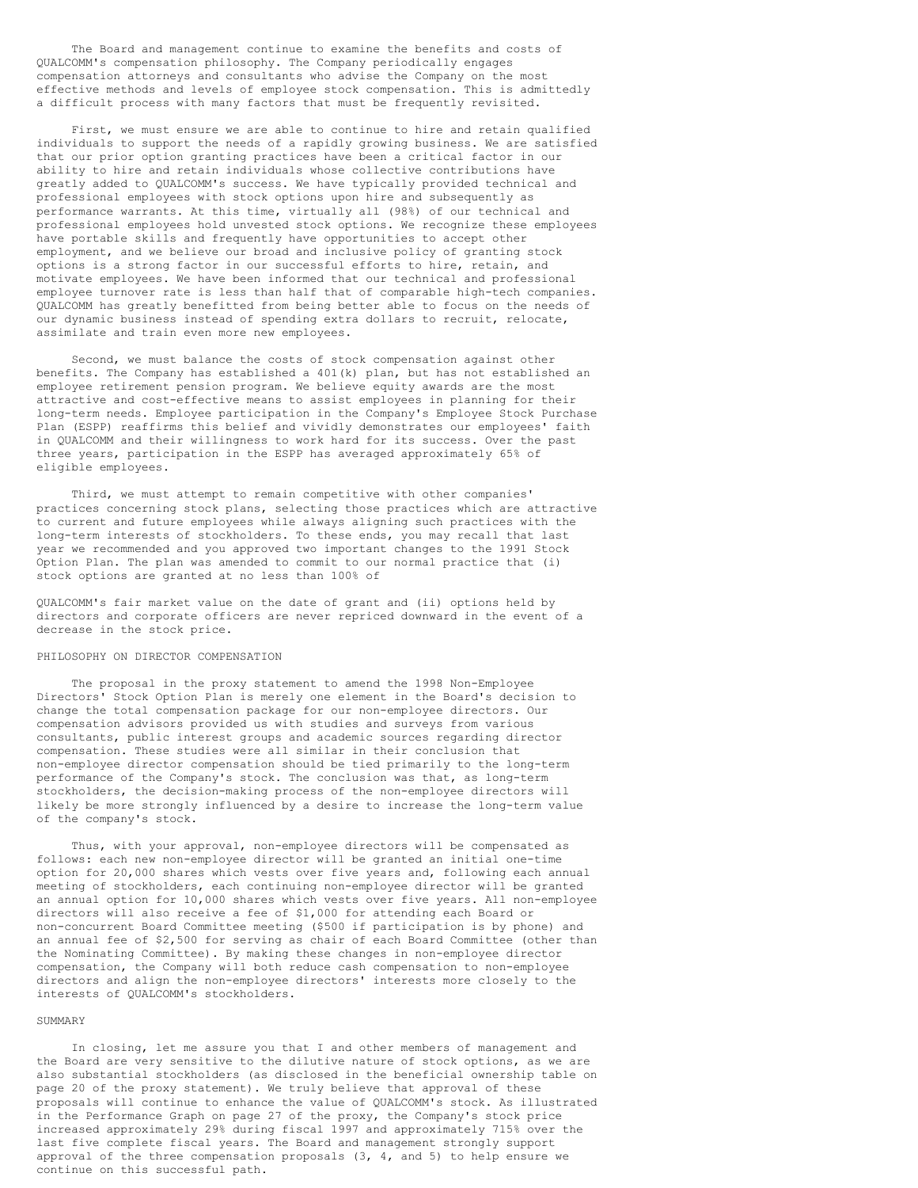The Board and management continue to examine the benefits and costs of QUALCOMM's compensation philosophy. The Company periodically engages compensation attorneys and consultants who advise the Company on the most effective methods and levels of employee stock compensation. This is admittedly a difficult process with many factors that must be frequently revisited.

First, we must ensure we are able to continue to hire and retain qualified individuals to support the needs of a rapidly growing business. We are satisfied that our prior option granting practices have been a critical factor in our ability to hire and retain individuals whose collective contributions have greatly added to QUALCOMM's success. We have typically provided technical and professional employees with stock options upon hire and subsequently as performance warrants. At this time, virtually all (98%) of our technical and professional employees hold unvested stock options. We recognize these employees have portable skills and frequently have opportunities to accept other employment, and we believe our broad and inclusive policy of granting stock options is a strong factor in our successful efforts to hire, retain, and motivate employees. We have been informed that our technical and professional employee turnover rate is less than half that of comparable high-tech companies. QUALCOMM has greatly benefitted from being better able to focus on the needs of our dynamic business instead of spending extra dollars to recruit, relocate, assimilate and train even more new employees.

Second, we must balance the costs of stock compensation against other benefits. The Company has established a 401(k) plan, but has not established an employee retirement pension program. We believe equity awards are the most attractive and cost-effective means to assist employees in planning for their long-term needs. Employee participation in the Company's Employee Stock Purchase Plan (ESPP) reaffirms this belief and vividly demonstrates our employees' faith in QUALCOMM and their willingness to work hard for its success. Over the past three years, participation in the ESPP has averaged approximately 65% of eligible employees.

Third, we must attempt to remain competitive with other companies' practices concerning stock plans, selecting those practices which are attractive to current and future employees while always aligning such practices with the long-term interests of stockholders. To these ends, you may recall that last year we recommended and you approved two important changes to the 1991 Stock Option Plan. The plan was amended to commit to our normal practice that (i) stock options are granted at no less than 100% of QUALCOMM's fair market value on the date of grant and (ii) options held by directors and corporate officers are never repriced downward in the event of a decrease in the stock price.

PHILOSOPHY ON DIRECTOR COMPENSATION

The proposal in the proxy statement to amend the 1998 Non-Employee Directors' Stock Option Plan is merely one element in the Board's decision to change the total compensation package for our non-employee directors. Our compensation advisors provided us with studies and surveys from various consultants, public interest groups and academic sources regarding director compensation. These studies were all similar in their conclusion that non-employee director compensation should be tied primarily to the long-term performance of the Company's stock. The conclusion was that, as long-term stockholders, the decision-making process of the non-employee directors will likely be more strongly influenced by a desire to increase the long-term value of the company's stock.

Thus, with your approval, non-employee directors will be compensated as follows: each new non-employee director will be granted an initial one-time option for 20,000 shares which vests over five years and, following each annual meeting of stockholders, each continuing non-employee director will be granted an annual option for 10,000 shares which vests over five years. All non-employee directors will also receive a fee of $1,000 for attending each Board or non-concurrent Board Committee meeting ($500 if participation is by phone) and an annual fee of $2,500 for serving as chair of each Board Committee (other than the Nominating Committee). By making these changes in non-employee director compensation, the Company will both reduce cash compensation to non-employee directors and align the non-employee directors' interests more closely to the interests of QUALCOMM's stockholders.

SUMMARY

In closing, let me assure you that I and other members of management and the Board are very sensitive to the dilutive nature of stock options, as we are also substantial stockholders (as disclosed in the beneficial ownership table on page 20 of the proxy statement). We truly believe that approval of these proposals will continue to enhance the value of QUALCOMM's stock. As illustrated in the Performance Graph on page 27 of the proxy, the Company's stock price increased approximately 29% during fiscal 1997 and approximately 715% over the last five complete fiscal years. The Board and management strongly support approval of the three compensation proposals (3, 4, and 5) to help ensure we continue on this successful path.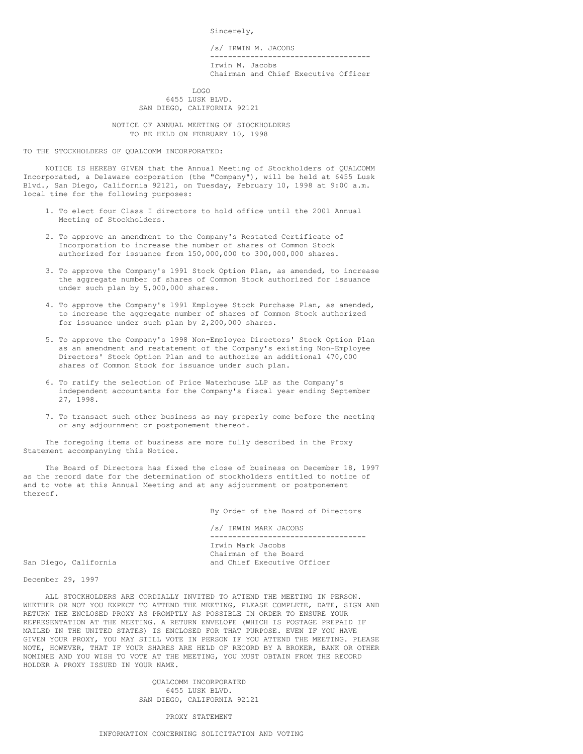Sincerely,

/s/ IRWIN M. JACOBS

Irwin M. Jacobs
Chairman and Chief Executive Officer

LOGO
6455 LUSK BLVD.
SAN DIEGO, CALIFORNIA 92121

# NOTICE OF ANNUAL MEETING OF STOCKHOLDERS
## TO BE HELD ON FEBRUARY 10, 1998

TO THE STOCKHOLDERS OF QUALCOMM INCORPORATED:

NOTICE IS HEREBY GIVEN that the Annual Meeting of Stockholders of QUALCOMM Incorporated, a Delaware corporation (the "Company"), will be held at 6455 Lusk Blvd., San Diego, California 92121, on Tuesday, February 10, 1998 at 9:00 a.m. local time for the following purposes:

1. To elect four Class I directors to hold office until the 2001 Annual Meeting of Stockholders.

2. To approve an amendment to the Company's Restated Certificate of Incorporation to increase the number of shares of Common Stock authorized for issuance from 150,000,000 to 300,000,000 shares.

3. To approve the Company's 1991 Stock Option Plan, as amended, to increase the aggregate number of shares of Common Stock authorized for issuance under such plan by 5,000,000 shares.

4. To approve the Company's 1991 Employee Stock Purchase Plan, as amended, to increase the aggregate number of shares of Common Stock authorized for issuance under such plan by 2,200,000 shares.

5. To approve the Company's 1998 Non-Employee Directors' Stock Option Plan as an amendment and restatement of the Company's existing Non-Employee Directors' Stock Option Plan and to authorize an additional 470,000 shares of Common Stock for issuance under such plan.

6. To ratify the selection of Price Waterhouse LLP as the Company's independent accountants for the Company's fiscal year ending September 27, 1998.

7. To transact such other business as may properly come before the meeting or any adjournment or postponement thereof.

The foregoing items of business are more fully described in the Proxy Statement accompanying this Notice.

The Board of Directors has fixed the close of business on December 18, 1997 as the record date for the determination of stockholders entitled to notice of and to vote at this Annual Meeting and at any adjournment or postponement thereof.

By Order of the Board of Directors

/s/ IRWIN MARK JACOBS

Irwin Mark Jacobs
Chairman of the Board
and Chief Executive Officer

San Diego, California

December 29, 1997

ALL STOCKHOLDERS ARE CORDIALLY INVITED TO ATTEND THE MEETING IN PERSON. WHETHER OR NOT YOU EXPECT TO ATTEND THE MEETING, PLEASE COMPLETE, DATE, SIGN AND RETURN THE ENCLOSED PROXY AS PROMPTLY AS POSSIBLE IN ORDER TO ENSURE YOUR REPRESENTATION AT THE MEETING. A RETURN ENVELOPE (WHICH IS POSTAGE PREPAID IF MAILED IN THE UNITED STATES) IS ENCLOSED FOR THAT PURPOSE. EVEN IF YOU HAVE GIVEN YOUR PROXY, YOU MAY STILL VOTE IN PERSON IF YOU ATTEND THE MEETING. PLEASE NOTE, HOWEVER, THAT IF YOUR SHARES ARE HELD OF RECORD BY A BROKER, BANK OR OTHER NOMINEE AND YOU WISH TO VOTE AT THE MEETING, YOU MUST OBTAIN FROM THE RECORD HOLDER A PROXY ISSUED IN YOUR NAME.

QUALCOMM INCORPORATED
6455 LUSK BLVD.
SAN DIEGO, CALIFORNIA 92121

# PROXY STATEMENT

## INFORMATION CONCERNING SOLICITATION AND VOTING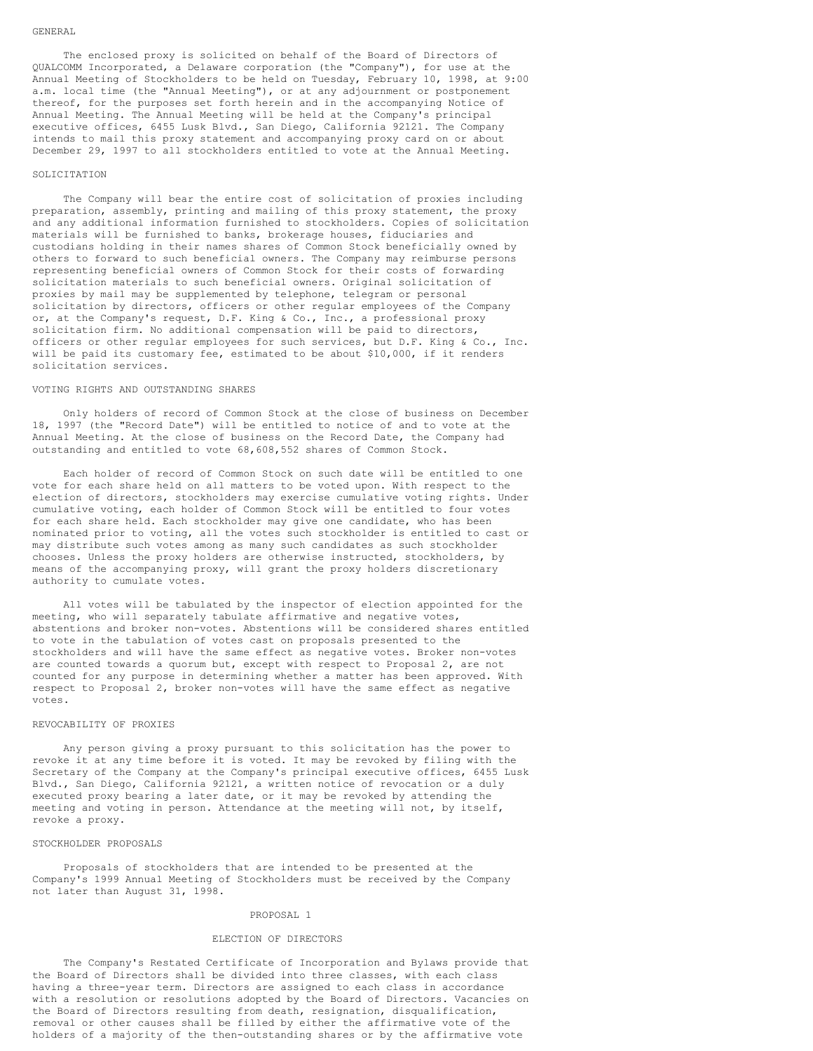## GENERAL

The enclosed proxy is solicited on behalf of the Board of Directors of QUALCOMM Incorporated, a Delaware corporation (the "Company"), for use at the Annual Meeting of Stockholders to be held on Tuesday, February 10, 1998, at 9:00 a.m. local time (the "Annual Meeting"), or at any adjournment or postponement thereof, for the purposes set forth herein and in the accompanying Notice of Annual Meeting. The Annual Meeting will be held at the Company's principal executive offices, 6455 Lusk Blvd., San Diego, California 92121. The Company intends to mail this proxy statement and accompanying proxy card on or about December 29, 1997 to all stockholders entitled to vote at the Annual Meeting.

## SOLICITATION

The Company will bear the entire cost of solicitation of proxies including preparation, assembly, printing and mailing of this proxy statement, the proxy and any additional information furnished to stockholders. Copies of solicitation materials will be furnished to banks, brokerage houses, fiduciaries and custodians holding in their names shares of Common Stock beneficially owned by others to forward to such beneficial owners. The Company may reimburse persons representing beneficial owners of Common Stock for their costs of forwarding solicitation materials to such beneficial owners. Original solicitation of proxies by mail may be supplemented by telephone, telegram or personal solicitation by directors, officers or other regular employees of the Company or, at the Company's request, D.F. King & Co., Inc., a professional proxy solicitation firm. No additional compensation will be paid to directors, officers or other regular employees for such services, but D.F. King & Co., Inc. will be paid its customary fee, estimated to be about $10,000, if it renders solicitation services.

## VOTING RIGHTS AND OUTSTANDING SHARES

Only holders of record of Common Stock at the close of business on December 18, 1997 (the "Record Date") will be entitled to notice of and to vote at the Annual Meeting. At the close of business on the Record Date, the Company had outstanding and entitled to vote 68,608,552 shares of Common Stock.

Each holder of record of Common Stock on such date will be entitled to one vote for each share held on all matters to be voted upon. With respect to the election of directors, stockholders may exercise cumulative voting rights. Under cumulative voting, each holder of Common Stock will be entitled to four votes for each share held. Each stockholder may give one candidate, who has been nominated prior to voting, all the votes such stockholder is entitled to cast or may distribute such votes among as many such candidates as such stockholder chooses. Unless the proxy holders are otherwise instructed, stockholders, by means of the accompanying proxy, will grant the proxy holders discretionary authority to cumulate votes.

All votes will be tabulated by the inspector of election appointed for the meeting, who will separately tabulate affirmative and negative votes, abstentions and broker non-votes. Abstentions will be considered shares entitled to vote in the tabulation of votes cast on proposals presented to the stockholders and will have the same effect as negative votes. Broker non-votes are counted towards a quorum but, except with respect to Proposal 2, are not counted for any purpose in determining whether a matter has been approved. With respect to Proposal 2, broker non-votes will have the same effect as negative votes.

## REVOCABILITY OF PROXIES

Any person giving a proxy pursuant to this solicitation has the power to revoke it at any time before it is voted. It may be revoked by filing with the Secretary of the Company at the Company's principal executive offices, 6455 Lusk Blvd., San Diego, California 92121, a written notice of revocation or a duly executed proxy bearing a later date, or it may be revoked by attending the meeting and voting in person. Attendance at the meeting will not, by itself, revoke a proxy.

## STOCKHOLDER PROPOSALS

Proposals of stockholders that are intended to be presented at the Company's 1999 Annual Meeting of Stockholders must be received by the Company not later than August 31, 1998.

## PROPOSAL 1

## ELECTION OF DIRECTORS

The Company's Restated Certificate of Incorporation and Bylaws provide that the Board of Directors shall be divided into three classes, with each class having a three-year term. Directors are assigned to each class in accordance with a resolution or resolutions adopted by the Board of Directors. Vacancies on the Board of Directors resulting from death, resignation, disqualification, removal or other causes shall be filled by either the affirmative vote of the holders of a majority of the then-outstanding shares or by the affirmative vote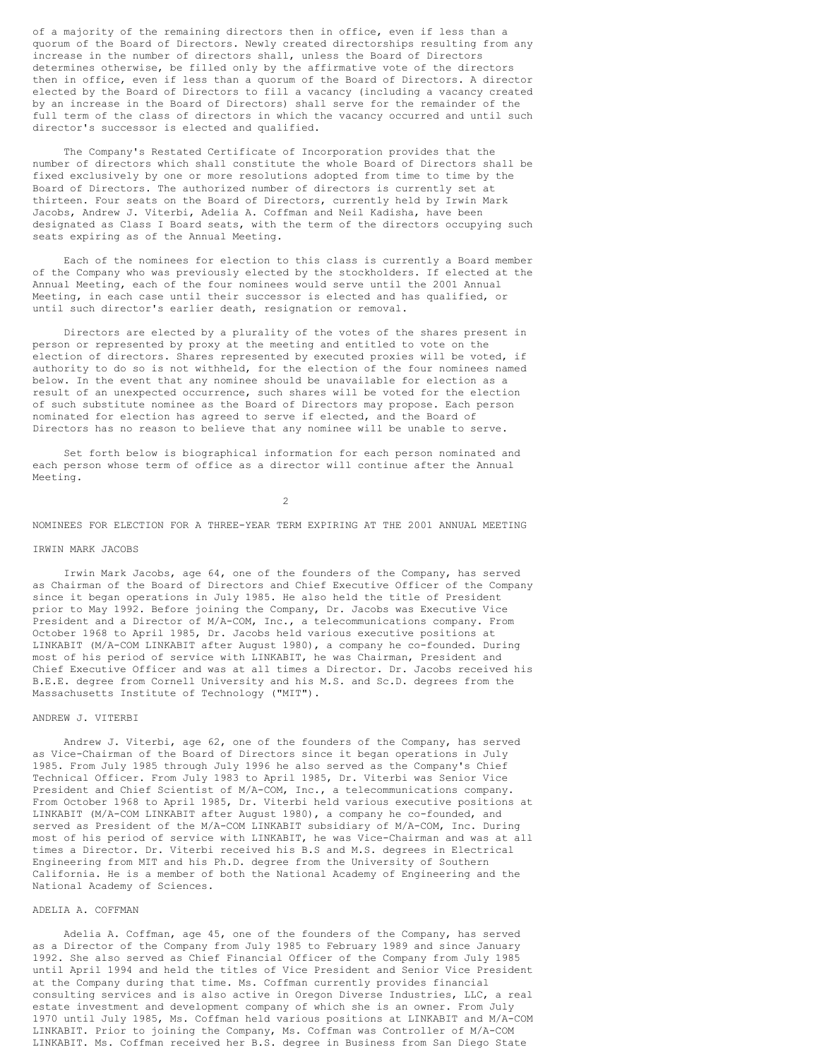of a majority of the remaining directors then in office, even if less than a quorum of the Board of Directors. Newly created directorships resulting from any increase in the number of directors shall, unless the Board of Directors determines otherwise, be filled only by the affirmative vote of the directors then in office, even if less than a quorum of the Board of Directors. A director elected by the Board of Directors to fill a vacancy (including a vacancy created by an increase in the Board of Directors) shall serve for the remainder of the full term of the class of directors in which the vacancy occurred and until such director's successor is elected and qualified.

The Company's Restated Certificate of Incorporation provides that the number of directors which shall constitute the whole Board of Directors shall be fixed exclusively by one or more resolutions adopted from time to time by the Board of Directors. The authorized number of directors is currently set at thirteen. Four seats on the Board of Directors, currently held by Irwin Mark Jacobs, Andrew J. Viterbi, Adelia A. Coffman and Neil Kadisha, have been designated as Class I Board seats, with the term of the directors occupying such seats expiring as of the Annual Meeting.

Each of the nominees for election to this class is currently a Board member of the Company who was previously elected by the stockholders. If elected at the Annual Meeting, each of the four nominees would serve until the 2001 Annual Meeting, in each case until their successor is elected and has qualified, or until such director's earlier death, resignation or removal.

Directors are elected by a plurality of the votes of the shares present in person or represented by proxy at the meeting and entitled to vote on the election of directors. Shares represented by executed proxies will be voted, if authority to do so is not withheld, for the election of the four nominees named below. In the event that any nominee should be unavailable for election as a result of an unexpected occurrence, such shares will be voted for the election of such substitute nominee as the Board of Directors may propose. Each person nominated for election has agreed to serve if elected, and the Board of Directors has no reason to believe that any nominee will be unable to serve.

Set forth below is biographical information for each person nominated and each person whose term of office as a director will continue after the Annual Meeting.

## NOMINEES FOR ELECTION FOR A THREE-YEAR TERM EXPIRING AT THE 2001 ANNUAL MEETING

### IRWIN MARK JACOBS

Irwin Mark Jacobs, age 64, one of the founders of the Company, has served as Chairman of the Board of Directors and Chief Executive Officer of the Company since it began operations in July 1985. He also held the title of President prior to May 1992. Before joining the Company, Dr. Jacobs was Executive Vice President and a Director of M/A-COM, Inc., a telecommunications company. From October 1968 to April 1985, Dr. Jacobs held various executive positions at LINKABIT (M/A-COM LINKABIT after August 1980), a company he co-founded. During most of his period of service with LINKABIT, he was Chairman, President and Chief Executive Officer and was at all times a Director. Dr. Jacobs received his B.E.E. degree from Cornell University and his M.S. and Sc.D. degrees from the Massachusetts Institute of Technology ("MIT").

### ANDREW J. VITERBI

Andrew J. Viterbi, age 62, one of the founders of the Company, has served as Vice-Chairman of the Board of Directors since it began operations in July 1985. From July 1985 through July 1996 he also served as the Company's Chief Technical Officer. From July 1983 to April 1985, Dr. Viterbi was Senior Vice President and Chief Scientist of M/A-COM, Inc., a telecommunications company. From October 1968 to April 1985, Dr. Viterbi held various executive positions at LINKABIT (M/A-COM LINKABIT after August 1980), a company he co-founded, and served as President of the M/A-COM LINKABIT subsidiary of M/A-COM, Inc. During most of his period of service with LINKABIT, he was Vice-Chairman and was at all times a Director. Dr. Viterbi received his B.S and M.S. degrees in Electrical Engineering from MIT and his Ph.D. degree from the University of Southern California. He is a member of both the National Academy of Engineering and the National Academy of Sciences.

### ADELIA A. COFFMAN

Adelia A. Coffman, age 45, one of the founders of the Company, has served as a Director of the Company from July 1985 to February 1989 and since January 1992. She also served as Chief Financial Officer of the Company from July 1985 until April 1994 and held the titles of Vice President and Senior Vice President at the Company during that time. Ms. Coffman currently provides financial consulting services and is also active in Oregon Diverse Industries, LLC, a real estate investment and development company of which she is an owner. From July 1970 until July 1985, Ms. Coffman held various positions at LINKABIT and M/A-COM LINKABIT. Prior to joining the Company, Ms. Coffman was Controller of M/A-COM LINKABIT. Ms. Coffman received her B.S. degree in Business from San Diego State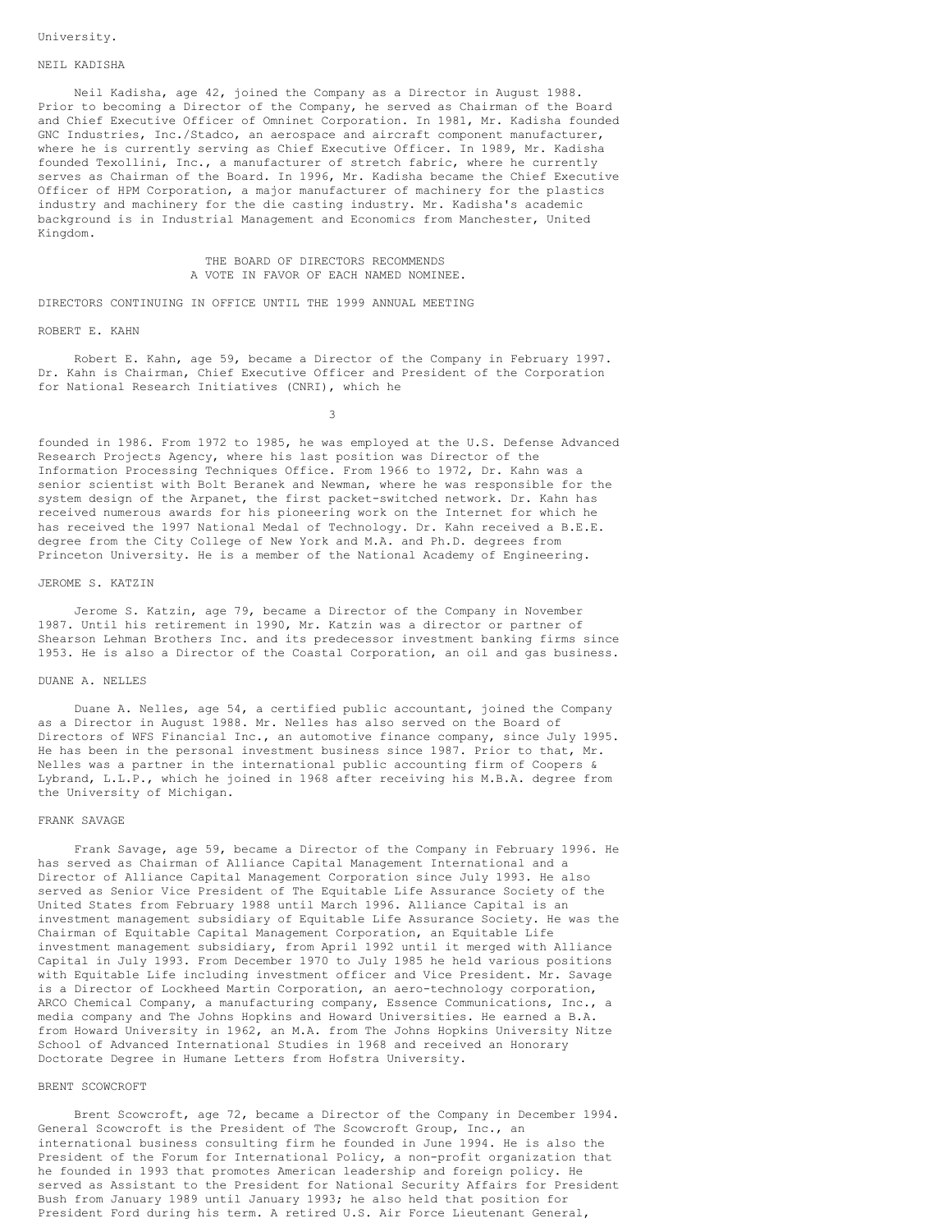University.

NEIL KADISHA

Neil Kadisha, age 42, joined the Company as a Director in August 1988. Prior to becoming a Director of the Company, he served as Chairman of the Board and Chief Executive Officer of Omninet Corporation. In 1981, Mr. Kadisha founded GNC Industries, Inc./Stadco, an aerospace and aircraft component manufacturer, where he is currently serving as Chief Executive Officer. In 1989, Mr. Kadisha founded Texollini, Inc., a manufacturer of stretch fabric, where he currently serves as Chairman of the Board. In 1996, Mr. Kadisha became the Chief Executive Officer of HPM Corporation, a major manufacturer of machinery for the plastics industry and machinery for the die casting industry. Mr. Kadisha's academic background is in Industrial Management and Economics from Manchester, United Kingdom.

THE BOARD OF DIRECTORS RECOMMENDS
A VOTE IN FAVOR OF EACH NAMED NOMINEE.

DIRECTORS CONTINUING IN OFFICE UNTIL THE 1999 ANNUAL MEETING

ROBERT E. KAHN

Robert E. Kahn, age 59, became a Director of the Company in February 1997. Dr. Kahn is Chairman, Chief Executive Officer and President of the Corporation for National Research Initiatives (CNRI), which he founded in 1986. From 1972 to 1985, he was employed at the U.S. Defense Advanced Research Projects Agency, where his last position was Director of the Information Processing Techniques Office. From 1966 to 1972, Dr. Kahn was a senior scientist with Bolt Beranek and Newman, where he was responsible for the system design of the Arpanet, the first packet-switched network. Dr. Kahn has received numerous awards for his pioneering work on the Internet for which he has received the 1997 National Medal of Technology. Dr. Kahn received a B.E.E. degree from the City College of New York and M.A. and Ph.D. degrees from Princeton University. He is a member of the National Academy of Engineering.

JEROME S. KATZIN

Jerome S. Katzin, age 79, became a Director of the Company in November 1987. Until his retirement in 1990, Mr. Katzin was a director or partner of Shearson Lehman Brothers Inc. and its predecessor investment banking firms since 1953. He is also a Director of the Coastal Corporation, an oil and gas business.

DUANE A. NELLES

Duane A. Nelles, age 54, a certified public accountant, joined the Company as a Director in August 1988. Mr. Nelles has also served on the Board of Directors of WFS Financial Inc., an automotive finance company, since July 1995. He has been in the personal investment business since 1987. Prior to that, Mr. Nelles was a partner in the international public accounting firm of Coopers & Lybrand, L.L.P., which he joined in 1968 after receiving his M.B.A. degree from the University of Michigan.

FRANK SAVAGE

Frank Savage, age 59, became a Director of the Company in February 1996. He has served as Chairman of Alliance Capital Management International and a Director of Alliance Capital Management Corporation since July 1993. He also served as Senior Vice President of The Equitable Life Assurance Society of the United States from February 1988 until March 1996. Alliance Capital is an investment management subsidiary of Equitable Life Assurance Society. He was the Chairman of Equitable Capital Management Corporation, an Equitable Life investment management subsidiary, from April 1992 until it merged with Alliance Capital in July 1993. From December 1970 to July 1985 he held various positions with Equitable Life including investment officer and Vice President. Mr. Savage is a Director of Lockheed Martin Corporation, an aero-technology corporation, ARCO Chemical Company, a manufacturing company, Essence Communications, Inc., a media company and The Johns Hopkins and Howard Universities. He earned a B.A. from Howard University in 1962, an M.A. from The Johns Hopkins University Nitze School of Advanced International Studies in 1968 and received an Honorary Doctorate Degree in Humane Letters from Hofstra University.

BRENT SCOWCROFT

Brent Scowcroft, age 72, became a Director of the Company in December 1994. General Scowcroft is the President of The Scowcroft Group, Inc., an international business consulting firm he founded in June 1994. He is also the President of the Forum for International Policy, a non-profit organization that he founded in 1993 that promotes American leadership and foreign policy. He served as Assistant to the President for National Security Affairs for President Bush from January 1989 until January 1993; he also held that position for President Ford during his term. A retired U.S. Air Force Lieutenant General,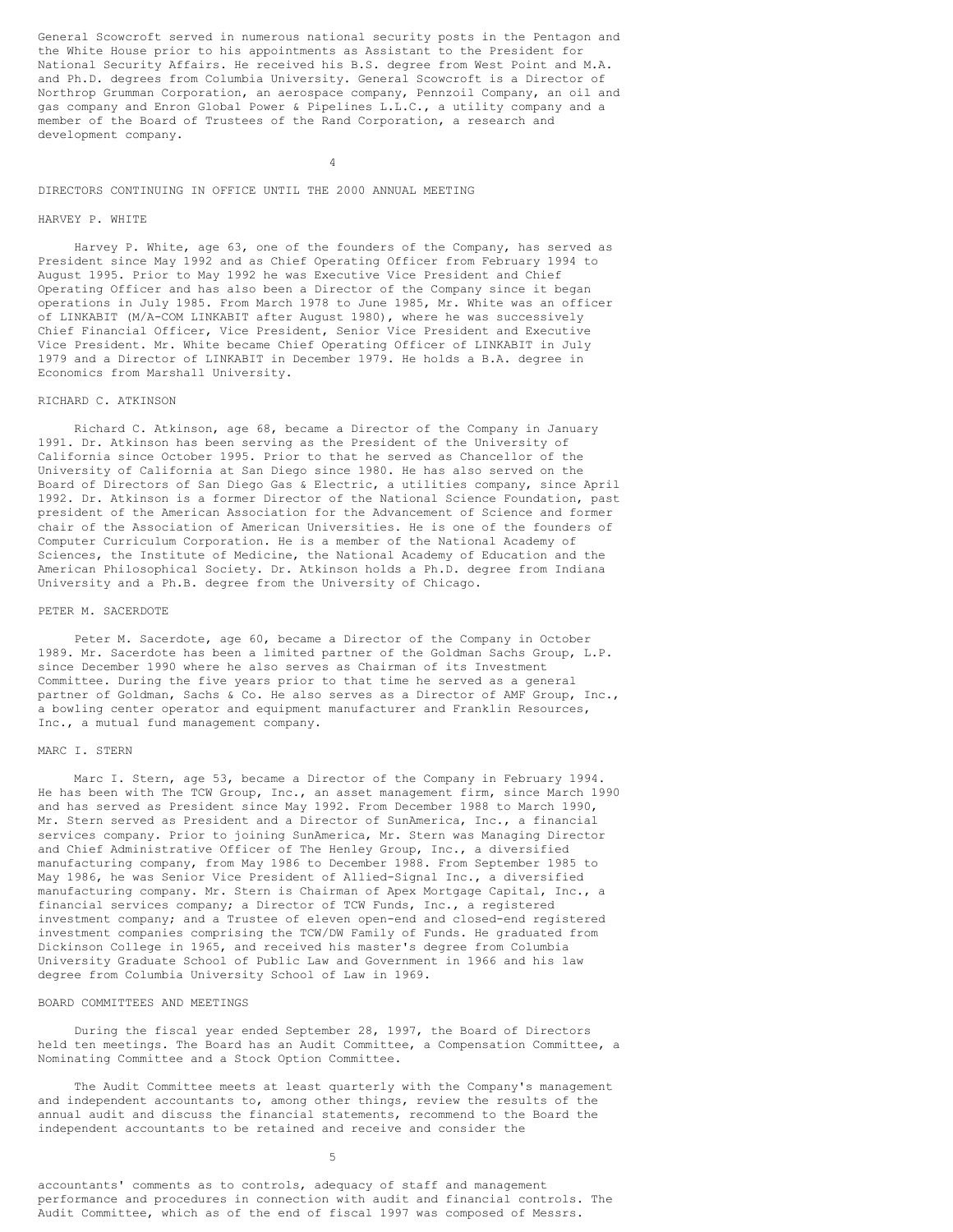General Scowcroft served in numerous national security posts in the Pentagon and the White House prior to his appointments as Assistant to the President for National Security Affairs. He received his B.S. degree from West Point and M.A. and Ph.D. degrees from Columbia University. General Scowcroft is a Director of Northrop Grumman Corporation, an aerospace company, Pennzoil Company, an oil and gas company and Enron Global Power & Pipelines L.L.C., a utility company and a member of the Board of Trustees of the Rand Corporation, a research and development company.

## DIRECTORS CONTINUING IN OFFICE UNTIL THE 2000 ANNUAL MEETING

### HARVEY P. WHITE

Harvey P. White, age 63, one of the founders of the Company, has served as President since May 1992 and as Chief Operating Officer from February 1994 to August 1995. Prior to May 1992 he was Executive Vice President and Chief Operating Officer and has also been a Director of the Company since it began operations in July 1985. From March 1978 to June 1985, Mr. White was an officer of LINKABIT (M/A-COM LINKABIT after August 1980), where he was successively Chief Financial Officer, Vice President, Senior Vice President and Executive Vice President. Mr. White became Chief Operating Officer of LINKABIT in July 1979 and a Director of LINKABIT in December 1979. He holds a B.A. degree in Economics from Marshall University.

### RICHARD C. ATKINSON

Richard C. Atkinson, age 68, became a Director of the Company in January 1991. Dr. Atkinson has been serving as the President of the University of California since October 1995. Prior to that he served as Chancellor of the University of California at San Diego since 1980. He has also served on the Board of Directors of San Diego Gas & Electric, a utilities company, since April 1992. Dr. Atkinson is a former Director of the National Science Foundation, past president of the American Association for the Advancement of Science and former chair of the Association of American Universities. He is one of the founders of Computer Curriculum Corporation. He is a member of the National Academy of Sciences, the Institute of Medicine, the National Academy of Education and the American Philosophical Society. Dr. Atkinson holds a Ph.D. degree from Indiana University and a Ph.B. degree from the University of Chicago.

### PETER M. SACERDOTE

Peter M. Sacerdote, age 60, became a Director of the Company in October 1989. Mr. Sacerdote has been a limited partner of the Goldman Sachs Group, L.P. since December 1990 where he also serves as Chairman of its Investment Committee. During the five years prior to that time he served as a general partner of Goldman, Sachs & Co. He also serves as a Director of AMF Group, Inc., a bowling center operator and equipment manufacturer and Franklin Resources, Inc., a mutual fund management company.

### MARC I. STERN

Marc I. Stern, age 53, became a Director of the Company in February 1994. He has been with The TCW Group, Inc., an asset management firm, since March 1990 and has served as President since May 1992. From December 1988 to March 1990, Mr. Stern served as President and a Director of SunAmerica, Inc., a financial services company. Prior to joining SunAmerica, Mr. Stern was Managing Director and Chief Administrative Officer of The Henley Group, Inc., a diversified manufacturing company, from May 1986 to December 1988. From September 1985 to May 1986, he was Senior Vice President of Allied-Signal Inc., a diversified manufacturing company. Mr. Stern is Chairman of Apex Mortgage Capital, Inc., a financial services company; a Director of TCW Funds, Inc., a registered investment company; and a Trustee of eleven open-end and closed-end registered investment companies comprising the TCW/DW Family of Funds. He graduated from Dickinson College in 1965, and received his master's degree from Columbia University Graduate School of Public Law and Government in 1966 and his law degree from Columbia University School of Law in 1969.

## BOARD COMMITTEES AND MEETINGS

During the fiscal year ended September 28, 1997, the Board of Directors held ten meetings. The Board has an Audit Committee, a Compensation Committee, a Nominating Committee and a Stock Option Committee.

The Audit Committee meets at least quarterly with the Company's management and independent accountants to, among other things, review the results of the annual audit and discuss the financial statements, recommend to the Board the independent accountants to be retained and receive and consider the accountants' comments as to controls, adequacy of staff and management performance and procedures in connection with audit and financial controls. The Audit Committee, which as of the end of fiscal 1997 was composed of Messrs.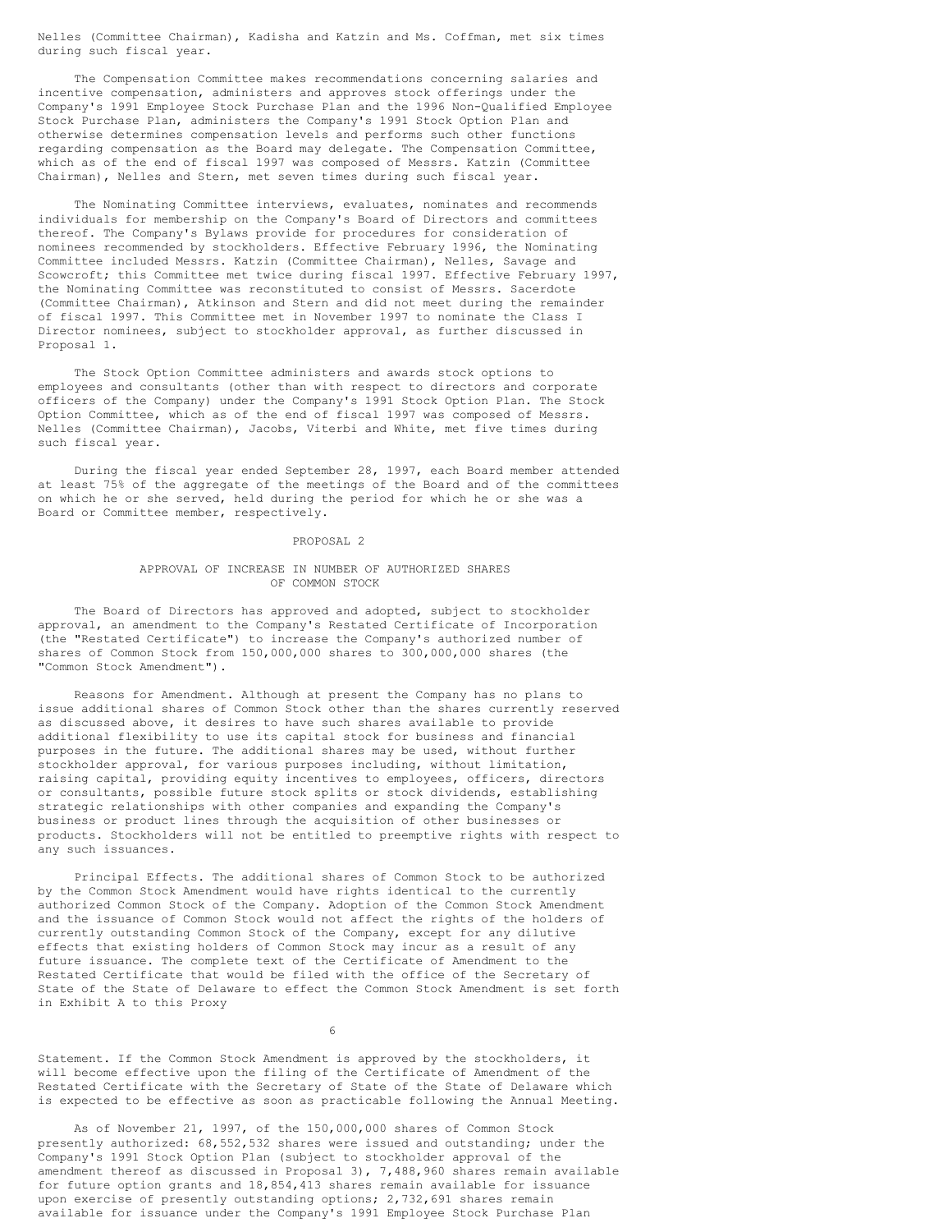Nelles (Committee Chairman), Kadisha and Katzin and Ms. Coffman, met six times during such fiscal year.

The Compensation Committee makes recommendations concerning salaries and incentive compensation, administers and approves stock offerings under the Company's 1991 Employee Stock Purchase Plan and the 1996 Non-Qualified Employee Stock Purchase Plan, administers the Company's 1991 Stock Option Plan and otherwise determines compensation levels and performs such other functions regarding compensation as the Board may delegate. The Compensation Committee, which as of the end of fiscal 1997 was composed of Messrs. Katzin (Committee Chairman), Nelles and Stern, met seven times during such fiscal year.

The Nominating Committee interviews, evaluates, nominates and recommends individuals for membership on the Company's Board of Directors and committees thereof. The Company's Bylaws provide for procedures for consideration of nominees recommended by stockholders. Effective February 1996, the Nominating Committee included Messrs. Katzin (Committee Chairman), Nelles, Savage and Scowcroft; this Committee met twice during fiscal 1997. Effective February 1997, the Nominating Committee was reconstituted to consist of Messrs. Sacerdote (Committee Chairman), Atkinson and Stern and did not meet during the remainder of fiscal 1997. This Committee met in November 1997 to nominate the Class I Director nominees, subject to stockholder approval, as further discussed in Proposal 1.

The Stock Option Committee administers and awards stock options to employees and consultants (other than with respect to directors and corporate officers of the Company) under the Company's 1991 Stock Option Plan. The Stock Option Committee, which as of the end of fiscal 1997 was composed of Messrs. Nelles (Committee Chairman), Jacobs, Viterbi and White, met five times during such fiscal year.

During the fiscal year ended September 28, 1997, each Board member attended at least 75% of the aggregate of the meetings of the Board and of the committees on which he or she served, held during the period for which he or she was a Board or Committee member, respectively.

## PROPOSAL 2

### APPROVAL OF INCREASE IN NUMBER OF AUTHORIZED SHARES OF COMMON STOCK

The Board of Directors has approved and adopted, subject to stockholder approval, an amendment to the Company's Restated Certificate of Incorporation (the "Restated Certificate") to increase the Company's authorized number of shares of Common Stock from 150,000,000 shares to 300,000,000 shares (the "Common Stock Amendment").

Reasons for Amendment. Although at present the Company has no plans to issue additional shares of Common Stock other than the shares currently reserved as discussed above, it desires to have such shares available to provide additional flexibility to use its capital stock for business and financial purposes in the future. The additional shares may be used, without further stockholder approval, for various purposes including, without limitation, raising capital, providing equity incentives to employees, officers, directors or consultants, possible future stock splits or stock dividends, establishing strategic relationships with other companies and expanding the Company's business or product lines through the acquisition of other businesses or products. Stockholders will not be entitled to preemptive rights with respect to any such issuances.

Principal Effects. The additional shares of Common Stock to be authorized by the Common Stock Amendment would have rights identical to the currently authorized Common Stock of the Company. Adoption of the Common Stock Amendment and the issuance of Common Stock would not affect the rights of the holders of currently outstanding Common Stock of the Company, except for any dilutive effects that existing holders of Common Stock may incur as a result of any future issuance. The complete text of the Certificate of Amendment to the Restated Certificate that would be filed with the office of the Secretary of State of the State of Delaware to effect the Common Stock Amendment is set forth in Exhibit A to this Proxy Statement. If the Common Stock Amendment is approved by the stockholders, it will become effective upon the filing of the Certificate of Amendment of the Restated Certificate with the Secretary of State of the State of Delaware which is expected to be effective as soon as practicable following the Annual Meeting.

As of November 21, 1997, of the 150,000,000 shares of Common Stock presently authorized: 68,552,532 shares were issued and outstanding; under the Company's 1991 Stock Option Plan (subject to stockholder approval of the amendment thereof as discussed in Proposal 3), 7,488,960 shares remain available for future option grants and 18,854,413 shares remain available for issuance upon exercise of presently outstanding options; 2,732,691 shares remain available for issuance under the Company's 1991 Employee Stock Purchase Plan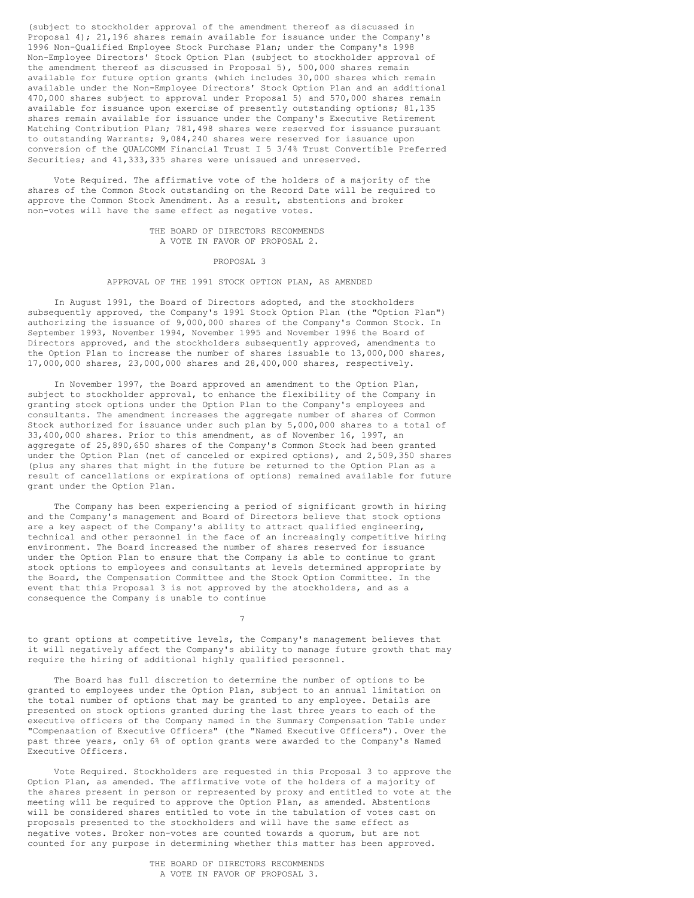(subject to stockholder approval of the amendment thereof as discussed in Proposal 4); 21,196 shares remain available for issuance under the Company's 1996 Non-Qualified Employee Stock Purchase Plan; under the Company's 1998 Non-Employee Directors' Stock Option Plan (subject to stockholder approval of the amendment thereof as discussed in Proposal 5), 500,000 shares remain available for future option grants (which includes 30,000 shares which remain available under the Non-Employee Directors' Stock Option Plan and an additional 470,000 shares subject to approval under Proposal 5) and 570,000 shares remain available for issuance upon exercise of presently outstanding options; 81,135 shares remain available for issuance under the Company's Executive Retirement Matching Contribution Plan; 781,498 shares were reserved for issuance pursuant to outstanding Warrants; 9,084,240 shares were reserved for issuance upon conversion of the QUALCOMM Financial Trust I 5 3/4% Trust Convertible Preferred Securities; and 41,333,335 shares were unissued and unreserved.

Vote Required. The affirmative vote of the holders of a majority of the shares of the Common Stock outstanding on the Record Date will be required to approve the Common Stock Amendment. As a result, abstentions and broker non-votes will have the same effect as negative votes.

THE BOARD OF DIRECTORS RECOMMENDS A VOTE IN FAVOR OF PROPOSAL 2.

## PROPOSAL 3

## APPROVAL OF THE 1991 STOCK OPTION PLAN, AS AMENDED

In August 1991, the Board of Directors adopted, and the stockholders subsequently approved, the Company's 1991 Stock Option Plan (the "Option Plan") authorizing the issuance of 9,000,000 shares of the Company's Common Stock. In September 1993, November 1994, November 1995 and November 1996 the Board of Directors approved, and the stockholders subsequently approved, amendments to the Option Plan to increase the number of shares issuable to 13,000,000 shares, 17,000,000 shares, 23,000,000 shares and 28,400,000 shares, respectively.

In November 1997, the Board approved an amendment to the Option Plan, subject to stockholder approval, to enhance the flexibility of the Company in granting stock options under the Option Plan to the Company's employees and consultants. The amendment increases the aggregate number of shares of Common Stock authorized for issuance under such plan by 5,000,000 shares to a total of 33,400,000 shares. Prior to this amendment, as of November 16, 1997, an aggregate of 25,890,650 shares of the Company's Common Stock had been granted under the Option Plan (net of canceled or expired options), and 2,509,350 shares (plus any shares that might in the future be returned to the Option Plan as a result of cancellations or expirations of options) remained available for future grant under the Option Plan.

The Company has been experiencing a period of significant growth in hiring and the Company's management and Board of Directors believe that stock options are a key aspect of the Company's ability to attract qualified engineering, technical and other personnel in the face of an increasingly competitive hiring environment. The Board increased the number of shares reserved for issuance under the Option Plan to ensure that the Company is able to continue to grant stock options to employees and consultants at levels determined appropriate by the Board, the Compensation Committee and the Stock Option Committee. In the event that this Proposal 3 is not approved by the stockholders, and as a consequence the Company is unable to continue to grant options at competitive levels, the Company's management believes that it will negatively affect the Company's ability to manage future growth that may require the hiring of additional highly qualified personnel.

The Board has full discretion to determine the number of options to be granted to employees under the Option Plan, subject to an annual limitation on the total number of options that may be granted to any employee. Details are presented on stock options granted during the last three years to each of the executive officers of the Company named in the Summary Compensation Table under "Compensation of Executive Officers" (the "Named Executive Officers"). Over the past three years, only 6% of option grants were awarded to the Company's Named Executive Officers.

Vote Required. Stockholders are requested in this Proposal 3 to approve the Option Plan, as amended. The affirmative vote of the holders of a majority of the shares present in person or represented by proxy and entitled to vote at the meeting will be required to approve the Option Plan, as amended. Abstentions will be considered shares entitled to vote in the tabulation of votes cast on proposals presented to the stockholders and will have the same effect as negative votes. Broker non-votes are counted towards a quorum, but are not counted for any purpose in determining whether this matter has been approved.

THE BOARD OF DIRECTORS RECOMMENDS A VOTE IN FAVOR OF PROPOSAL 3.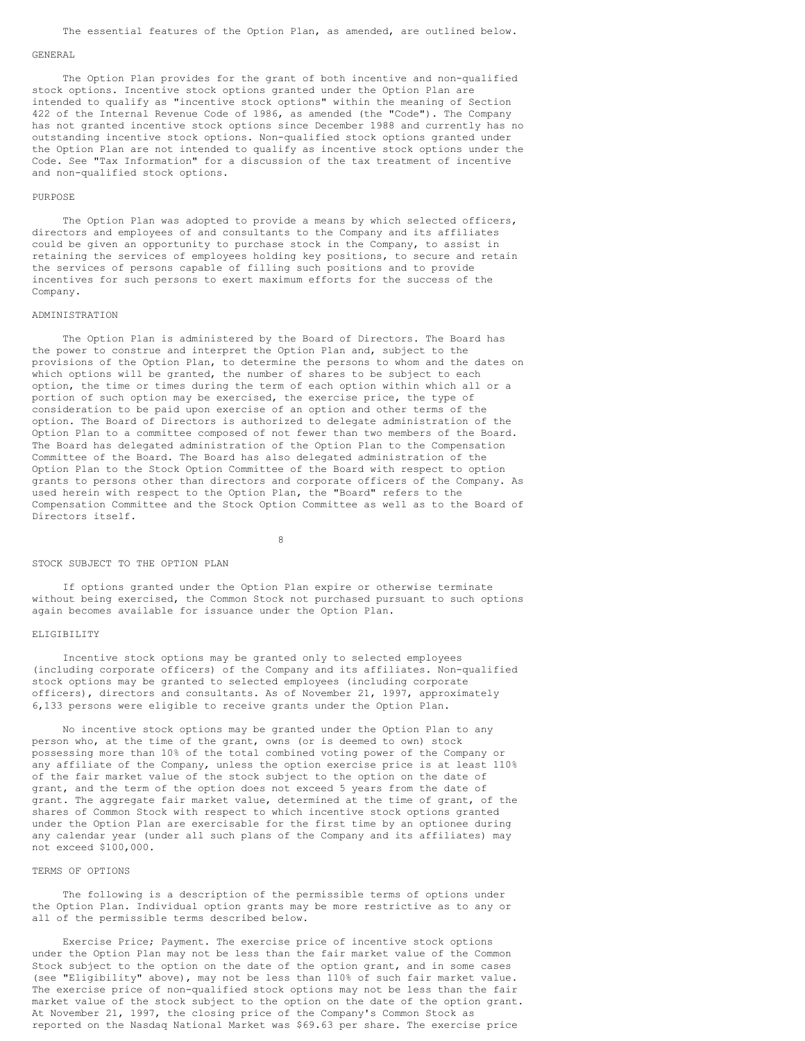The essential features of the Option Plan, as amended, are outlined below.

## GENERAL

The Option Plan provides for the grant of both incentive and non-qualified stock options. Incentive stock options granted under the Option Plan are intended to qualify as "incentive stock options" within the meaning of Section 422 of the Internal Revenue Code of 1986, as amended (the "Code"). The Company has not granted incentive stock options since December 1988 and currently has no outstanding incentive stock options. Non-qualified stock options granted under the Option Plan are not intended to qualify as incentive stock options under the Code. See "Tax Information" for a discussion of the tax treatment of incentive and non-qualified stock options.

## PURPOSE

The Option Plan was adopted to provide a means by which selected officers, directors and employees of and consultants to the Company and its affiliates could be given an opportunity to purchase stock in the Company, to assist in retaining the services of employees holding key positions, to secure and retain the services of persons capable of filling such positions and to provide incentives for such persons to exert maximum efforts for the success of the Company.

## ADMINISTRATION

The Option Plan is administered by the Board of Directors. The Board has the power to construe and interpret the Option Plan and, subject to the provisions of the Option Plan, to determine the persons to whom and the dates on which options will be granted, the number of shares to be subject to each option, the time or times during the term of each option within which all or a portion of such option may be exercised, the exercise price, the type of consideration to be paid upon exercise of an option and other terms of the option. The Board of Directors is authorized to delegate administration of the Option Plan to a committee composed of not fewer than two members of the Board. The Board has delegated administration of the Option Plan to the Compensation Committee of the Board. The Board has also delegated administration of the Option Plan to the Stock Option Committee of the Board with respect to option grants to persons other than directors and corporate officers of the Company. As used herein with respect to the Option Plan, the "Board" refers to the Compensation Committee and the Stock Option Committee as well as to the Board of Directors itself.

## STOCK SUBJECT TO THE OPTION PLAN

If options granted under the Option Plan expire or otherwise terminate without being exercised, the Common Stock not purchased pursuant to such options again becomes available for issuance under the Option Plan.

## ELIGIBILITY

Incentive stock options may be granted only to selected employees (including corporate officers) of the Company and its affiliates. Non-qualified stock options may be granted to selected employees (including corporate officers), directors and consultants. As of November 21, 1997, approximately 6,133 persons were eligible to receive grants under the Option Plan.

No incentive stock options may be granted under the Option Plan to any person who, at the time of the grant, owns (or is deemed to own) stock possessing more than 10% of the total combined voting power of the Company or any affiliate of the Company, unless the option exercise price is at least 110% of the fair market value of the stock subject to the option on the date of grant, and the term of the option does not exceed 5 years from the date of grant. The aggregate fair market value, determined at the time of grant, of the shares of Common Stock with respect to which incentive stock options granted under the Option Plan are exercisable for the first time by an optionee during any calendar year (under all such plans of the Company and its affiliates) may not exceed $100,000.

## TERMS OF OPTIONS

The following is a description of the permissible terms of options under the Option Plan. Individual option grants may be more restrictive as to any or all of the permissible terms described below.

Exercise Price; Payment. The exercise price of incentive stock options under the Option Plan may not be less than the fair market value of the Common Stock subject to the option on the date of the option grant, and in some cases (see "Eligibility" above), may not be less than 110% of such fair market value. The exercise price of non-qualified stock options may not be less than the fair market value of the stock subject to the option on the date of the option grant. At November 21, 1997, the closing price of the Company's Common Stock as reported on the Nasdaq National Market was $69.63 per share. The exercise price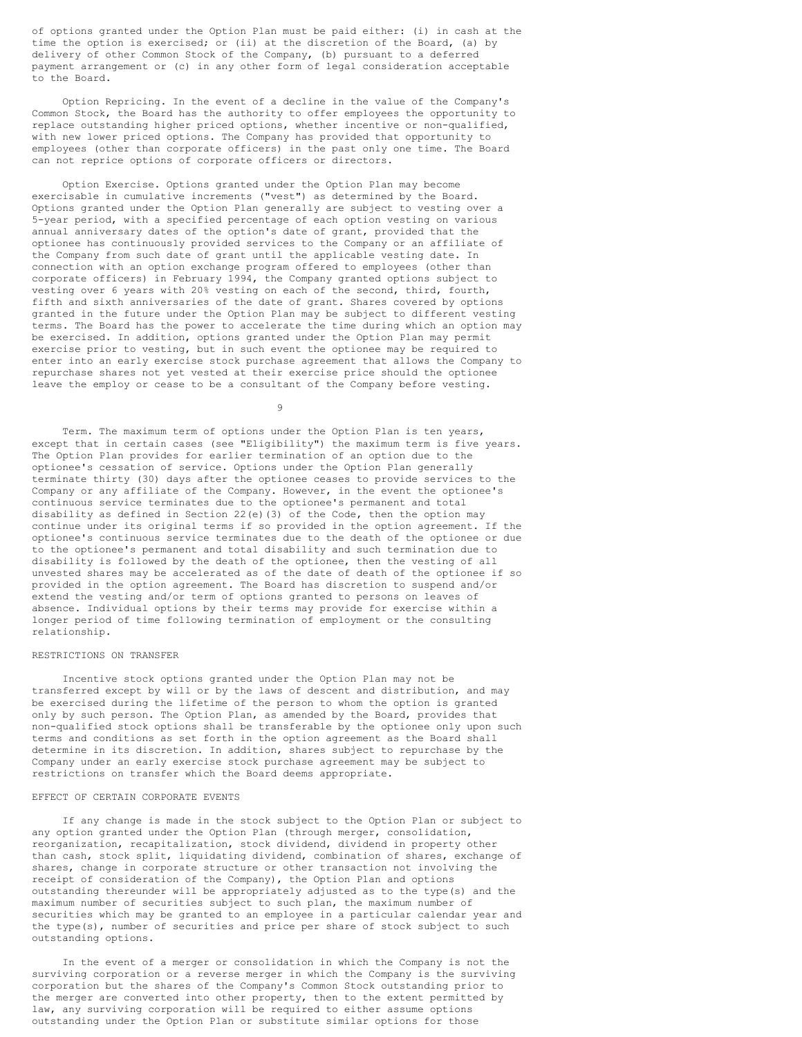of options granted under the Option Plan must be paid either: (i) in cash at the time the option is exercised; or (ii) at the discretion of the Board, (a) by delivery of other Common Stock of the Company, (b) pursuant to a deferred payment arrangement or (c) in any other form of legal consideration acceptable to the Board.

Option Repricing. In the event of a decline in the value of the Company's Common Stock, the Board has the authority to offer employees the opportunity to replace outstanding higher priced options, whether incentive or non-qualified, with new lower priced options. The Company has provided that opportunity to employees (other than corporate officers) in the past only one time. The Board can not reprice options of corporate officers or directors.

Option Exercise. Options granted under the Option Plan may become exercisable in cumulative increments ("vest") as determined by the Board. Options granted under the Option Plan generally are subject to vesting over a 5-year period, with a specified percentage of each option vesting on various annual anniversary dates of the option's date of grant, provided that the optionee has continuously provided services to the Company or an affiliate of the Company from such date of grant until the applicable vesting date. In connection with an option exchange program offered to employees (other than corporate officers) in February 1994, the Company granted options subject to vesting over 6 years with 20% vesting on each of the second, third, fourth, fifth and sixth anniversaries of the date of grant. Shares covered by options granted in the future under the Option Plan may be subject to different vesting terms. The Board has the power to accelerate the time during which an option may be exercised. In addition, options granted under the Option Plan may permit exercise prior to vesting, but in such event the optionee may be required to enter into an early exercise stock purchase agreement that allows the Company to repurchase shares not yet vested at their exercise price should the optionee leave the employ or cease to be a consultant of the Company before vesting.

Term. The maximum term of options under the Option Plan is ten years, except that in certain cases (see "Eligibility") the maximum term is five years. The Option Plan provides for earlier termination of an option due to the optionee's cessation of service. Options under the Option Plan generally terminate thirty (30) days after the optionee ceases to provide services to the Company or any affiliate of the Company. However, in the event the optionee's continuous service terminates due to the optionee's permanent and total disability as defined in Section 22(e)(3) of the Code, then the option may continue under its original terms if so provided in the option agreement. If the optionee's continuous service terminates due to the death of the optionee or due to the optionee's permanent and total disability and such termination due to disability is followed by the death of the optionee, then the vesting of all unvested shares may be accelerated as of the date of death of the optionee if so provided in the option agreement. The Board has discretion to suspend and/or extend the vesting and/or term of options granted to persons on leaves of absence. Individual options by their terms may provide for exercise within a longer period of time following termination of employment or the consulting relationship.

RESTRICTIONS ON TRANSFER

Incentive stock options granted under the Option Plan may not be transferred except by will or by the laws of descent and distribution, and may be exercised during the lifetime of the person to whom the option is granted only by such person. The Option Plan, as amended by the Board, provides that non-qualified stock options shall be transferable by the optionee only upon such terms and conditions as set forth in the option agreement as the Board shall determine in its discretion. In addition, shares subject to repurchase by the Company under an early exercise stock purchase agreement may be subject to restrictions on transfer which the Board deems appropriate.

EFFECT OF CERTAIN CORPORATE EVENTS

If any change is made in the stock subject to the Option Plan or subject to any option granted under the Option Plan (through merger, consolidation, reorganization, recapitalization, stock dividend, dividend in property other than cash, stock split, liquidating dividend, combination of shares, exchange of shares, change in corporate structure or other transaction not involving the receipt of consideration of the Company), the Option Plan and options outstanding thereunder will be appropriately adjusted as to the type(s) and the maximum number of securities subject to such plan, the maximum number of securities which may be granted to an employee in a particular calendar year and the type(s), number of securities and price per share of stock subject to such outstanding options.

In the event of a merger or consolidation in which the Company is not the surviving corporation or a reverse merger in which the Company is the surviving corporation but the shares of the Company's Common Stock outstanding prior to the merger are converted into other property, then to the extent permitted by law, any surviving corporation will be required to either assume options outstanding under the Option Plan or substitute similar options for those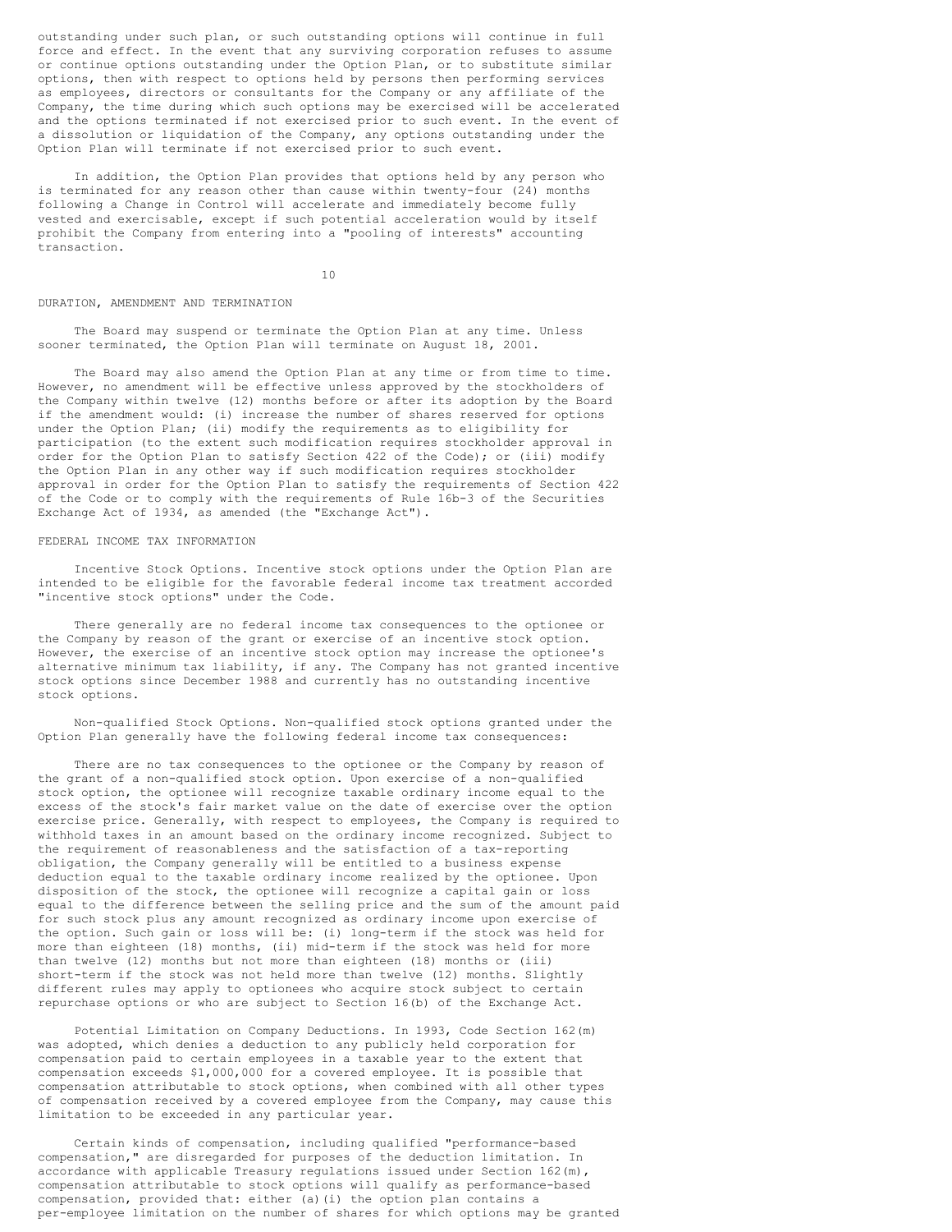outstanding under such plan, or such outstanding options will continue in full force and effect. In the event that any surviving corporation refuses to assume or continue options outstanding under the Option Plan, or to substitute similar options, then with respect to options held by persons then performing services as employees, directors or consultants for the Company or any affiliate of the Company, the time during which such options may be exercised will be accelerated and the options terminated if not exercised prior to such event. In the event of a dissolution or liquidation of the Company, any options outstanding under the Option Plan will terminate if not exercised prior to such event.

In addition, the Option Plan provides that options held by any person who is terminated for any reason other than cause within twenty-four (24) months following a Change in Control will accelerate and immediately become fully vested and exercisable, except if such potential acceleration would by itself prohibit the Company from entering into a "pooling of interests" accounting transaction.

## DURATION, AMENDMENT AND TERMINATION

The Board may suspend or terminate the Option Plan at any time. Unless sooner terminated, the Option Plan will terminate on August 18, 2001.

The Board may also amend the Option Plan at any time or from time to time. However, no amendment will be effective unless approved by the stockholders of the Company within twelve (12) months before or after its adoption by the Board if the amendment would: (i) increase the number of shares reserved for options under the Option Plan; (ii) modify the requirements as to eligibility for participation (to the extent such modification requires stockholder approval in order for the Option Plan to satisfy Section 422 of the Code); or (iii) modify the Option Plan in any other way if such modification requires stockholder approval in order for the Option Plan to satisfy the requirements of Section 422 of the Code or to comply with the requirements of Rule 16b-3 of the Securities Exchange Act of 1934, as amended (the "Exchange Act").

## FEDERAL INCOME TAX INFORMATION

Incentive Stock Options. Incentive stock options under the Option Plan are intended to be eligible for the favorable federal income tax treatment accorded "incentive stock options" under the Code.

There generally are no federal income tax consequences to the optionee or the Company by reason of the grant or exercise of an incentive stock option. However, the exercise of an incentive stock option may increase the optionee's alternative minimum tax liability, if any. The Company has not granted incentive stock options since December 1988 and currently has no outstanding incentive stock options.

Non-qualified Stock Options. Non-qualified stock options granted under the Option Plan generally have the following federal income tax consequences:

There are no tax consequences to the optionee or the Company by reason of the grant of a non-qualified stock option. Upon exercise of a non-qualified stock option, the optionee will recognize taxable ordinary income equal to the excess of the stock's fair market value on the date of exercise over the option exercise price. Generally, with respect to employees, the Company is required to withhold taxes in an amount based on the ordinary income recognized. Subject to the requirement of reasonableness and the satisfaction of a tax-reporting obligation, the Company generally will be entitled to a business expense deduction equal to the taxable ordinary income realized by the optionee. Upon disposition of the stock, the optionee will recognize a capital gain or loss equal to the difference between the selling price and the sum of the amount paid for such stock plus any amount recognized as ordinary income upon exercise of the option. Such gain or loss will be: (i) long-term if the stock was held for more than eighteen (18) months, (ii) mid-term if the stock was held for more than twelve (12) months but not more than eighteen (18) months or (iii) short-term if the stock was not held more than twelve (12) months. Slightly different rules may apply to optionees who acquire stock subject to certain repurchase options or who are subject to Section 16(b) of the Exchange Act.

Potential Limitation on Company Deductions. In 1993, Code Section 162(m) was adopted, which denies a deduction to any publicly held corporation for compensation paid to certain employees in a taxable year to the extent that compensation exceeds $1,000,000 for a covered employee. It is possible that compensation attributable to stock options, when combined with all other types of compensation received by a covered employee from the Company, may cause this limitation to be exceeded in any particular year.

Certain kinds of compensation, including qualified "performance-based compensation," are disregarded for purposes of the deduction limitation. In accordance with applicable Treasury regulations issued under Section 162(m), compensation attributable to stock options will qualify as performance-based compensation, provided that: either (a)(i) the option plan contains a per-employee limitation on the number of shares for which options may be granted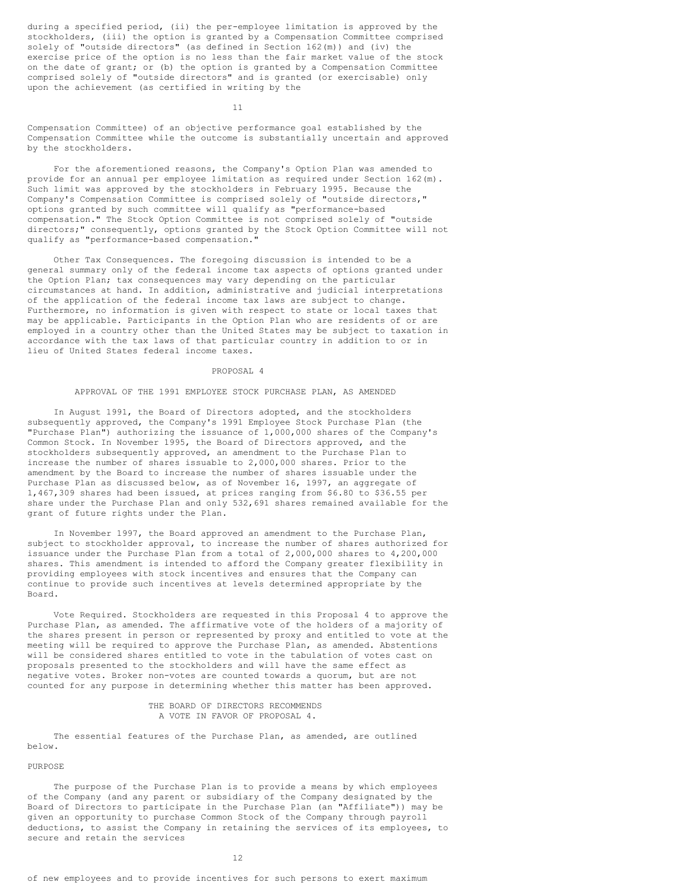during a specified period, (ii) the per-employee limitation is approved by the stockholders, (iii) the option is granted by a Compensation Committee comprised solely of "outside directors" (as defined in Section 162(m)) and (iv) the exercise price of the option is no less than the fair market value of the stock on the date of grant; or (b) the option is granted by a Compensation Committee comprised solely of "outside directors" and is granted (or exercisable) only upon the achievement (as certified in writing by the Compensation Committee) of an objective performance goal established by the Compensation Committee while the outcome is substantially uncertain and approved by the stockholders.

For the aforementioned reasons, the Company's Option Plan was amended to provide for an annual per employee limitation as required under Section 162(m). Such limit was approved by the stockholders in February 1995. Because the Company's Compensation Committee is comprised solely of "outside directors," options granted by such committee will qualify as "performance-based compensation." The Stock Option Committee is not comprised solely of "outside directors;" consequently, options granted by the Stock Option Committee will not qualify as "performance-based compensation."

Other Tax Consequences. The foregoing discussion is intended to be a general summary only of the federal income tax aspects of options granted under the Option Plan; tax consequences may vary depending on the particular circumstances at hand. In addition, administrative and judicial interpretations of the application of the federal income tax laws are subject to change. Furthermore, no information is given with respect to state or local taxes that may be applicable. Participants in the Option Plan who are residents of or are employed in a country other than the United States may be subject to taxation in accordance with the tax laws of that particular country in addition to or in lieu of United States federal income taxes.

## PROPOSAL 4

### APPROVAL OF THE 1991 EMPLOYEE STOCK PURCHASE PLAN, AS AMENDED

In August 1991, the Board of Directors adopted, and the stockholders subsequently approved, the Company's 1991 Employee Stock Purchase Plan (the "Purchase Plan") authorizing the issuance of 1,000,000 shares of the Company's Common Stock. In November 1995, the Board of Directors approved, and the stockholders subsequently approved, an amendment to the Purchase Plan to increase the number of shares issuable to 2,000,000 shares. Prior to the amendment by the Board to increase the number of shares issuable under the Purchase Plan as discussed below, as of November 16, 1997, an aggregate of 1,467,309 shares had been issued, at prices ranging from $6.80 to $36.55 per share under the Purchase Plan and only 532,691 shares remained available for the grant of future rights under the Plan.

In November 1997, the Board approved an amendment to the Purchase Plan, subject to stockholder approval, to increase the number of shares authorized for issuance under the Purchase Plan from a total of 2,000,000 shares to 4,200,000 shares. This amendment is intended to afford the Company greater flexibility in providing employees with stock incentives and ensures that the Company can continue to provide such incentives at levels determined appropriate by the Board.

Vote Required. Stockholders are requested in this Proposal 4 to approve the Purchase Plan, as amended. The affirmative vote of the holders of a majority of the shares present in person or represented by proxy and entitled to vote at the meeting will be required to approve the Purchase Plan, as amended. Abstentions will be considered shares entitled to vote in the tabulation of votes cast on proposals presented to the stockholders and will have the same effect as negative votes. Broker non-votes are counted towards a quorum, but are not counted for any purpose in determining whether this matter has been approved.

THE BOARD OF DIRECTORS RECOMMENDS A VOTE IN FAVOR OF PROPOSAL 4.

The essential features of the Purchase Plan, as amended, are outlined below.

### PURPOSE

The purpose of the Purchase Plan is to provide a means by which employees of the Company (and any parent or subsidiary of the Company designated by the Board of Directors to participate in the Purchase Plan (an "Affiliate")) may be given an opportunity to purchase Common Stock of the Company through payroll deductions, to assist the Company in retaining the services of its employees, to secure and retain the services of new employees and to provide incentives for such persons to exert maximum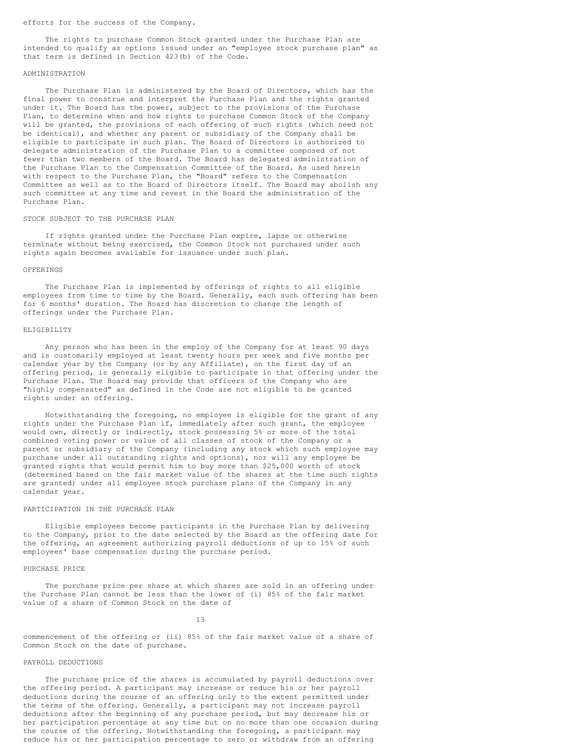efforts for the success of the Company.

The rights to purchase Common Stock granted under the Purchase Plan are intended to qualify as options issued under an "employee stock purchase plan" as that term is defined in Section 423(b) of the Code.

## ADMINISTRATION

The Purchase Plan is administered by the Board of Directors, which has the final power to construe and interpret the Purchase Plan and the rights granted under it. The Board has the power, subject to the provisions of the Purchase Plan, to determine when and how rights to purchase Common Stock of the Company will be granted, the provisions of each offering of such rights (which need not be identical), and whether any parent or subsidiary of the Company shall be eligible to participate in such plan. The Board of Directors is authorized to delegate administration of the Purchase Plan to a committee composed of not fewer than two members of the Board. The Board has delegated administration of the Purchase Plan to the Compensation Committee of the Board. As used herein with respect to the Purchase Plan, the "Board" refers to the Compensation Committee as well as to the Board of Directors itself. The Board may abolish any such committee at any time and revest in the Board the administration of the Purchase Plan.

## STOCK SUBJECT TO THE PURCHASE PLAN

If rights granted under the Purchase Plan expire, lapse or otherwise terminate without being exercised, the Common Stock not purchased under such rights again becomes available for issuance under such plan.

## OFFERINGS

The Purchase Plan is implemented by offerings of rights to all eligible employees from time to time by the Board. Generally, each such offering has been for 6 months' duration. The Board has discretion to change the length of offerings under the Purchase Plan.

## ELIGIBILITY

Any person who has been in the employ of the Company for at least 90 days and is customarily employed at least twenty hours per week and five months per calendar year by the Company (or by any Affiliate), on the first day of an offering period, is generally eligible to participate in that offering under the Purchase Plan. The Board may provide that officers of the Company who are "highly compensated" as defined in the Code are not eligible to be granted rights under an offering.

Notwithstanding the foregoing, no employee is eligible for the grant of any rights under the Purchase Plan if, immediately after such grant, the employee would own, directly or indirectly, stock possessing 5% or more of the total combined voting power or value of all classes of stock of the Company or a parent or subsidiary of the Company (including any stock which such employee may purchase under all outstanding rights and options), nor will any employee be granted rights that would permit him to buy more than $25,000 worth of stock (determined based on the fair market value of the shares at the time such rights are granted) under all employee stock purchase plans of the Company in any calendar year.

## PARTICIPATION IN THE PURCHASE PLAN

Eligible employees become participants in the Purchase Plan by delivering to the Company, prior to the date selected by the Board as the offering date for the offering, an agreement authorizing payroll deductions of up to 15% of such employees' base compensation during the purchase period.

## PURCHASE PRICE

The purchase price per share at which shares are sold in an offering under the Purchase Plan cannot be less than the lower of (i) 85% of the fair market value of a share of Common Stock on the date of commencement of the offering or (ii) 85% of the fair market value of a share of Common Stock on the date of purchase.

## PAYROLL DEDUCTIONS

The purchase price of the shares is accumulated by payroll deductions over the offering period. A participant may increase or reduce his or her payroll deductions during the course of an offering only to the extent permitted under the terms of the offering. Generally, a participant may not increase payroll deductions after the beginning of any purchase period, but may decrease his or her participation percentage at any time but on no more than one occasion during the course of the offering. Notwithstanding the foregoing, a participant may reduce his or her participation percentage to zero or withdraw from an offering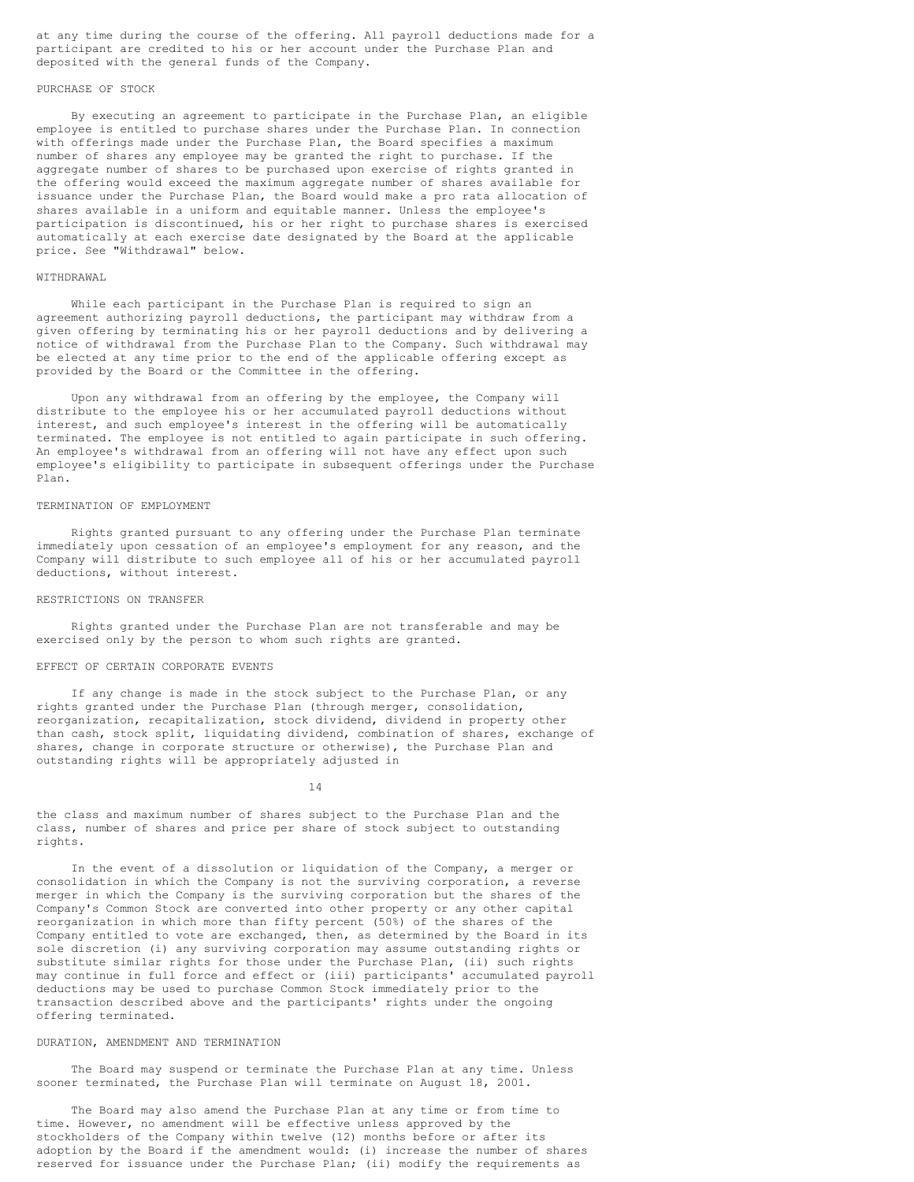at any time during the course of the offering. All payroll deductions made for a participant are credited to his or her account under the Purchase Plan and deposited with the general funds of the Company.

### PURCHASE OF STOCK

By executing an agreement to participate in the Purchase Plan, an eligible employee is entitled to purchase shares under the Purchase Plan. In connection with offerings made under the Purchase Plan, the Board specifies a maximum number of shares any employee may be granted the right to purchase. If the aggregate number of shares to be purchased upon exercise of rights granted in the offering would exceed the maximum aggregate number of shares available for issuance under the Purchase Plan, the Board would make a pro rata allocation of shares available in a uniform and equitable manner. Unless the employee's participation is discontinued, his or her right to purchase shares is exercised automatically at each exercise date designated by the Board at the applicable price. See "Withdrawal" below.

### WITHDRAWAL

While each participant in the Purchase Plan is required to sign an agreement authorizing payroll deductions, the participant may withdraw from a given offering by terminating his or her payroll deductions and by delivering a notice of withdrawal from the Purchase Plan to the Company. Such withdrawal may be elected at any time prior to the end of the applicable offering except as provided by the Board or the Committee in the offering.

Upon any withdrawal from an offering by the employee, the Company will distribute to the employee his or her accumulated payroll deductions without interest, and such employee's interest in the offering will be automatically terminated. The employee is not entitled to again participate in such offering. An employee's withdrawal from an offering will not have any effect upon such employee's eligibility to participate in subsequent offerings under the Purchase Plan.

### TERMINATION OF EMPLOYMENT

Rights granted pursuant to any offering under the Purchase Plan terminate immediately upon cessation of an employee's employment for any reason, and the Company will distribute to such employee all of his or her accumulated payroll deductions, without interest.

### RESTRICTIONS ON TRANSFER

Rights granted under the Purchase Plan are not transferable and may be exercised only by the person to whom such rights are granted.

### EFFECT OF CERTAIN CORPORATE EVENTS

If any change is made in the stock subject to the Purchase Plan, or any rights granted under the Purchase Plan (through merger, consolidation, reorganization, recapitalization, stock dividend, dividend in property other than cash, stock split, liquidating dividend, combination of shares, exchange of shares, change in corporate structure or otherwise), the Purchase Plan and outstanding rights will be appropriately adjusted in the class and maximum number of shares subject to the Purchase Plan and the class, number of shares and price per share of stock subject to outstanding rights.

In the event of a dissolution or liquidation of the Company, a merger or consolidation in which the Company is not the surviving corporation, a reverse merger in which the Company is the surviving corporation but the shares of the Company's Common Stock are converted into other property or any other capital reorganization in which more than fifty percent (50%) of the shares of the Company entitled to vote are exchanged, then, as determined by the Board in its sole discretion (i) any surviving corporation may assume outstanding rights or substitute similar rights for those under the Purchase Plan, (ii) such rights may continue in full force and effect or (iii) participants' accumulated payroll deductions may be used to purchase Common Stock immediately prior to the transaction described above and the participants' rights under the ongoing offering terminated.

### DURATION, AMENDMENT AND TERMINATION

The Board may suspend or terminate the Purchase Plan at any time. Unless sooner terminated, the Purchase Plan will terminate on August 18, 2001.

The Board may also amend the Purchase Plan at any time or from time to time. However, no amendment will be effective unless approved by the stockholders of the Company within twelve (12) months before or after its adoption by the Board if the amendment would: (i) increase the number of shares reserved for issuance under the Purchase Plan; (ii) modify the requirements as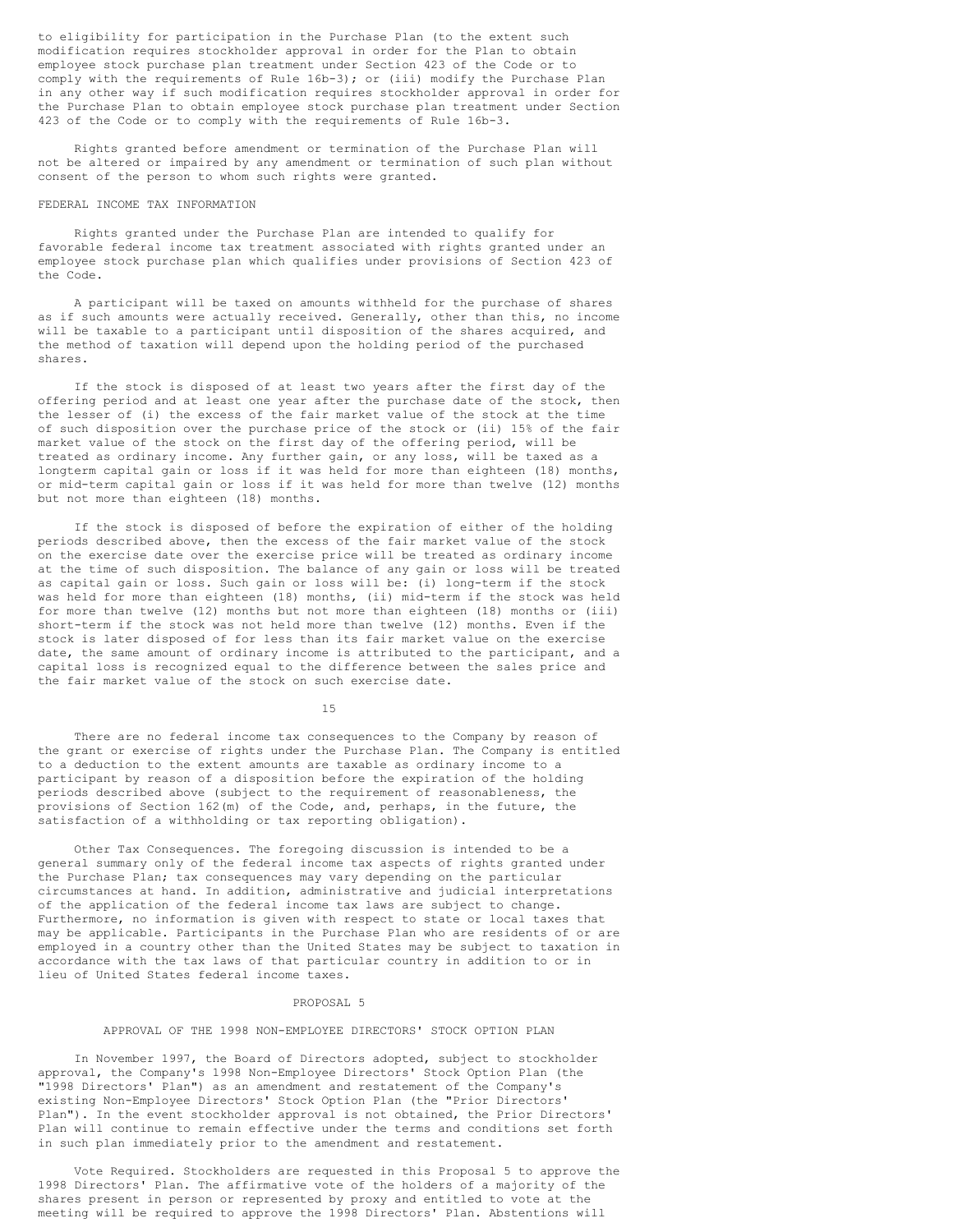to eligibility for participation in the Purchase Plan (to the extent such modification requires stockholder approval in order for the Plan to obtain employee stock purchase plan treatment under Section 423 of the Code or to comply with the requirements of Rule 16b-3); or (iii) modify the Purchase Plan in any other way if such modification requires stockholder approval in order for the Purchase Plan to obtain employee stock purchase plan treatment under Section 423 of the Code or to comply with the requirements of Rule 16b-3.

Rights granted before amendment or termination of the Purchase Plan will not be altered or impaired by any amendment or termination of such plan without consent of the person to whom such rights were granted.

FEDERAL INCOME TAX INFORMATION

Rights granted under the Purchase Plan are intended to qualify for favorable federal income tax treatment associated with rights granted under an employee stock purchase plan which qualifies under provisions of Section 423 of the Code.

A participant will be taxed on amounts withheld for the purchase of shares as if such amounts were actually received. Generally, other than this, no income will be taxable to a participant until disposition of the shares acquired, and the method of taxation will depend upon the holding period of the purchased shares.

If the stock is disposed of at least two years after the first day of the offering period and at least one year after the purchase date of the stock, then the lesser of (i) the excess of the fair market value of the stock at the time of such disposition over the purchase price of the stock or (ii) 15% of the fair market value of the stock on the first day of the offering period, will be treated as ordinary income. Any further gain, or any loss, will be taxed as a longterm capital gain or loss if it was held for more than eighteen (18) months, or mid-term capital gain or loss if it was held for more than twelve (12) months but not more than eighteen (18) months.

If the stock is disposed of before the expiration of either of the holding periods described above, then the excess of the fair market value of the stock on the exercise date over the exercise price will be treated as ordinary income at the time of such disposition. The balance of any gain or loss will be treated as capital gain or loss. Such gain or loss will be: (i) long-term if the stock was held for more than eighteen (18) months, (ii) mid-term if the stock was held for more than twelve (12) months but not more than eighteen (18) months or (iii) short-term if the stock was not held more than twelve (12) months. Even if the stock is later disposed of for less than its fair market value on the exercise date, the same amount of ordinary income is attributed to the participant, and a capital loss is recognized equal to the difference between the sales price and the fair market value of the stock on such exercise date.

There are no federal income tax consequences to the Company by reason of the grant or exercise of rights under the Purchase Plan. The Company is entitled to a deduction to the extent amounts are taxable as ordinary income to a participant by reason of a disposition before the expiration of the holding periods described above (subject to the requirement of reasonableness, the provisions of Section 162(m) of the Code, and, perhaps, in the future, the satisfaction of a withholding or tax reporting obligation).

Other Tax Consequences. The foregoing discussion is intended to be a general summary only of the federal income tax aspects of rights granted under the Purchase Plan; tax consequences may vary depending on the particular circumstances at hand. In addition, administrative and judicial interpretations of the application of the federal income tax laws are subject to change. Furthermore, no information is given with respect to state or local taxes that may be applicable. Participants in the Purchase Plan who are residents of or are employed in a country other than the United States may be subject to taxation in accordance with the tax laws of that particular country in addition to or in lieu of United States federal income taxes.

## PROPOSAL 5

## APPROVAL OF THE 1998 NON-EMPLOYEE DIRECTORS' STOCK OPTION PLAN

In November 1997, the Board of Directors adopted, subject to stockholder approval, the Company's 1998 Non-Employee Directors' Stock Option Plan (the "1998 Directors' Plan") as an amendment and restatement of the Company's existing Non-Employee Directors' Stock Option Plan (the "Prior Directors' Plan"). In the event stockholder approval is not obtained, the Prior Directors' Plan will continue to remain effective under the terms and conditions set forth in such plan immediately prior to the amendment and restatement.

Vote Required. Stockholders are requested in this Proposal 5 to approve the 1998 Directors' Plan. The affirmative vote of the holders of a majority of the shares present in person or represented by proxy and entitled to vote at the meeting will be required to approve the 1998 Directors' Plan. Abstentions will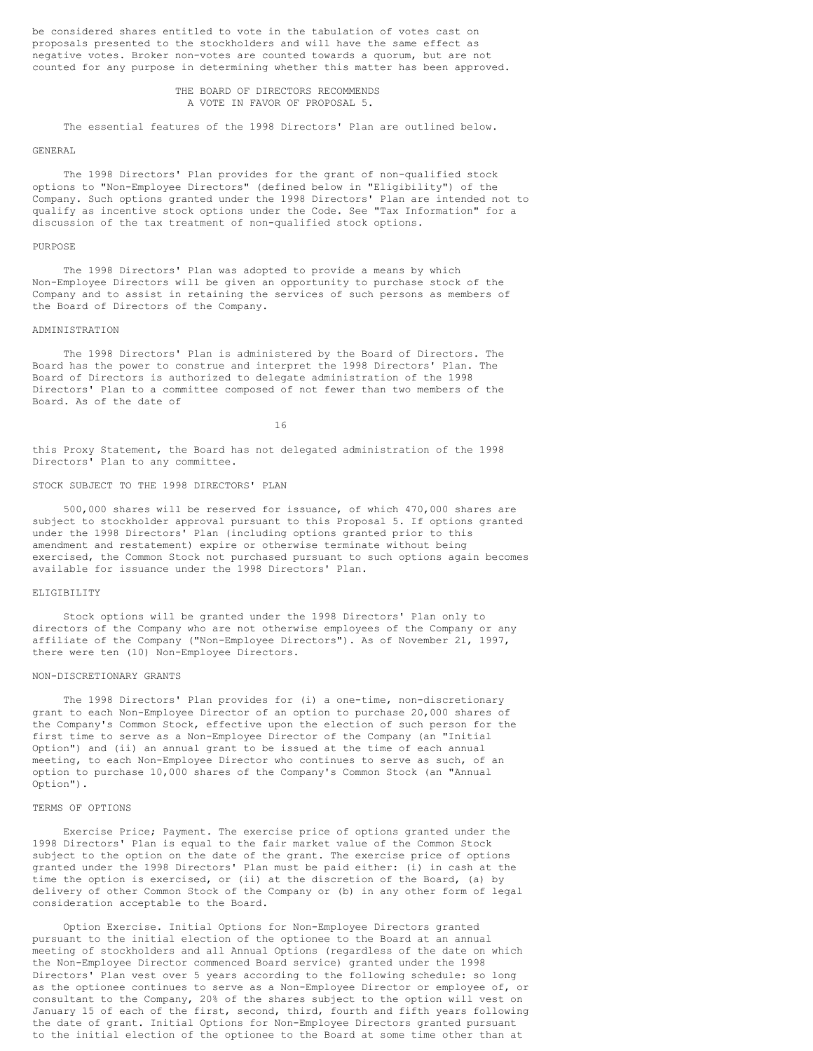be considered shares entitled to vote in the tabulation of votes cast on proposals presented to the stockholders and will have the same effect as negative votes. Broker non-votes are counted towards a quorum, but are not counted for any purpose in determining whether this matter has been approved.

THE BOARD OF DIRECTORS RECOMMENDS A VOTE IN FAVOR OF PROPOSAL 5.

The essential features of the 1998 Directors' Plan are outlined below.

## GENERAL

The 1998 Directors' Plan provides for the grant of non-qualified stock options to "Non-Employee Directors" (defined below in "Eligibility") of the Company. Such options granted under the 1998 Directors' Plan are intended not to qualify as incentive stock options under the Code. See "Tax Information" for a discussion of the tax treatment of non-qualified stock options.

## PURPOSE

The 1998 Directors' Plan was adopted to provide a means by which Non-Employee Directors will be given an opportunity to purchase stock of the Company and to assist in retaining the services of such persons as members of the Board of Directors of the Company.

## ADMINISTRATION

The 1998 Directors' Plan is administered by the Board of Directors. The Board has the power to construe and interpret the 1998 Directors' Plan. The Board of Directors is authorized to delegate administration of the 1998 Directors' Plan to a committee composed of not fewer than two members of the Board. As of the date of this Proxy Statement, the Board has not delegated administration of the 1998 Directors' Plan to any committee.

## STOCK SUBJECT TO THE 1998 DIRECTORS' PLAN

500,000 shares will be reserved for issuance, of which 470,000 shares are subject to stockholder approval pursuant to this Proposal 5. If options granted under the 1998 Directors' Plan (including options granted prior to this amendment and restatement) expire or otherwise terminate without being exercised, the Common Stock not purchased pursuant to such options again becomes available for issuance under the 1998 Directors' Plan.

## ELIGIBILITY

Stock options will be granted under the 1998 Directors' Plan only to directors of the Company who are not otherwise employees of the Company or any affiliate of the Company ("Non-Employee Directors"). As of November 21, 1997, there were ten (10) Non-Employee Directors.

## NON-DISCRETIONARY GRANTS

The 1998 Directors' Plan provides for (i) a one-time, non-discretionary grant to each Non-Employee Director of an option to purchase 20,000 shares of the Company's Common Stock, effective upon the election of such person for the first time to serve as a Non-Employee Director of the Company (an "Initial Option") and (ii) an annual grant to be issued at the time of each annual meeting, to each Non-Employee Director who continues to serve as such, of an option to purchase 10,000 shares of the Company's Common Stock (an "Annual Option").

## TERMS OF OPTIONS

Exercise Price; Payment. The exercise price of options granted under the 1998 Directors' Plan is equal to the fair market value of the Common Stock subject to the option on the date of the grant. The exercise price of options granted under the 1998 Directors' Plan must be paid either: (i) in cash at the time the option is exercised, or (ii) at the discretion of the Board, (a) by delivery of other Common Stock of the Company or (b) in any other form of legal consideration acceptable to the Board.

Option Exercise. Initial Options for Non-Employee Directors granted pursuant to the initial election of the optionee to the Board at an annual meeting of stockholders and all Annual Options (regardless of the date on which the Non-Employee Director commenced Board service) granted under the 1998 Directors' Plan vest over 5 years according to the following schedule: so long as the optionee continues to serve as a Non-Employee Director or employee of, or consultant to the Company, 20% of the shares subject to the option will vest on January 15 of each of the first, second, third, fourth and fifth years following the date of grant. Initial Options for Non-Employee Directors granted pursuant to the initial election of the optionee to the Board at some time other than at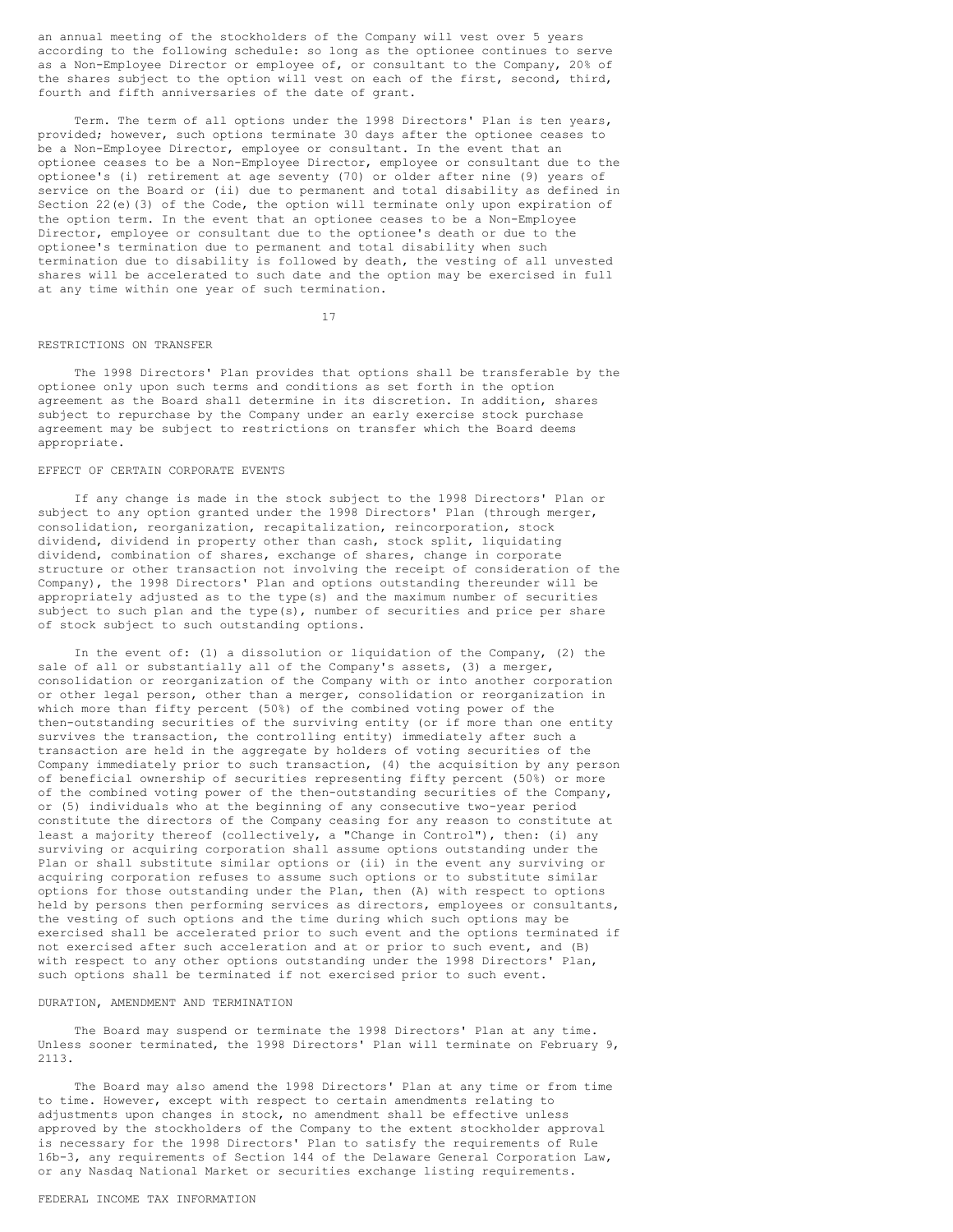an annual meeting of the stockholders of the Company will vest over 5 years according to the following schedule: so long as the optionee continues to serve as a Non-Employee Director or employee of, or consultant to the Company, 20% of the shares subject to the option will vest on each of the first, second, third, fourth and fifth anniversaries of the date of grant.

Term. The term of all options under the 1998 Directors' Plan is ten years, provided; however, such options terminate 30 days after the optionee ceases to be a Non-Employee Director, employee or consultant. In the event that an optionee ceases to be a Non-Employee Director, employee or consultant due to the optionee's (i) retirement at age seventy (70) or older after nine (9) years of service on the Board or (ii) due to permanent and total disability as defined in Section 22(e)(3) of the Code, the option will terminate only upon expiration of the option term. In the event that an optionee ceases to be a Non-Employee Director, employee or consultant due to the optionee's death or due to the optionee's termination due to permanent and total disability when such termination due to disability is followed by death, the vesting of all unvested shares will be accelerated to such date and the option may be exercised in full at any time within one year of such termination.

## RESTRICTIONS ON TRANSFER

The 1998 Directors' Plan provides that options shall be transferable by the optionee only upon such terms and conditions as set forth in the option agreement as the Board shall determine in its discretion. In addition, shares subject to repurchase by the Company under an early exercise stock purchase agreement may be subject to restrictions on transfer which the Board deems appropriate.

## EFFECT OF CERTAIN CORPORATE EVENTS

If any change is made in the stock subject to the 1998 Directors' Plan or subject to any option granted under the 1998 Directors' Plan (through merger, consolidation, reorganization, recapitalization, reincorporation, stock dividend, dividend in property other than cash, stock split, liquidating dividend, combination of shares, exchange of shares, change in corporate structure or other transaction not involving the receipt of consideration of the Company), the 1998 Directors' Plan and options outstanding thereunder will be appropriately adjusted as to the type(s) and the maximum number of securities subject to such plan and the type(s), number of securities and price per share of stock subject to such outstanding options.

In the event of: (1) a dissolution or liquidation of the Company, (2) the sale of all or substantially all of the Company's assets, (3) a merger, consolidation or reorganization of the Company with or into another corporation or other legal person, other than a merger, consolidation or reorganization in which more than fifty percent (50%) of the combined voting power of the then-outstanding securities of the surviving entity (or if more than one entity survives the transaction, the controlling entity) immediately after such a transaction are held in the aggregate by holders of voting securities of the Company immediately prior to such transaction, (4) the acquisition by any person of beneficial ownership of securities representing fifty percent (50%) or more of the combined voting power of the then-outstanding securities of the Company, or (5) individuals who at the beginning of any consecutive two-year period constitute the directors of the Company ceasing for any reason to constitute at least a majority thereof (collectively, a "Change in Control"), then: (i) any surviving or acquiring corporation shall assume options outstanding under the Plan or shall substitute similar options or (ii) in the event any surviving or acquiring corporation refuses to assume such options or to substitute similar options for those outstanding under the Plan, then (A) with respect to options held by persons then performing services as directors, employees or consultants, the vesting of such options and the time during which such options may be exercised shall be accelerated prior to such event and the options terminated if not exercised after such acceleration and at or prior to such event, and (B) with respect to any other options outstanding under the 1998 Directors' Plan, such options shall be terminated if not exercised prior to such event.

## DURATION, AMENDMENT AND TERMINATION

The Board may suspend or terminate the 1998 Directors' Plan at any time. Unless sooner terminated, the 1998 Directors' Plan will terminate on February 9, 2113.

The Board may also amend the 1998 Directors' Plan at any time or from time to time. However, except with respect to certain amendments relating to adjustments upon changes in stock, no amendment shall be effective unless approved by the stockholders of the Company to the extent stockholder approval is necessary for the 1998 Directors' Plan to satisfy the requirements of Rule 16b-3, any requirements of Section 144 of the Delaware General Corporation Law, or any Nasdaq National Market or securities exchange listing requirements.

## FEDERAL INCOME TAX INFORMATION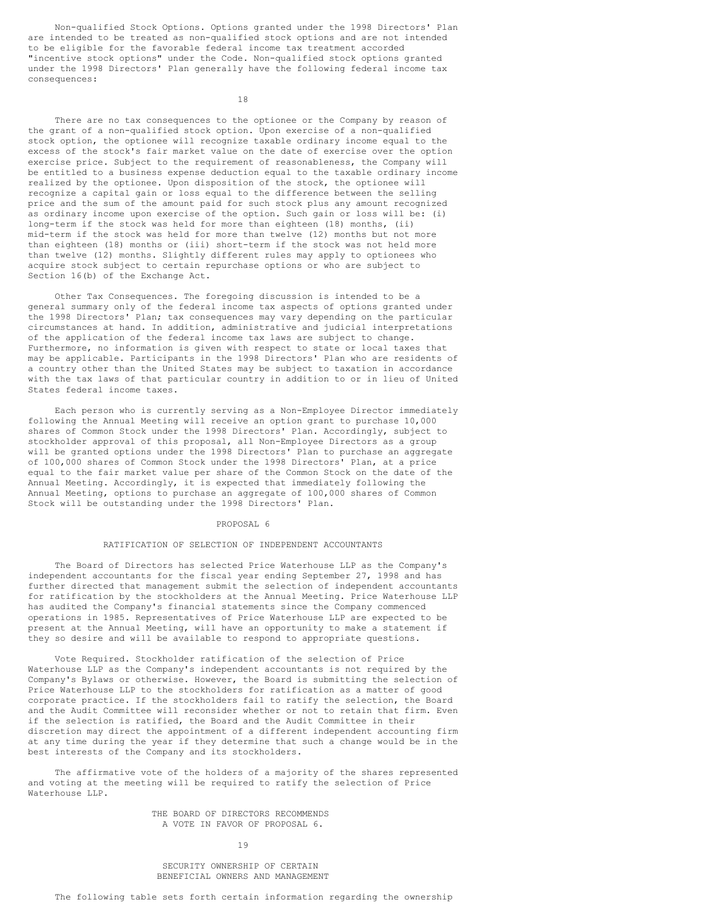Non-qualified Stock Options. Options granted under the 1998 Directors' Plan are intended to be treated as non-qualified stock options and are not intended to be eligible for the favorable federal income tax treatment accorded "incentive stock options" under the Code. Non-qualified stock options granted under the 1998 Directors' Plan generally have the following federal income tax consequences:

There are no tax consequences to the optionee or the Company by reason of the grant of a non-qualified stock option. Upon exercise of a non-qualified stock option, the optionee will recognize taxable ordinary income equal to the excess of the stock's fair market value on the date of exercise over the option exercise price. Subject to the requirement of reasonableness, the Company will be entitled to a business expense deduction equal to the taxable ordinary income realized by the optionee. Upon disposition of the stock, the optionee will recognize a capital gain or loss equal to the difference between the selling price and the sum of the amount paid for such stock plus any amount recognized as ordinary income upon exercise of the option. Such gain or loss will be: (i) long-term if the stock was held for more than eighteen (18) months, (ii) mid-term if the stock was held for more than twelve (12) months but not more than eighteen (18) months or (iii) short-term if the stock was not held more than twelve (12) months. Slightly different rules may apply to optionees who acquire stock subject to certain repurchase options or who are subject to Section 16(b) of the Exchange Act.

Other Tax Consequences. The foregoing discussion is intended to be a general summary only of the federal income tax aspects of options granted under the 1998 Directors' Plan; tax consequences may vary depending on the particular circumstances at hand. In addition, administrative and judicial interpretations of the application of the federal income tax laws are subject to change. Furthermore, no information is given with respect to state or local taxes that may be applicable. Participants in the 1998 Directors' Plan who are residents of a country other than the United States may be subject to taxation in accordance with the tax laws of that particular country in addition to or in lieu of United States federal income taxes.

Each person who is currently serving as a Non-Employee Director immediately following the Annual Meeting will receive an option grant to purchase 10,000 shares of Common Stock under the 1998 Directors' Plan. Accordingly, subject to stockholder approval of this proposal, all Non-Employee Directors as a group will be granted options under the 1998 Directors' Plan to purchase an aggregate of 100,000 shares of Common Stock under the 1998 Directors' Plan, at a price equal to the fair market value per share of the Common Stock on the date of the Annual Meeting. Accordingly, it is expected that immediately following the Annual Meeting, options to purchase an aggregate of 100,000 shares of Common Stock will be outstanding under the 1998 Directors' Plan.

## PROPOSAL 6

## RATIFICATION OF SELECTION OF INDEPENDENT ACCOUNTANTS

The Board of Directors has selected Price Waterhouse LLP as the Company's independent accountants for the fiscal year ending September 27, 1998 and has further directed that management submit the selection of independent accountants for ratification by the stockholders at the Annual Meeting. Price Waterhouse LLP has audited the Company's financial statements since the Company commenced operations in 1985. Representatives of Price Waterhouse LLP are expected to be present at the Annual Meeting, will have an opportunity to make a statement if they so desire and will be available to respond to appropriate questions.

Vote Required. Stockholder ratification of the selection of Price Waterhouse LLP as the Company's independent accountants is not required by the Company's Bylaws or otherwise. However, the Board is submitting the selection of Price Waterhouse LLP to the stockholders for ratification as a matter of good corporate practice. If the stockholders fail to ratify the selection, the Board and the Audit Committee will reconsider whether or not to retain that firm. Even if the selection is ratified, the Board and the Audit Committee in their discretion may direct the appointment of a different independent accounting firm at any time during the year if they determine that such a change would be in the best interests of the Company and its stockholders.

The affirmative vote of the holders of a majority of the shares represented and voting at the meeting will be required to ratify the selection of Price Waterhouse LLP.

THE BOARD OF DIRECTORS RECOMMENDS A VOTE IN FAVOR OF PROPOSAL 6.

## SECURITY OWNERSHIP OF CERTAIN BENEFICIAL OWNERS AND MANAGEMENT

The following table sets forth certain information regarding the ownership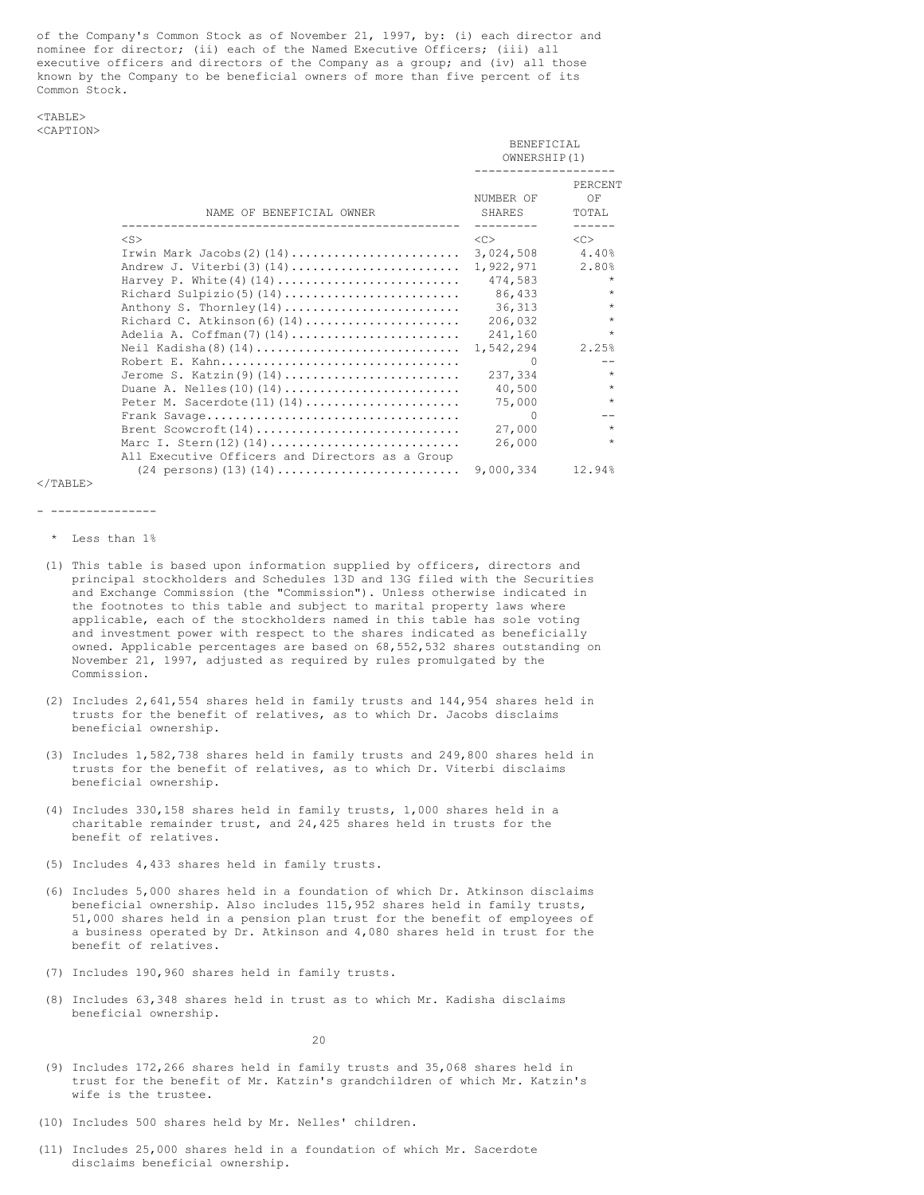of the Company's Common Stock as of November 21, 1997, by: (i) each director and nominee for director; (ii) each of the Named Executive Officers; (iii) all executive officers and directors of the Company as a group; and (iv) all those known by the Company to be beneficial owners of more than five percent of its Common Stock.

| NAME OF BENEFICIAL OWNER | BENEFICIAL OWNERSHIP(1) | |
|---|---|---|
| | NUMBER OF SHARES | PERCENT OF TOTAL |
| Irwin Mark Jacobs(2)(14) | 3,024,508 | 4.40% |
| Andrew J. Viterbi(3)(14) | 1,922,971 | 2.80% |
| Harvey P. White(4)(14) | 474,583 | * |
| Richard Sulpizio(5)(14) | 86,433 | * |
| Anthony S. Thornley(14) | 36,313 | * |
| Richard C. Atkinson(6)(14) | 206,032 | * |
| Adelia A. Coffman(7)(14) | 241,160 | * |
| Neil Kadisha(8)(14) | 1,542,294 | 2.25% |
| Robert E. Kahn | 0 | -- |
| Jerome S. Katzin(9)(14) | 237,334 | * |
| Duane A. Nelles(10)(14) | 40,500 | * |
| Peter M. Sacerdote(11)(14) | 75,000 | * |
| Frank Savage | 0 | -- |
| Brent Scowcroft(14) | 27,000 | * |
| Marc I. Stern(12)(14) | 26,000 | * |
| All Executive Officers and Directors as a Group (24 persons)(13)(14) | 9,000,334 | 12.94% |

---------------

\* Less than 1%

(1) This table is based upon information supplied by officers, directors and principal stockholders and Schedules 13D and 13G filed with the Securities and Exchange Commission (the "Commission"). Unless otherwise indicated in the footnotes to this table and subject to marital property laws where applicable, each of the stockholders named in this table has sole voting and investment power with respect to the shares indicated as beneficially owned. Applicable percentages are based on 68,552,532 shares outstanding on November 21, 1997, adjusted as required by rules promulgated by the Commission.

(2) Includes 2,641,554 shares held in family trusts and 144,954 shares held in trusts for the benefit of relatives, as to which Dr. Jacobs disclaims beneficial ownership.

(3) Includes 1,582,738 shares held in family trusts and 249,800 shares held in trusts for the benefit of relatives, as to which Dr. Viterbi disclaims beneficial ownership.

(4) Includes 330,158 shares held in family trusts, 1,000 shares held in a charitable remainder trust, and 24,425 shares held in trusts for the benefit of relatives.

(5) Includes 4,433 shares held in family trusts.

(6) Includes 5,000 shares held in a foundation of which Dr. Atkinson disclaims beneficial ownership. Also includes 115,952 shares held in family trusts, 51,000 shares held in a pension plan trust for the benefit of employees of a business operated by Dr. Atkinson and 4,080 shares held in trust for the benefit of relatives.

(7) Includes 190,960 shares held in family trusts.

(8) Includes 63,348 shares held in trust as to which Mr. Kadisha disclaims beneficial ownership.

(9) Includes 172,266 shares held in family trusts and 35,068 shares held in trust for the benefit of Mr. Katzin's grandchildren of which Mr. Katzin's wife is the trustee.

(10) Includes 500 shares held by Mr. Nelles' children.

(11) Includes 25,000 shares held in a foundation of which Mr. Sacerdote disclaims beneficial ownership.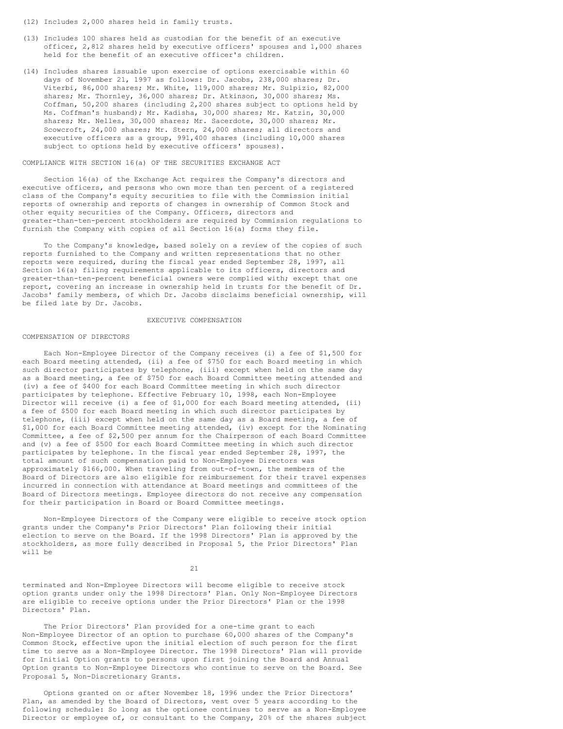(12) Includes 2,000 shares held in family trusts.

(13) Includes 100 shares held as custodian for the benefit of an executive officer, 2,812 shares held by executive officers' spouses and 1,000 shares held for the benefit of an executive officer's children.

(14) Includes shares issuable upon exercise of options exercisable within 60 days of November 21, 1997 as follows: Dr. Jacobs, 238,000 shares; Dr. Viterbi, 86,000 shares; Mr. White, 119,000 shares; Mr. Sulpizio, 82,000 shares; Mr. Thornley, 36,000 shares; Dr. Atkinson, 30,000 shares; Ms. Coffman, 50,200 shares (including 2,200 shares subject to options held by Ms. Coffman's husband); Mr. Kadisha, 30,000 shares; Mr. Katzin, 30,000 shares; Mr. Nelles, 30,000 shares; Mr. Sacerdote, 30,000 shares; Mr. Scowcroft, 24,000 shares; Mr. Stern, 24,000 shares; all directors and executive officers as a group, 991,400 shares (including 10,000 shares subject to options held by executive officers' spouses).

## COMPLIANCE WITH SECTION 16(a) OF THE SECURITIES EXCHANGE ACT

Section 16(a) of the Exchange Act requires the Company's directors and executive officers, and persons who own more than ten percent of a registered class of the Company's equity securities to file with the Commission initial reports of ownership and reports of changes in ownership of Common Stock and other equity securities of the Company. Officers, directors and greater-than-ten-percent stockholders are required by Commission regulations to furnish the Company with copies of all Section 16(a) forms they file.

To the Company's knowledge, based solely on a review of the copies of such reports furnished to the Company and written representations that no other reports were required, during the fiscal year ended September 28, 1997, all Section 16(a) filing requirements applicable to its officers, directors and greater-than-ten-percent beneficial owners were complied with; except that one report, covering an increase in ownership held in trusts for the benefit of Dr. Jacobs' family members, of which Dr. Jacobs disclaims beneficial ownership, will be filed late by Dr. Jacobs.

# EXECUTIVE COMPENSATION

## COMPENSATION OF DIRECTORS

Each Non-Employee Director of the Company receives (i) a fee of $1,500 for each Board meeting attended, (ii) a fee of $750 for each Board meeting in which such director participates by telephone, (iii) except when held on the same day as a Board meeting, a fee of $750 for each Board Committee meeting attended and (iv) a fee of $400 for each Board Committee meeting in which such director participates by telephone. Effective February 10, 1998, each Non-Employee Director will receive (i) a fee of $1,000 for each Board meeting attended, (ii) a fee of $500 for each Board meeting in which such director participates by telephone, (iii) except when held on the same day as a Board meeting, a fee of $1,000 for each Board Committee meeting attended, (iv) except for the Nominating Committee, a fee of $2,500 per annum for the Chairperson of each Board Committee and (v) a fee of $500 for each Board Committee meeting in which such director participates by telephone. In the fiscal year ended September 28, 1997, the total amount of such compensation paid to Non-Employee Directors was approximately $166,000. When traveling from out-of-town, the members of the Board of Directors are also eligible for reimbursement for their travel expenses incurred in connection with attendance at Board meetings and committees of the Board of Directors meetings. Employee directors do not receive any compensation for their participation in Board or Board Committee meetings.

Non-Employee Directors of the Company were eligible to receive stock option grants under the Company's Prior Directors' Plan following their initial election to serve on the Board. If the 1998 Directors' Plan is approved by the stockholders, as more fully described in Proposal 5, the Prior Directors' Plan will be terminated and Non-Employee Directors will become eligible to receive stock option grants under only the 1998 Directors' Plan. Only Non-Employee Directors are eligible to receive options under the Prior Directors' Plan or the 1998 Directors' Plan.

The Prior Directors' Plan provided for a one-time grant to each Non-Employee Director of an option to purchase 60,000 shares of the Company's Common Stock, effective upon the initial election of such person for the first time to serve as a Non-Employee Director. The 1998 Directors' Plan will provide for Initial Option grants to persons upon first joining the Board and Annual Option grants to Non-Employee Directors who continue to serve on the Board. See Proposal 5, Non-Discretionary Grants.

Options granted on or after November 18, 1996 under the Prior Directors' Plan, as amended by the Board of Directors, vest over 5 years according to the following schedule: So long as the optionee continues to serve as a Non-Employee Director or employee of, or consultant to the Company, 20% of the shares subject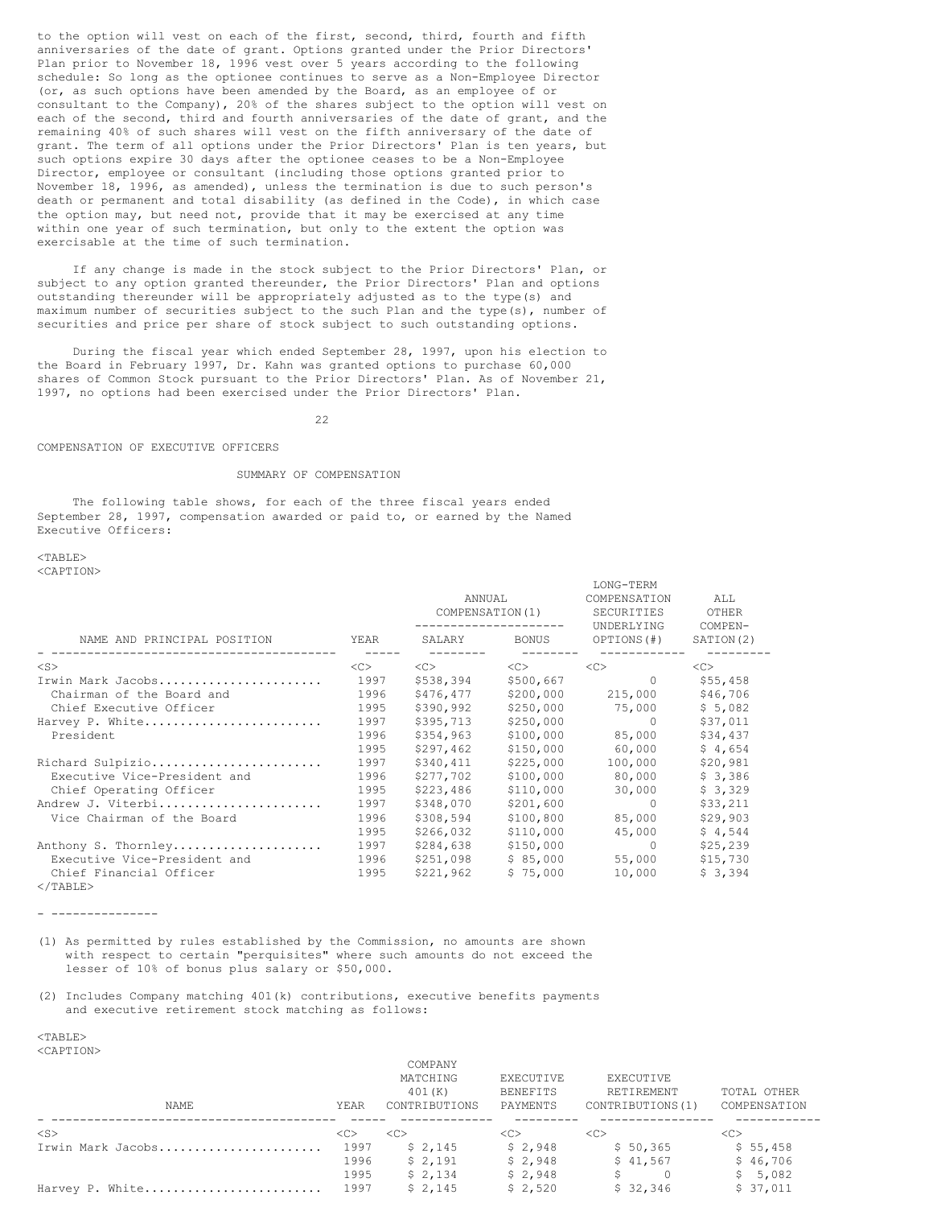to the option will vest on each of the first, second, third, fourth and fifth anniversaries of the date of grant. Options granted under the Prior Directors' Plan prior to November 18, 1996 vest over 5 years according to the following schedule: So long as the optionee continues to serve as a Non-Employee Director (or, as such options have been amended by the Board, as an employee of or consultant to the Company), 20% of the shares subject to the option will vest on each of the second, third and fourth anniversaries of the date of grant, and the remaining 40% of such shares will vest on the fifth anniversary of the date of grant. The term of all options under the Prior Directors' Plan is ten years, but such options expire 30 days after the optionee ceases to be a Non-Employee Director, employee or consultant (including those options granted prior to November 18, 1996, as amended), unless the termination is due to such person's death or permanent and total disability (as defined in the Code), in which case the option may, but need not, provide that it may be exercised at any time within one year of such termination, but only to the extent the option was exercisable at the time of such termination.

If any change is made in the stock subject to the Prior Directors' Plan, or subject to any option granted thereunder, the Prior Directors' Plan and options outstanding thereunder will be appropriately adjusted as to the type(s) and maximum number of securities subject to the such Plan and the type(s), number of securities and price per share of stock subject to such outstanding options.

During the fiscal year which ended September 28, 1997, upon his election to the Board in February 1997, Dr. Kahn was granted options to purchase 60,000 shares of Common Stock pursuant to the Prior Directors' Plan. As of November 21, 1997, no options had been exercised under the Prior Directors' Plan.

## COMPENSATION OF EXECUTIVE OFFICERS

### SUMMARY OF COMPENSATION

The following table shows, for each of the three fiscal years ended September 28, 1997, compensation awarded or paid to, or earned by the Named Executive Officers:

| NAME AND PRINCIPAL POSITION | YEAR | ANNUAL COMPENSATION(1) SALARY | ANNUAL COMPENSATION(1) BONUS | LONG-TERM COMPENSATION SECURITIES UNDERLYING OPTIONS(#) | ALL OTHER COMPENSATION(2) |
|---|---|---|---|---|---|
| Irwin Mark Jacobs | 1997 | $538,394 | $500,667 | 0 | $55,458 |
| Chairman of the Board and | 1996 | $476,477 | $200,000 | 215,000 | $46,706 |
| Chief Executive Officer | 1995 | $390,992 | $250,000 | 75,000 | $ 5,082 |
| Harvey P. White | 1997 | $395,713 | $250,000 | 0 | $37,011 |
| President | 1996 | $354,963 | $100,000 | 85,000 | $34,437 |
| | 1995 | $297,462 | $150,000 | 60,000 | $ 4,654 |
| Richard Sulpizio | 1997 | $340,411 | $225,000 | 100,000 | $20,981 |
| Executive Vice-President and | 1996 | $277,702 | $100,000 | 80,000 | $ 3,386 |
| Chief Operating Officer | 1995 | $223,486 | $110,000 | 30,000 | $ 3,329 |
| Andrew J. Viterbi | 1997 | $348,070 | $201,600 | 0 | $33,211 |
| Vice Chairman of the Board | 1996 | $308,594 | $100,800 | 85,000 | $29,903 |
| | 1995 | $266,032 | $110,000 | 45,000 | $ 4,544 |
| Anthony S. Thornley | 1997 | $284,638 | $150,000 | 0 | $25,239 |
| Executive Vice-President and | 1996 | $251,098 | $ 85,000 | 55,000 | $15,730 |
| Chief Financial Officer | 1995 | $221,962 | $ 75,000 | 10,000 | $ 3,394 |

---------------

(1) As permitted by rules established by the Commission, no amounts are shown with respect to certain "perquisites" where such amounts do not exceed the lesser of 10% of bonus plus salary or $50,000.

(2) Includes Company matching 401(k) contributions, executive benefits payments and executive retirement stock matching as follows:

| NAME | YEAR | COMPANY MATCHING 401(K) CONTRIBUTIONS | EXECUTIVE BENEFITS PAYMENTS | EXECUTIVE RETIREMENT CONTRIBUTIONS(1) | TOTAL OTHER COMPENSATION |
|---|---|---|---|---|---|
| Irwin Mark Jacobs | 1997 | $ 2,145 | $ 2,948 | $ 50,365 | $ 55,458 |
| | 1996 | $ 2,191 | $ 2,948 | $ 41,567 | $ 46,706 |
| | 1995 | $ 2,134 | $ 2,948 | $ 0 | $ 5,082 |
| Harvey P. White | 1997 | $ 2,145 | $ 2,520 | $ 32,346 | $ 37,011 |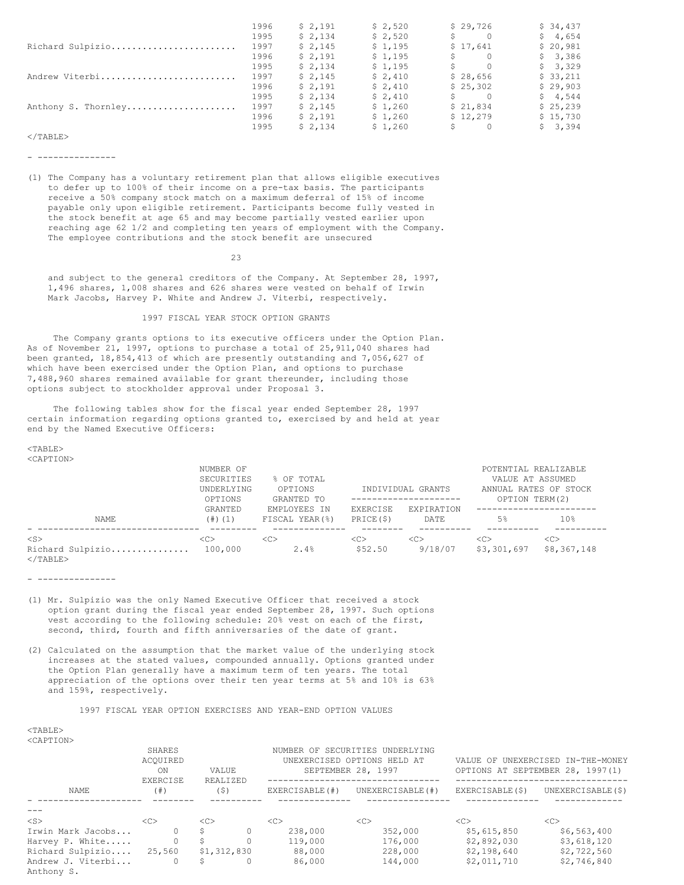| | | | | | |
|---|---|---|---|---|---|
| | 1996 | $ 2,191 | $ 2,520 | $ 29,726 | $ 34,437 |
| | 1995 | $ 2,134 | $ 2,520 | $ 0 | $ 4,654 |
| Richard Sulpizio | 1997 | $ 2,145 | $ 1,195 | $ 17,641 | $ 20,981 |
| | 1996 | $ 2,191 | $ 1,195 | $ 0 | $ 3,386 |
| | 1995 | $ 2,134 | $ 1,195 | $ 0 | $ 3,329 |
| Andrew Viterbi | 1997 | $ 2,145 | $ 2,410 | $ 28,656 | $ 33,211 |
| | 1996 | $ 2,191 | $ 2,410 | $ 25,302 | $ 29,903 |
| | 1995 | $ 2,134 | $ 2,410 | $ 0 | $ 4,544 |
| Anthony S. Thornley | 1997 | $ 2,145 | $ 1,260 | $ 21,834 | $ 25,239 |
| | 1996 | $ 2,191 | $ 1,260 | $ 12,279 | $ 15,730 |
| | 1995 | $ 2,134 | $ 1,260 | $ 0 | $ 3,394 |

---------------

(1) The Company has a voluntary retirement plan that allows eligible executives to defer up to 100% of their income on a pre-tax basis. The participants receive a 50% company stock match on a maximum deferral of 15% of income payable only upon eligible retirement. Participants become fully vested in the stock benefit at age 65 and may become partially vested earlier upon reaching age 62 1/2 and completing ten years of employment with the Company. The employee contributions and the stock benefit are unsecured and subject to the general creditors of the Company. At September 28, 1997, 1,496 shares, 1,008 shares and 626 shares were vested on behalf of Irwin Mark Jacobs, Harvey P. White and Andrew J. Viterbi, respectively.

## 1997 FISCAL YEAR STOCK OPTION GRANTS

The Company grants options to its executive officers under the Option Plan. As of November 21, 1997, options to purchase a total of 25,911,040 shares had been granted, 18,854,413 of which are presently outstanding and 7,056,627 of which have been exercised under the Option Plan, and options to purchase 7,488,960 shares remained available for grant thereunder, including those options subject to stockholder approval under Proposal 3.

The following tables show for the fiscal year ended September 28, 1997 certain information regarding options granted to, exercised by and held at year end by the Named Executive Officers:

| NAME | NUMBER OF SECURITIES UNDERLYING OPTIONS GRANTED (#)(1) | % OF TOTAL OPTIONS GRANTED TO EMPLOYEES IN FISCAL YEAR(%) | INDIVIDUAL GRANTS | | POTENTIAL REALIZABLE VALUE AT ASSUMED ANNUAL RATES OF STOCK OPTION TERM(2) | |
|---|---|---|---|---|---|---|
| | | | EXERCISE PRICE($) | EXPIRATION DATE | 5% | 10% |
| Richard Sulpizio | 100,000 | 2.4% | $52.50 | 9/18/07 | $3,301,697 | $8,367,148 |

---------------

(1) Mr. Sulpizio was the only Named Executive Officer that received a stock option grant during the fiscal year ended September 28, 1997. Such options vest according to the following schedule: 20% vest on each of the first, second, third, fourth and fifth anniversaries of the date of grant.

(2) Calculated on the assumption that the market value of the underlying stock increases at the stated values, compounded annually. Options granted under the Option Plan generally have a maximum term of ten years. The total appreciation of the options over their ten year terms at 5% and 10% is 63% and 159%, respectively.

## 1997 FISCAL YEAR OPTION EXERCISES AND YEAR-END OPTION VALUES

| NAME | SHARES ACQUIRED ON EXERCISE (#) | VALUE REALIZED ($) | NUMBER OF SECURITIES UNDERLYING UNEXERCISED OPTIONS HELD AT SEPTEMBER 28, 1997 | | VALUE OF UNEXERCISED IN-THE-MONEY OPTIONS AT SEPTEMBER 28, 1997(1) | |
|---|---|---|---|---|---|---|
| | | | EXERCISABLE(#) | UNEXERCISABLE(#) | EXERCISABLE($) | UNEXERCISABLE($) |
| Irwin Mark Jacobs | 0 | $ 0 | 238,000 | 352,000 | $5,615,850 | $6,563,400 |
| Harvey P. White | 0 | $ 0 | 119,000 | 176,000 | $2,892,030 | $3,618,120 |
| Richard Sulpizio | 25,560 | $1,312,830 | 88,000 | 228,000 | $2,198,640 | $2,722,560 |
| Andrew J. Viterbi | 0 | $ 0 | 86,000 | 144,000 | $2,011,710 | $2,746,840 |
| Anthony S. | | | | | | |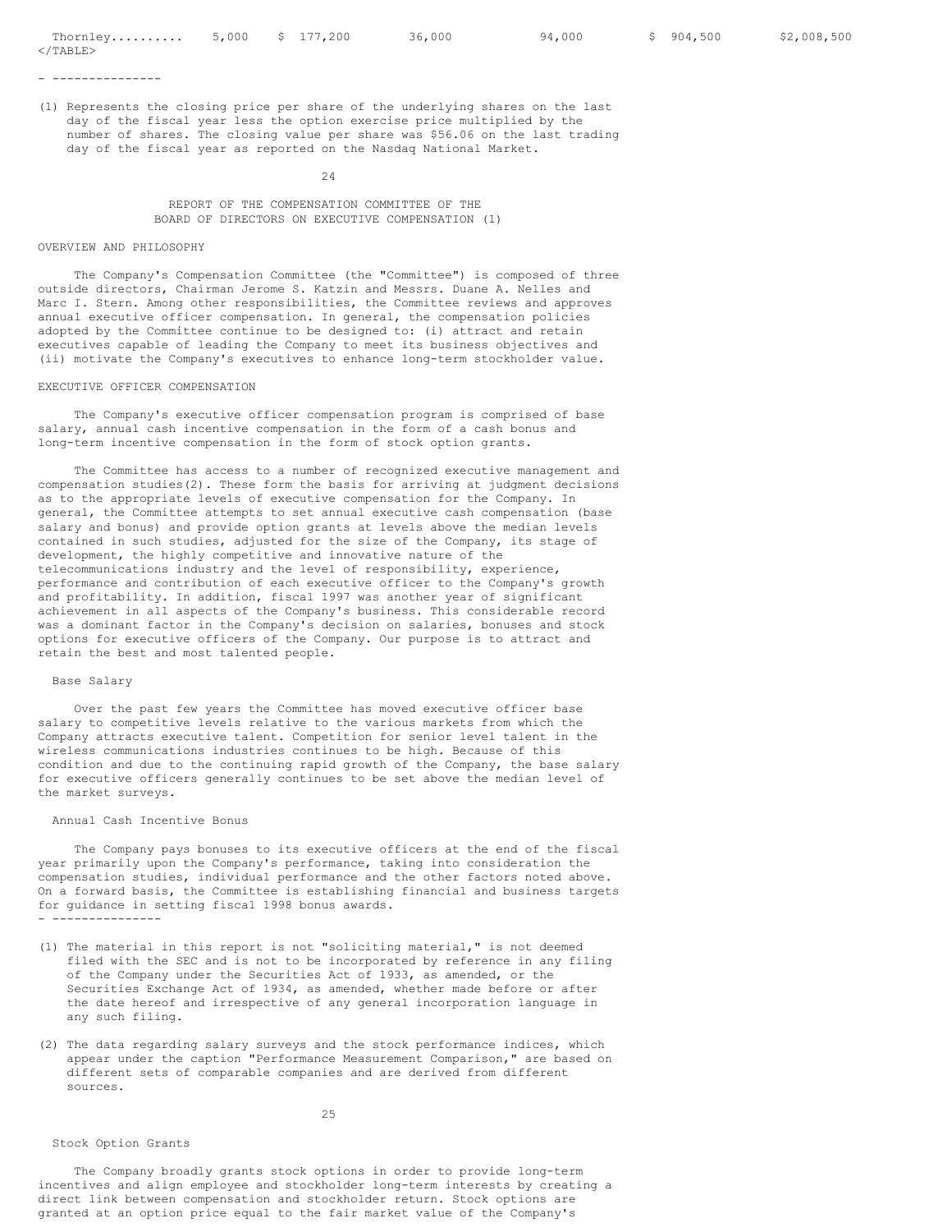| Thornley.......... | 5,000 | $ 177,200 | 36,000 | 94,000 | $ 904,500 | $2,008,500 |
|---|---|---|---|---|---|---|

- ---------------

(1) Represents the closing price per share of the underlying shares on the last day of the fiscal year less the option exercise price multiplied by the number of shares. The closing value per share was $56.06 on the last trading day of the fiscal year as reported on the Nasdaq National Market.

## REPORT OF THE COMPENSATION COMMITTEE OF THE BOARD OF DIRECTORS ON EXECUTIVE COMPENSATION (1)

### OVERVIEW AND PHILOSOPHY

The Company's Compensation Committee (the "Committee") is composed of three outside directors, Chairman Jerome S. Katzin and Messrs. Duane A. Nelles and Marc I. Stern. Among other responsibilities, the Committee reviews and approves annual executive officer compensation. In general, the compensation policies adopted by the Committee continue to be designed to: (i) attract and retain executives capable of leading the Company to meet its business objectives and (ii) motivate the Company's executives to enhance long-term stockholder value.

### EXECUTIVE OFFICER COMPENSATION

The Company's executive officer compensation program is comprised of base salary, annual cash incentive compensation in the form of a cash bonus and long-term incentive compensation in the form of stock option grants.

The Committee has access to a number of recognized executive management and compensation studies(2). These form the basis for arriving at judgment decisions as to the appropriate levels of executive compensation for the Company. In general, the Committee attempts to set annual executive cash compensation (base salary and bonus) and provide option grants at levels above the median levels contained in such studies, adjusted for the size of the Company, its stage of development, the highly competitive and innovative nature of the telecommunications industry and the level of responsibility, experience, performance and contribution of each executive officer to the Company's growth and profitability. In addition, fiscal 1997 was another year of significant achievement in all aspects of the Company's business. This considerable record was a dominant factor in the Company's decision on salaries, bonuses and stock options for executive officers of the Company. Our purpose is to attract and retain the best and most talented people.

#### Base Salary

Over the past few years the Committee has moved executive officer base salary to competitive levels relative to the various markets from which the Company attracts executive talent. Competition for senior level talent in the wireless communications industries continues to be high. Because of this condition and due to the continuing rapid growth of the Company, the base salary for executive officers generally continues to be set above the median level of the market surveys.

#### Annual Cash Incentive Bonus

The Company pays bonuses to its executive officers at the end of the fiscal year primarily upon the Company's performance, taking into consideration the compensation studies, individual performance and the other factors noted above. On a forward basis, the Committee is establishing financial and business targets for guidance in setting fiscal 1998 bonus awards.

- ---------------

(1) The material in this report is not "soliciting material," is not deemed filed with the SEC and is not to be incorporated by reference in any filing of the Company under the Securities Act of 1933, as amended, or the Securities Exchange Act of 1934, as amended, whether made before or after the date hereof and irrespective of any general incorporation language in any such filing.

(2) The data regarding salary surveys and the stock performance indices, which appear under the caption "Performance Measurement Comparison," are based on different sets of comparable companies and are derived from different sources.

#### Stock Option Grants

The Company broadly grants stock options in order to provide long-term incentives and align employee and stockholder long-term interests by creating a direct link between compensation and stockholder return. Stock options are granted at an option price equal to the fair market value of the Company's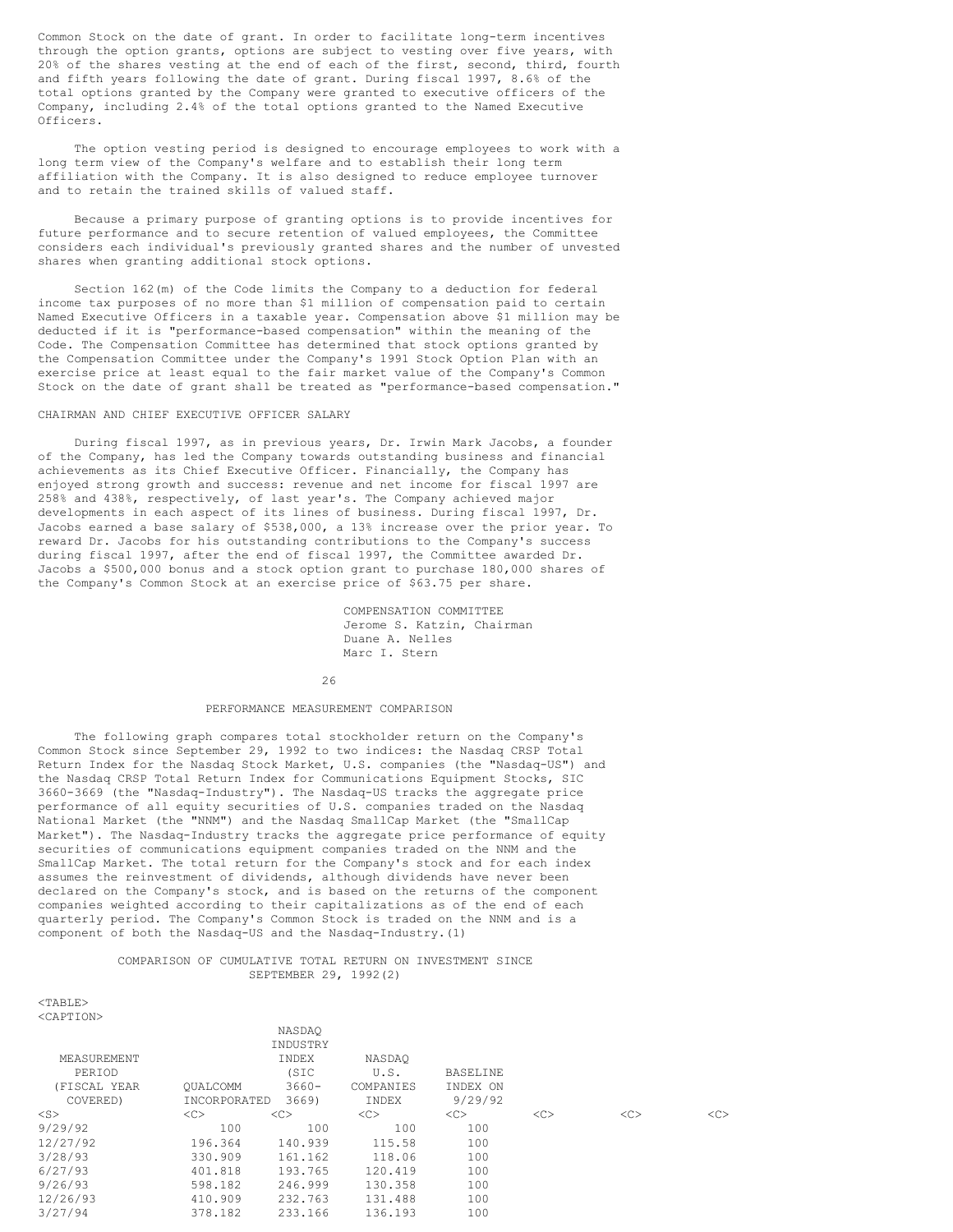Common Stock on the date of grant. In order to facilitate long-term incentives through the option grants, options are subject to vesting over five years, with 20% of the shares vesting at the end of each of the first, second, third, fourth and fifth years following the date of grant. During fiscal 1997, 8.6% of the total options granted by the Company were granted to executive officers of the Company, including 2.4% of the total options granted to the Named Executive Officers.

The option vesting period is designed to encourage employees to work with a long term view of the Company's welfare and to establish their long term affiliation with the Company. It is also designed to reduce employee turnover and to retain the trained skills of valued staff.

Because a primary purpose of granting options is to provide incentives for future performance and to secure retention of valued employees, the Committee considers each individual's previously granted shares and the number of unvested shares when granting additional stock options.

Section 162(m) of the Code limits the Company to a deduction for federal income tax purposes of no more than $1 million of compensation paid to certain Named Executive Officers in a taxable year. Compensation above $1 million may be deducted if it is "performance-based compensation" within the meaning of the Code. The Compensation Committee has determined that stock options granted by the Compensation Committee under the Company's 1991 Stock Option Plan with an exercise price at least equal to the fair market value of the Company's Common Stock on the date of grant shall be treated as "performance-based compensation."

CHAIRMAN AND CHIEF EXECUTIVE OFFICER SALARY

During fiscal 1997, as in previous years, Dr. Irwin Mark Jacobs, a founder of the Company, has led the Company towards outstanding business and financial achievements as its Chief Executive Officer. Financially, the Company has enjoyed strong growth and success: revenue and net income for fiscal 1997 are 258% and 438%, respectively, of last year's. The Company achieved major developments in each aspect of its lines of business. During fiscal 1997, Dr. Jacobs earned a base salary of $538,000, a 13% increase over the prior year. To reward Dr. Jacobs for his outstanding contributions to the Company's success during fiscal 1997, after the end of fiscal 1997, the Committee awarded Dr. Jacobs a $500,000 bonus and a stock option grant to purchase 180,000 shares of the Company's Common Stock at an exercise price of $63.75 per share.

COMPENSATION COMMITTEE
Jerome S. Katzin, Chairman
Duane A. Nelles
Marc I. Stern

PERFORMANCE MEASUREMENT COMPARISON

The following graph compares total stockholder return on the Company's Common Stock since September 29, 1992 to two indices: the Nasdaq CRSP Total Return Index for the Nasdaq Stock Market, U.S. companies (the "Nasdaq-US") and the Nasdaq CRSP Total Return Index for Communications Equipment Stocks, SIC 3660-3669 (the "Nasdaq-Industry"). The Nasdaq-US tracks the aggregate price performance of all equity securities of U.S. companies traded on the Nasdaq National Market (the "NNM") and the Nasdaq SmallCap Market (the "SmallCap Market"). The Nasdaq-Industry tracks the aggregate price performance of equity securities of communications equipment companies traded on the NNM and the SmallCap Market. The total return for the Company's stock and for each index assumes the reinvestment of dividends, although dividends have never been declared on the Company's stock, and is based on the returns of the component companies weighted according to their capitalizations as of the end of each quarterly period. The Company's Common Stock is traded on the NNM and is a component of both the Nasdaq-US and the Nasdaq-Industry.(1)

COMPARISON OF CUMULATIVE TOTAL RETURN ON INVESTMENT SINCE SEPTEMBER 29, 1992(2)

| MEASUREMENT PERIOD (FISCAL YEAR COVERED) | QUALCOMM INCORPORATED | NASDAQ INDUSTRY INDEX (SIC 3660-3669) | NASDAQ U.S. COMPANIES INDEX | BASELINE INDEX ON 9/29/92 |
|---|---|---|---|---|
| 9/29/92 | 100 | 100 | 100 | 100 |
| 12/27/92 | 196.364 | 140.939 | 115.58 | 100 |
| 3/28/93 | 330.909 | 161.162 | 118.06 | 100 |
| 6/27/93 | 401.818 | 193.765 | 120.419 | 100 |
| 9/26/93 | 598.182 | 246.999 | 130.358 | 100 |
| 12/26/93 | 410.909 | 232.763 | 131.488 | 100 |
| 3/27/94 | 378.182 | 233.166 | 136.193 | 100 |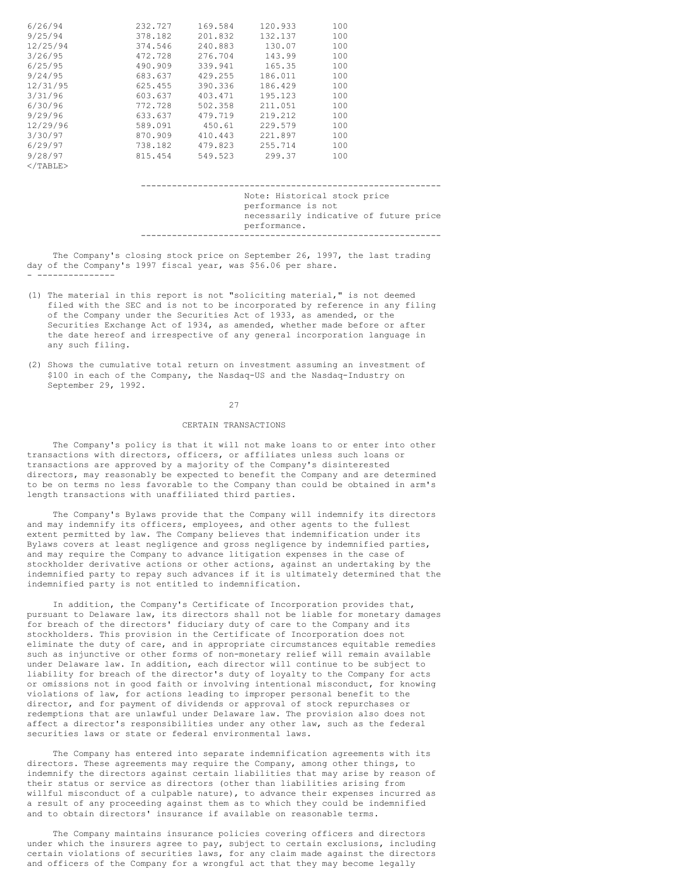| | | | | |
|---|---|---|---|---|
| 6/26/94 | 232.727 | 169.584 | 120.933 | 100 |
| 9/25/94 | 378.182 | 201.832 | 132.137 | 100 |
| 12/25/94 | 374.546 | 240.883 | 130.07 | 100 |
| 3/26/95 | 472.728 | 276.704 | 143.99 | 100 |
| 6/25/95 | 490.909 | 339.941 | 165.35 | 100 |
| 9/24/95 | 683.637 | 429.255 | 186.011 | 100 |
| 12/31/95 | 625.455 | 390.336 | 186.429 | 100 |
| 3/31/96 | 603.637 | 403.471 | 195.123 | 100 |
| 6/30/96 | 772.728 | 502.358 | 211.051 | 100 |
| 9/29/96 | 633.637 | 479.719 | 219.212 | 100 |
| 12/29/96 | 589.091 | 450.61 | 229.579 | 100 |
| 3/30/97 | 870.909 | 410.443 | 221.897 | 100 |
| 6/29/97 | 738.182 | 479.823 | 255.714 | 100 |
| 9/28/97 | 815.454 | 549.523 | 299.37 | 100 |

Note: Historical stock price performance is not necessarily indicative of future price performance.

The Company's closing stock price on September 26, 1997, the last trading day of the Company's 1997 fiscal year, was $56.06 per share.

---------------

(1) The material in this report is not "soliciting material," is not deemed filed with the SEC and is not to be incorporated by reference in any filing of the Company under the Securities Act of 1933, as amended, or the Securities Exchange Act of 1934, as amended, whether made before or after the date hereof and irrespective of any general incorporation language in any such filing.

(2) Shows the cumulative total return on investment assuming an investment of $100 in each of the Company, the Nasdaq-US and the Nasdaq-Industry on September 29, 1992.

## CERTAIN TRANSACTIONS

The Company's policy is that it will not make loans to or enter into other transactions with directors, officers, or affiliates unless such loans or transactions are approved by a majority of the Company's disinterested directors, may reasonably be expected to benefit the Company and are determined to be on terms no less favorable to the Company than could be obtained in arm's length transactions with unaffiliated third parties.

The Company's Bylaws provide that the Company will indemnify its directors and may indemnify its officers, employees, and other agents to the fullest extent permitted by law. The Company believes that indemnification under its Bylaws covers at least negligence and gross negligence by indemnified parties, and may require the Company to advance litigation expenses in the case of stockholder derivative actions or other actions, against an undertaking by the indemnified party to repay such advances if it is ultimately determined that the indemnified party is not entitled to indemnification.

In addition, the Company's Certificate of Incorporation provides that, pursuant to Delaware law, its directors shall not be liable for monetary damages for breach of the directors' fiduciary duty of care to the Company and its stockholders. This provision in the Certificate of Incorporation does not eliminate the duty of care, and in appropriate circumstances equitable remedies such as injunctive or other forms of non-monetary relief will remain available under Delaware law. In addition, each director will continue to be subject to liability for breach of the director's duty of loyalty to the Company for acts or omissions not in good faith or involving intentional misconduct, for knowing violations of law, for actions leading to improper personal benefit to the director, and for payment of dividends or approval of stock repurchases or redemptions that are unlawful under Delaware law. The provision also does not affect a director's responsibilities under any other law, such as the federal securities laws or state or federal environmental laws.

The Company has entered into separate indemnification agreements with its directors. These agreements may require the Company, among other things, to indemnify the directors against certain liabilities that may arise by reason of their status or service as directors (other than liabilities arising from willful misconduct of a culpable nature), to advance their expenses incurred as a result of any proceeding against them as to which they could be indemnified and to obtain directors' insurance if available on reasonable terms.

The Company maintains insurance policies covering officers and directors under which the insurers agree to pay, subject to certain exclusions, including certain violations of securities laws, for any claim made against the directors and officers of the Company for a wrongful act that they may become legally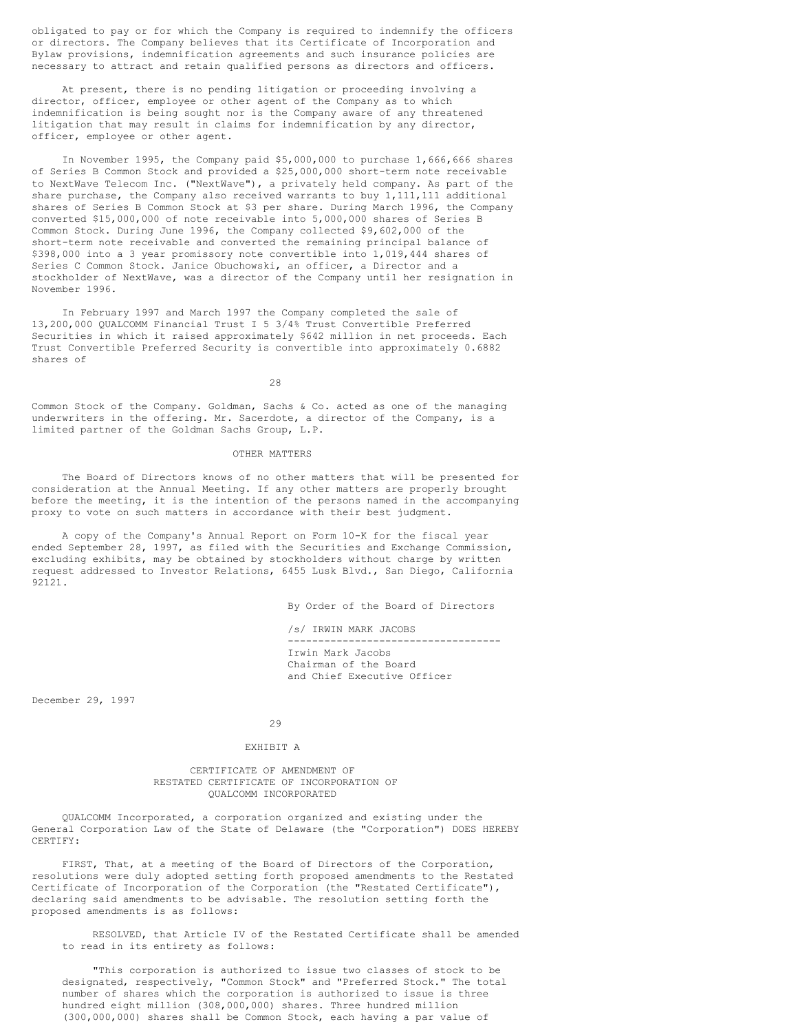obligated to pay or for which the Company is required to indemnify the officers or directors. The Company believes that its Certificate of Incorporation and Bylaw provisions, indemnification agreements and such insurance policies are necessary to attract and retain qualified persons as directors and officers.

At present, there is no pending litigation or proceeding involving a director, officer, employee or other agent of the Company as to which indemnification is being sought nor is the Company aware of any threatened litigation that may result in claims for indemnification by any director, officer, employee or other agent.

In November 1995, the Company paid $5,000,000 to purchase 1,666,666 shares of Series B Common Stock and provided a $25,000,000 short-term note receivable to NextWave Telecom Inc. ("NextWave"), a privately held company. As part of the share purchase, the Company also received warrants to buy 1,111,111 additional shares of Series B Common Stock at $3 per share. During March 1996, the Company converted $15,000,000 of note receivable into 5,000,000 shares of Series B Common Stock. During June 1996, the Company collected $9,602,000 of the short-term note receivable and converted the remaining principal balance of $398,000 into a 3 year promissory note convertible into 1,019,444 shares of Series C Common Stock. Janice Obuchowski, an officer, a Director and a stockholder of NextWave, was a director of the Company until her resignation in November 1996.

In February 1997 and March 1997 the Company completed the sale of 13,200,000 QUALCOMM Financial Trust I 5 3/4% Trust Convertible Preferred Securities in which it raised approximately $642 million in net proceeds. Each Trust Convertible Preferred Security is convertible into approximately 0.6882 shares of Common Stock of the Company. Goldman, Sachs & Co. acted as one of the managing underwriters in the offering. Mr. Sacerdote, a director of the Company, is a limited partner of the Goldman Sachs Group, L.P.

## OTHER MATTERS

The Board of Directors knows of no other matters that will be presented for consideration at the Annual Meeting. If any other matters are properly brought before the meeting, it is the intention of the persons named in the accompanying proxy to vote on such matters in accordance with their best judgment.

A copy of the Company's Annual Report on Form 10-K for the fiscal year ended September 28, 1997, as filed with the Securities and Exchange Commission, excluding exhibits, may be obtained by stockholders without charge by written request addressed to Investor Relations, 6455 Lusk Blvd., San Diego, California 92121.

By Order of the Board of Directors

/s/ IRWIN MARK JACOBS

---

Irwin Mark Jacobs
Chairman of the Board
and Chief Executive Officer

December 29, 1997

## EXHIBIT A

### CERTIFICATE OF AMENDMENT OF RESTATED CERTIFICATE OF INCORPORATION OF QUALCOMM INCORPORATED

QUALCOMM Incorporated, a corporation organized and existing under the General Corporation Law of the State of Delaware (the "Corporation") DOES HEREBY CERTIFY:

FIRST, That, at a meeting of the Board of Directors of the Corporation, resolutions were duly adopted setting forth proposed amendments to the Restated Certificate of Incorporation of the Corporation (the "Restated Certificate"), declaring said amendments to be advisable. The resolution setting forth the proposed amendments is as follows:

> RESOLVED, that Article IV of the Restated Certificate shall be amended to read in its entirety as follows:
>
> "This corporation is authorized to issue two classes of stock to be designated, respectively, "Common Stock" and "Preferred Stock." The total number of shares which the corporation is authorized to issue is three hundred eight million (308,000,000) shares. Three hundred million (300,000,000) shares shall be Common Stock, each having a par value of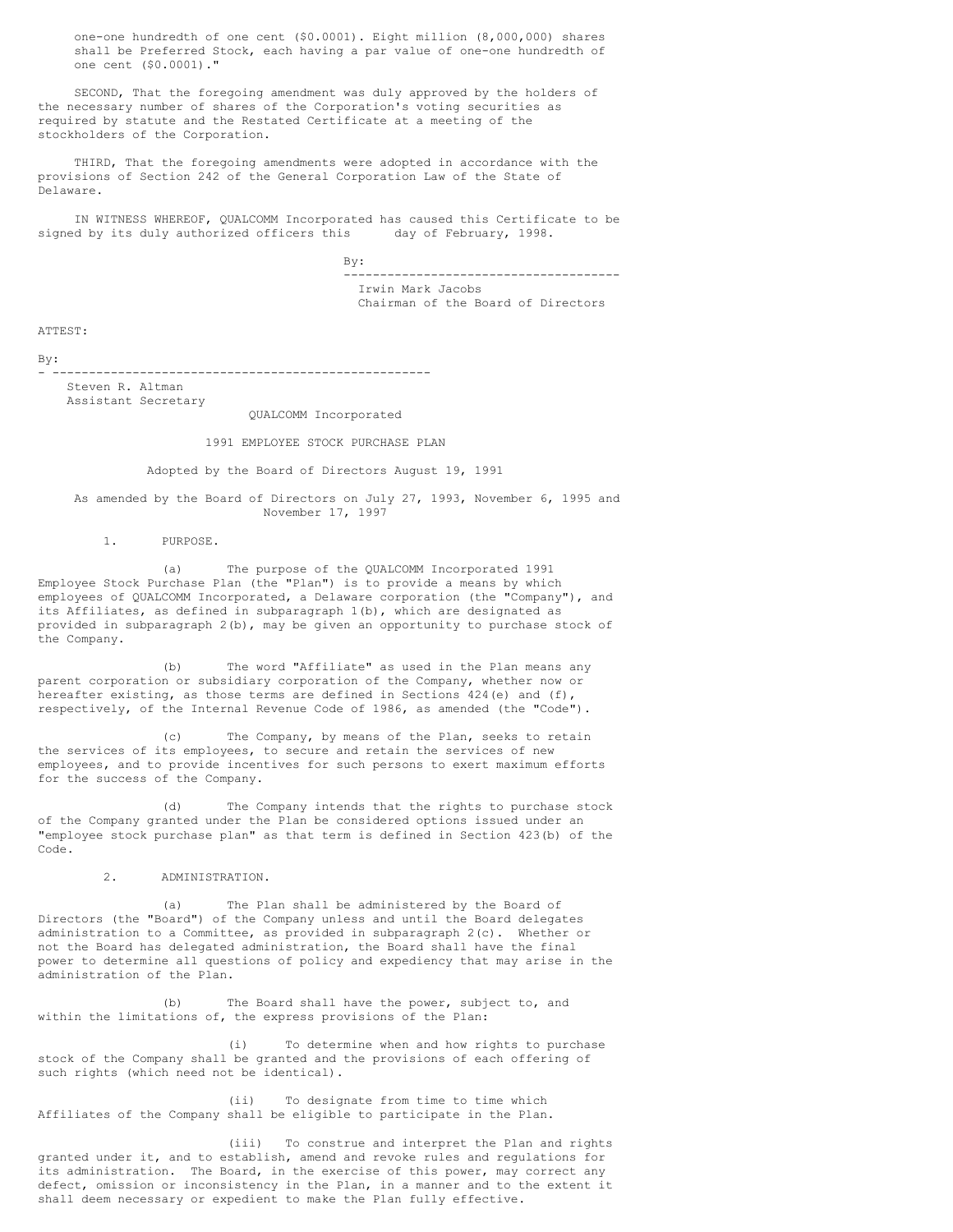one-one hundredth of one cent ($0.0001). Eight million (8,000,000) shares shall be Preferred Stock, each having a par value of one-one hundredth of one cent ($0.0001)."

SECOND, That the foregoing amendment was duly approved by the holders of the necessary number of shares of the Corporation's voting securities as required by statute and the Restated Certificate at a meeting of the stockholders of the Corporation.

THIRD, That the foregoing amendments were adopted in accordance with the provisions of Section 242 of the General Corporation Law of the State of Delaware.

IN WITNESS WHEREOF, QUALCOMM Incorporated has caused this Certificate to be signed by its duly authorized officers this      day of February, 1998.

By:
--------------------------------------
Irwin Mark Jacobs
Chairman of the Board of Directors

ATTEST:

By:
----------------------------------------------------
Steven R. Altman
Assistant Secretary

QUALCOMM Incorporated

1991 EMPLOYEE STOCK PURCHASE PLAN

Adopted by the Board of Directors August 19, 1991

As amended by the Board of Directors on July 27, 1993, November 6, 1995 and November 17, 1997

1. PURPOSE.

(a) The purpose of the QUALCOMM Incorporated 1991 Employee Stock Purchase Plan (the "Plan") is to provide a means by which employees of QUALCOMM Incorporated, a Delaware corporation (the "Company"), and its Affiliates, as defined in subparagraph 1(b), which are designated as provided in subparagraph 2(b), may be given an opportunity to purchase stock of the Company.

(b) The word "Affiliate" as used in the Plan means any parent corporation or subsidiary corporation of the Company, whether now or hereafter existing, as those terms are defined in Sections 424(e) and (f), respectively, of the Internal Revenue Code of 1986, as amended (the "Code").

(c) The Company, by means of the Plan, seeks to retain the services of its employees, to secure and retain the services of new employees, and to provide incentives for such persons to exert maximum efforts for the success of the Company.

(d) The Company intends that the rights to purchase stock of the Company granted under the Plan be considered options issued under an "employee stock purchase plan" as that term is defined in Section 423(b) of the Code.

2. ADMINISTRATION.

(a) The Plan shall be administered by the Board of Directors (the "Board") of the Company unless and until the Board delegates administration to a Committee, as provided in subparagraph 2(c). Whether or not the Board has delegated administration, the Board shall have the final power to determine all questions of policy and expediency that may arise in the administration of the Plan.

(b) The Board shall have the power, subject to, and within the limitations of, the express provisions of the Plan:

(i) To determine when and how rights to purchase stock of the Company shall be granted and the provisions of each offering of such rights (which need not be identical).

(ii) To designate from time to time which Affiliates of the Company shall be eligible to participate in the Plan.

(iii) To construe and interpret the Plan and rights granted under it, and to establish, amend and revoke rules and regulations for its administration. The Board, in the exercise of this power, may correct any defect, omission or inconsistency in the Plan, in a manner and to the extent it shall deem necessary or expedient to make the Plan fully effective.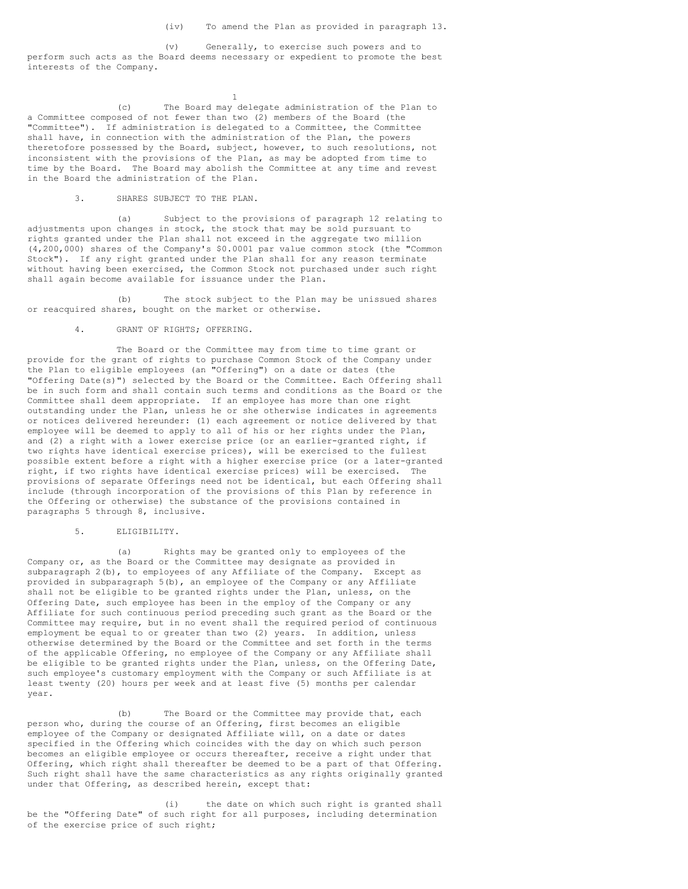(iv) To amend the Plan as provided in paragraph 13.

(v) Generally, to exercise such powers and to perform such acts as the Board deems necessary or expedient to promote the best interests of the Company.

(c) The Board may delegate administration of the Plan to a Committee composed of not fewer than two (2) members of the Board (the "Committee"). If administration is delegated to a Committee, the Committee shall have, in connection with the administration of the Plan, the powers theretofore possessed by the Board, subject, however, to such resolutions, not inconsistent with the provisions of the Plan, as may be adopted from time to time by the Board. The Board may abolish the Committee at any time and revest in the Board the administration of the Plan.

3. SHARES SUBJECT TO THE PLAN.

(a) Subject to the provisions of paragraph 12 relating to adjustments upon changes in stock, the stock that may be sold pursuant to rights granted under the Plan shall not exceed in the aggregate two million (4,200,000) shares of the Company's $0.0001 par value common stock (the "Common Stock"). If any right granted under the Plan shall for any reason terminate without having been exercised, the Common Stock not purchased under such right shall again become available for issuance under the Plan.

(b) The stock subject to the Plan may be unissued shares or reacquired shares, bought on the market or otherwise.

4. GRANT OF RIGHTS; OFFERING.

The Board or the Committee may from time to time grant or provide for the grant of rights to purchase Common Stock of the Company under the Plan to eligible employees (an "Offering") on a date or dates (the "Offering Date(s)") selected by the Board or the Committee. Each Offering shall be in such form and shall contain such terms and conditions as the Board or the Committee shall deem appropriate. If an employee has more than one right outstanding under the Plan, unless he or she otherwise indicates in agreements or notices delivered hereunder: (1) each agreement or notice delivered by that employee will be deemed to apply to all of his or her rights under the Plan, and (2) a right with a lower exercise price (or an earlier-granted right, if two rights have identical exercise prices), will be exercised to the fullest possible extent before a right with a higher exercise price (or a later-granted right, if two rights have identical exercise prices) will be exercised. The provisions of separate Offerings need not be identical, but each Offering shall include (through incorporation of the provisions of this Plan by reference in the Offering or otherwise) the substance of the provisions contained in paragraphs 5 through 8, inclusive.

5. ELIGIBILITY.

(a) Rights may be granted only to employees of the Company or, as the Board or the Committee may designate as provided in subparagraph 2(b), to employees of any Affiliate of the Company. Except as provided in subparagraph 5(b), an employee of the Company or any Affiliate shall not be eligible to be granted rights under the Plan, unless, on the Offering Date, such employee has been in the employ of the Company or any Affiliate for such continuous period preceding such grant as the Board or the Committee may require, but in no event shall the required period of continuous employment be equal to or greater than two (2) years. In addition, unless otherwise determined by the Board or the Committee and set forth in the terms of the applicable Offering, no employee of the Company or any Affiliate shall be eligible to be granted rights under the Plan, unless, on the Offering Date, such employee's customary employment with the Company or such Affiliate is at least twenty (20) hours per week and at least five (5) months per calendar year.

(b) The Board or the Committee may provide that, each person who, during the course of an Offering, first becomes an eligible employee of the Company or designated Affiliate will, on a date or dates specified in the Offering which coincides with the day on which such person becomes an eligible employee or occurs thereafter, receive a right under that Offering, which right shall thereafter be deemed to be a part of that Offering. Such right shall have the same characteristics as any rights originally granted under that Offering, as described herein, except that:

(i) the date on which such right is granted shall be the "Offering Date" of such right for all purposes, including determination of the exercise price of such right;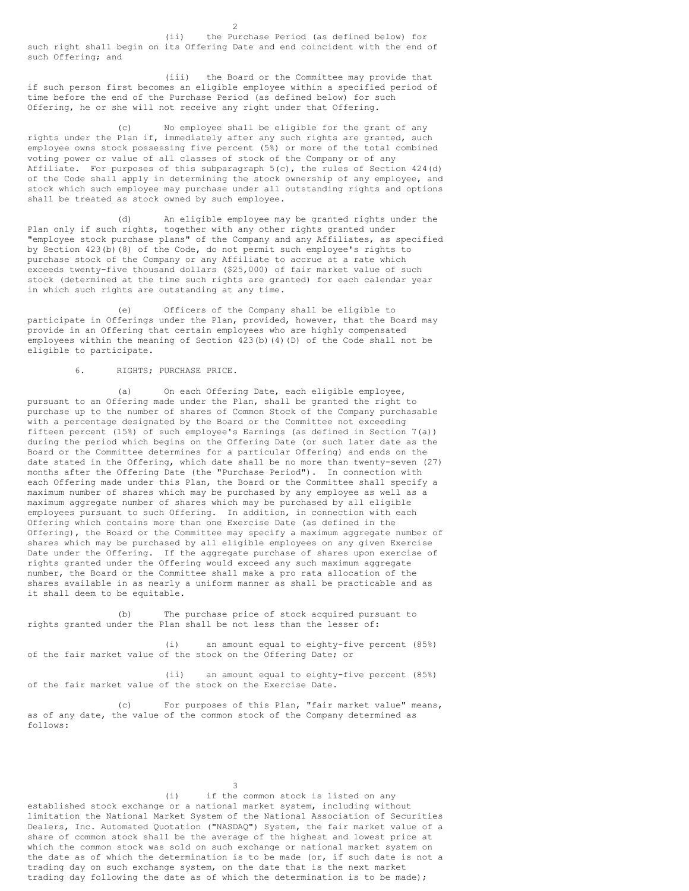(ii) the Purchase Period (as defined below) for such right shall begin on its Offering Date and end coincident with the end of such Offering; and

(iii) the Board or the Committee may provide that if such person first becomes an eligible employee within a specified period of time before the end of the Purchase Period (as defined below) for such Offering, he or she will not receive any right under that Offering.

(c) No employee shall be eligible for the grant of any rights under the Plan if, immediately after any such rights are granted, such employee owns stock possessing five percent (5%) or more of the total combined voting power or value of all classes of stock of the Company or of any Affiliate. For purposes of this subparagraph 5(c), the rules of Section 424(d) of the Code shall apply in determining the stock ownership of any employee, and stock which such employee may purchase under all outstanding rights and options shall be treated as stock owned by such employee.

(d) An eligible employee may be granted rights under the Plan only if such rights, together with any other rights granted under "employee stock purchase plans" of the Company and any Affiliates, as specified by Section 423(b)(8) of the Code, do not permit such employee's rights to purchase stock of the Company or any Affiliate to accrue at a rate which exceeds twenty-five thousand dollars ($25,000) of fair market value of such stock (determined at the time such rights are granted) for each calendar year in which such rights are outstanding at any time.

(e) Officers of the Company shall be eligible to participate in Offerings under the Plan, provided, however, that the Board may provide in an Offering that certain employees who are highly compensated employees within the meaning of Section 423(b)(4)(D) of the Code shall not be eligible to participate.

6. RIGHTS; PURCHASE PRICE.

(a) On each Offering Date, each eligible employee, pursuant to an Offering made under the Plan, shall be granted the right to purchase up to the number of shares of Common Stock of the Company purchasable with a percentage designated by the Board or the Committee not exceeding fifteen percent (15%) of such employee's Earnings (as defined in Section 7(a)) during the period which begins on the Offering Date (or such later date as the Board or the Committee determines for a particular Offering) and ends on the date stated in the Offering, which date shall be no more than twenty-seven (27) months after the Offering Date (the "Purchase Period"). In connection with each Offering made under this Plan, the Board or the Committee shall specify a maximum number of shares which may be purchased by any employee as well as a maximum aggregate number of shares which may be purchased by all eligible employees pursuant to such Offering. In addition, in connection with each Offering which contains more than one Exercise Date (as defined in the Offering), the Board or the Committee may specify a maximum aggregate number of shares which may be purchased by all eligible employees on any given Exercise Date under the Offering. If the aggregate purchase of shares upon exercise of rights granted under the Offering would exceed any such maximum aggregate number, the Board or the Committee shall make a pro rata allocation of the shares available in as nearly a uniform manner as shall be practicable and as it shall deem to be equitable.

(b) The purchase price of stock acquired pursuant to rights granted under the Plan shall be not less than the lesser of:

(i) an amount equal to eighty-five percent (85%) of the fair market value of the stock on the Offering Date; or

(ii) an amount equal to eighty-five percent (85%) of the fair market value of the stock on the Exercise Date.

(c) For purposes of this Plan, "fair market value" means, as of any date, the value of the common stock of the Company determined as follows:

(i) if the common stock is listed on any established stock exchange or a national market system, including without limitation the National Market System of the National Association of Securities Dealers, Inc. Automated Quotation ("NASDAQ") System, the fair market value of a share of common stock shall be the average of the highest and lowest price at which the common stock was sold on such exchange or national market system on the date as of which the determination is to be made (or, if such date is not a trading day on such exchange system, on the date that is the next market trading day following the date as of which the determination is to be made);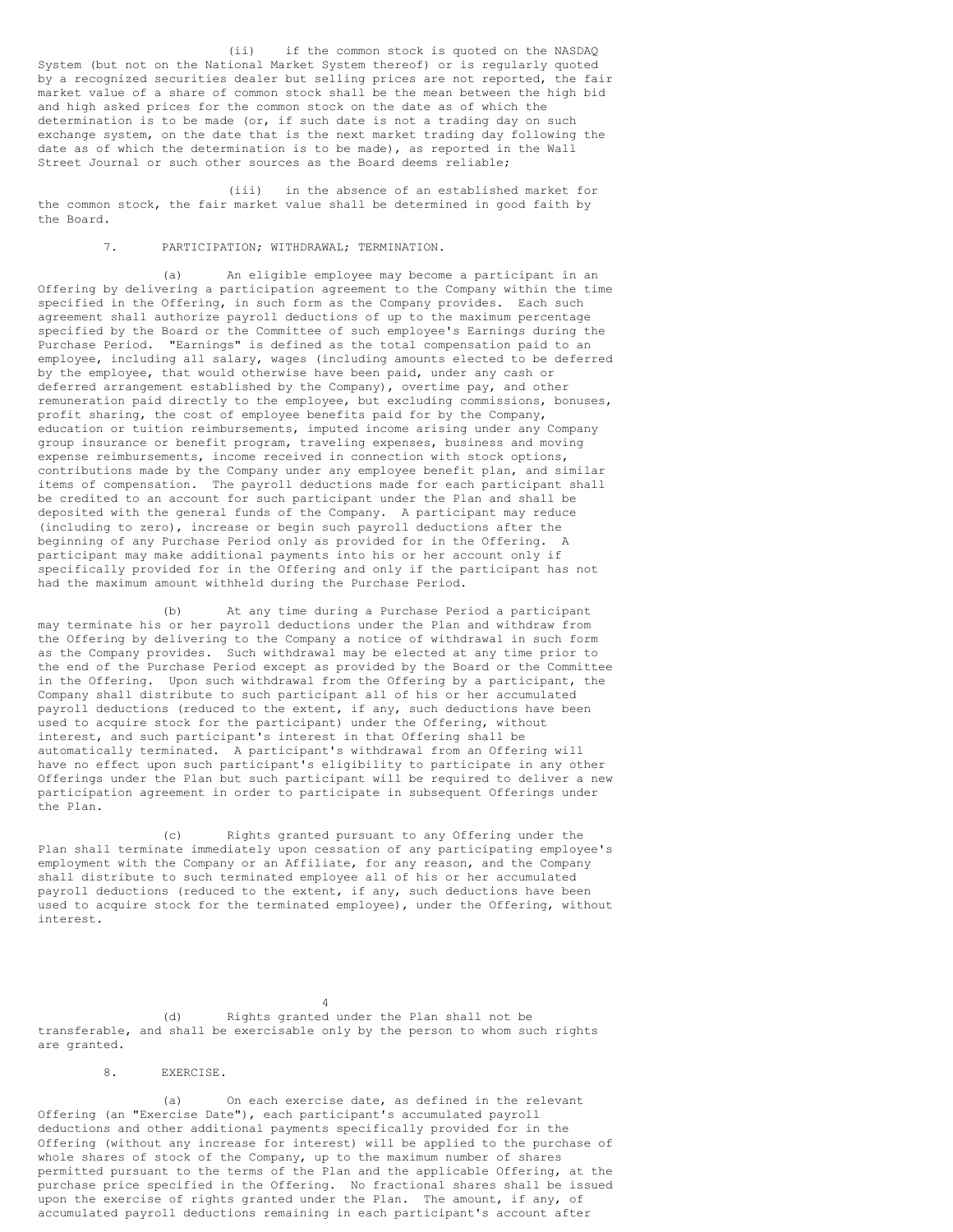(ii) if the common stock is quoted on the NASDAQ System (but not on the National Market System thereof) or is regularly quoted by a recognized securities dealer but selling prices are not reported, the fair market value of a share of common stock shall be the mean between the high bid and high asked prices for the common stock on the date as of which the determination is to be made (or, if such date is not a trading day on such exchange system, on the date that is the next market trading day following the date as of which the determination is to be made), as reported in the Wall Street Journal or such other sources as the Board deems reliable;

(iii) in the absence of an established market for the common stock, the fair market value shall be determined in good faith by the Board.

7. PARTICIPATION; WITHDRAWAL; TERMINATION.

(a) An eligible employee may become a participant in an Offering by delivering a participation agreement to the Company within the time specified in the Offering, in such form as the Company provides. Each such agreement shall authorize payroll deductions of up to the maximum percentage specified by the Board or the Committee of such employee's Earnings during the Purchase Period. "Earnings" is defined as the total compensation paid to an employee, including all salary, wages (including amounts elected to be deferred by the employee, that would otherwise have been paid, under any cash or deferred arrangement established by the Company), overtime pay, and other remuneration paid directly to the employee, but excluding commissions, bonuses, profit sharing, the cost of employee benefits paid for by the Company, education or tuition reimbursements, imputed income arising under any Company group insurance or benefit program, traveling expenses, business and moving expense reimbursements, income received in connection with stock options, contributions made by the Company under any employee benefit plan, and similar items of compensation. The payroll deductions made for each participant shall be credited to an account for such participant under the Plan and shall be deposited with the general funds of the Company. A participant may reduce (including to zero), increase or begin such payroll deductions after the beginning of any Purchase Period only as provided for in the Offering. A participant may make additional payments into his or her account only if specifically provided for in the Offering and only if the participant has not had the maximum amount withheld during the Purchase Period.

(b) At any time during a Purchase Period a participant may terminate his or her payroll deductions under the Plan and withdraw from the Offering by delivering to the Company a notice of withdrawal in such form as the Company provides. Such withdrawal may be elected at any time prior to the end of the Purchase Period except as provided by the Board or the Committee in the Offering. Upon such withdrawal from the Offering by a participant, the Company shall distribute to such participant all of his or her accumulated payroll deductions (reduced to the extent, if any, such deductions have been used to acquire stock for the participant) under the Offering, without interest, and such participant's interest in that Offering shall be automatically terminated. A participant's withdrawal from an Offering will have no effect upon such participant's eligibility to participate in any other Offerings under the Plan but such participant will be required to deliver a new participation agreement in order to participate in subsequent Offerings under the Plan.

(c) Rights granted pursuant to any Offering under the Plan shall terminate immediately upon cessation of any participating employee's employment with the Company or an Affiliate, for any reason, and the Company shall distribute to such terminated employee all of his or her accumulated payroll deductions (reduced to the extent, if any, such deductions have been used to acquire stock for the terminated employee), under the Offering, without interest.

(d) Rights granted under the Plan shall not be transferable, and shall be exercisable only by the person to whom such rights are granted.

8. EXERCISE.

(a) On each exercise date, as defined in the relevant Offering (an "Exercise Date"), each participant's accumulated payroll deductions and other additional payments specifically provided for in the Offering (without any increase for interest) will be applied to the purchase of whole shares of stock of the Company, up to the maximum number of shares permitted pursuant to the terms of the Plan and the applicable Offering, at the purchase price specified in the Offering. No fractional shares shall be issued upon the exercise of rights granted under the Plan. The amount, if any, of accumulated payroll deductions remaining in each participant's account after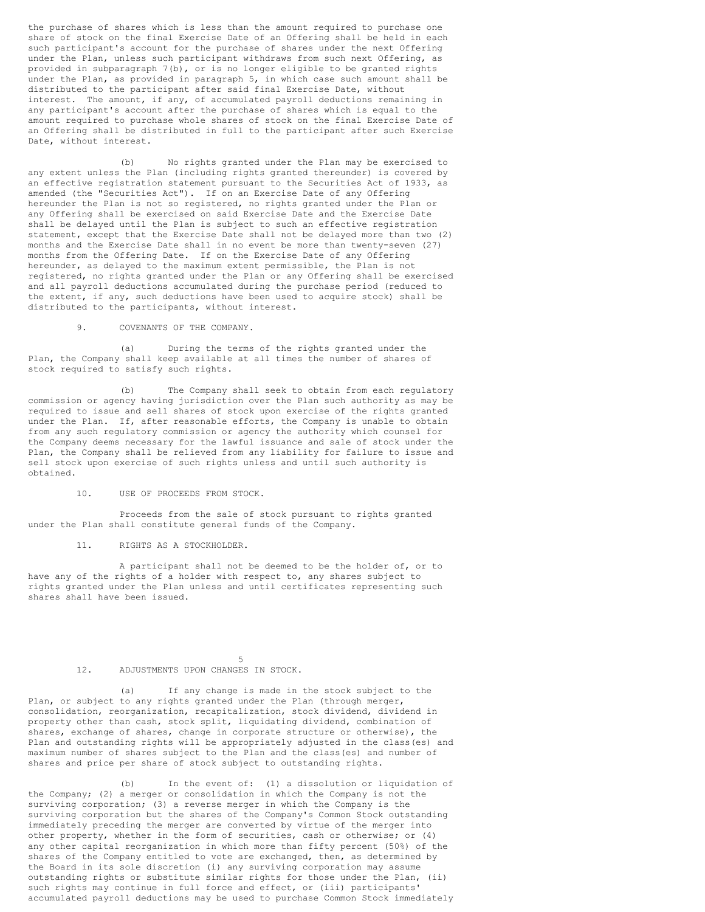the purchase of shares which is less than the amount required to purchase one share of stock on the final Exercise Date of an Offering shall be held in each such participant's account for the purchase of shares under the next Offering under the Plan, unless such participant withdraws from such next Offering, as provided in subparagraph 7(b), or is no longer eligible to be granted rights under the Plan, as provided in paragraph 5, in which case such amount shall be distributed to the participant after said final Exercise Date, without interest. The amount, if any, of accumulated payroll deductions remaining in any participant's account after the purchase of shares which is equal to the amount required to purchase whole shares of stock on the final Exercise Date of an Offering shall be distributed in full to the participant after such Exercise Date, without interest.

(b) No rights granted under the Plan may be exercised to any extent unless the Plan (including rights granted thereunder) is covered by an effective registration statement pursuant to the Securities Act of 1933, as amended (the "Securities Act"). If on an Exercise Date of any Offering hereunder the Plan is not so registered, no rights granted under the Plan or any Offering shall be exercised on said Exercise Date and the Exercise Date shall be delayed until the Plan is subject to such an effective registration statement, except that the Exercise Date shall not be delayed more than two (2) months and the Exercise Date shall in no event be more than twenty-seven (27) months from the Offering Date. If on the Exercise Date of any Offering hereunder, as delayed to the maximum extent permissible, the Plan is not registered, no rights granted under the Plan or any Offering shall be exercised and all payroll deductions accumulated during the purchase period (reduced to the extent, if any, such deductions have been used to acquire stock) shall be distributed to the participants, without interest.

9. COVENANTS OF THE COMPANY.

(a) During the terms of the rights granted under the Plan, the Company shall keep available at all times the number of shares of stock required to satisfy such rights.

(b) The Company shall seek to obtain from each regulatory commission or agency having jurisdiction over the Plan such authority as may be required to issue and sell shares of stock upon exercise of the rights granted under the Plan. If, after reasonable efforts, the Company is unable to obtain from any such regulatory commission or agency the authority which counsel for the Company deems necessary for the lawful issuance and sale of stock under the Plan, the Company shall be relieved from any liability for failure to issue and sell stock upon exercise of such rights unless and until such authority is obtained.

10. USE OF PROCEEDS FROM STOCK.

Proceeds from the sale of stock pursuant to rights granted under the Plan shall constitute general funds of the Company.

11. RIGHTS AS A STOCKHOLDER.

A participant shall not be deemed to be the holder of, or to have any of the rights of a holder with respect to, any shares subject to rights granted under the Plan unless and until certificates representing such shares shall have been issued.

12. ADJUSTMENTS UPON CHANGES IN STOCK.

(a) If any change is made in the stock subject to the Plan, or subject to any rights granted under the Plan (through merger, consolidation, reorganization, recapitalization, stock dividend, dividend in property other than cash, stock split, liquidating dividend, combination of shares, exchange of shares, change in corporate structure or otherwise), the Plan and outstanding rights will be appropriately adjusted in the class(es) and maximum number of shares subject to the Plan and the class(es) and number of shares and price per share of stock subject to outstanding rights.

(b) In the event of: (1) a dissolution or liquidation of the Company; (2) a merger or consolidation in which the Company is not the surviving corporation; (3) a reverse merger in which the Company is the surviving corporation but the shares of the Company's Common Stock outstanding immediately preceding the merger are converted by virtue of the merger into other property, whether in the form of securities, cash or otherwise; or (4) any other capital reorganization in which more than fifty percent (50%) of the shares of the Company entitled to vote are exchanged, then, as determined by the Board in its sole discretion (i) any surviving corporation may assume outstanding rights or substitute similar rights for those under the Plan, (ii) such rights may continue in full force and effect, or (iii) participants' accumulated payroll deductions may be used to purchase Common Stock immediately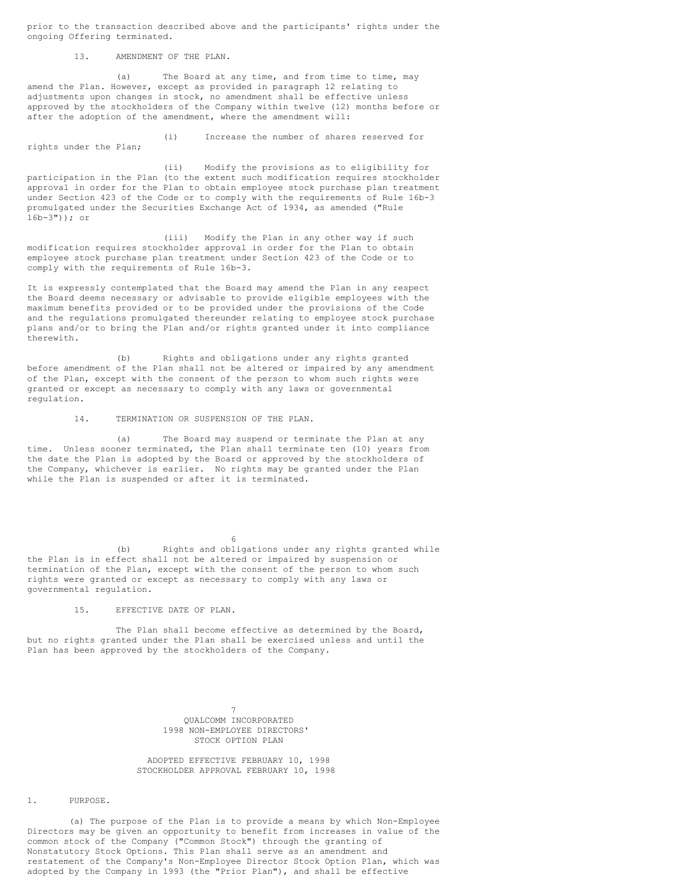prior to the transaction described above and the participants' rights under the ongoing Offering terminated.

13. AMENDMENT OF THE PLAN.

(a) The Board at any time, and from time to time, may amend the Plan. However, except as provided in paragraph 12 relating to adjustments upon changes in stock, no amendment shall be effective unless approved by the stockholders of the Company within twelve (12) months before or after the adoption of the amendment, where the amendment will:

(i) Increase the number of shares reserved for rights under the Plan;

(ii) Modify the provisions as to eligibility for participation in the Plan (to the extent such modification requires stockholder approval in order for the Plan to obtain employee stock purchase plan treatment under Section 423 of the Code or to comply with the requirements of Rule 16b-3 promulgated under the Securities Exchange Act of 1934, as amended ("Rule 16b-3")); or

(iii) Modify the Plan in any other way if such modification requires stockholder approval in order for the Plan to obtain employee stock purchase plan treatment under Section 423 of the Code or to comply with the requirements of Rule 16b-3.

It is expressly contemplated that the Board may amend the Plan in any respect the Board deems necessary or advisable to provide eligible employees with the maximum benefits provided or to be provided under the provisions of the Code and the regulations promulgated thereunder relating to employee stock purchase plans and/or to bring the Plan and/or rights granted under it into compliance therewith.

(b) Rights and obligations under any rights granted before amendment of the Plan shall not be altered or impaired by any amendment of the Plan, except with the consent of the person to whom such rights were granted or except as necessary to comply with any laws or governmental regulation.

14. TERMINATION OR SUSPENSION OF THE PLAN.

(a) The Board may suspend or terminate the Plan at any time. Unless sooner terminated, the Plan shall terminate ten (10) years from the date the Plan is adopted by the Board or approved by the stockholders of the Company, whichever is earlier. No rights may be granted under the Plan while the Plan is suspended or after it is terminated.

(b) Rights and obligations under any rights granted while the Plan is in effect shall not be altered or impaired by suspension or termination of the Plan, except with the consent of the person to whom such rights were granted or except as necessary to comply with any laws or governmental regulation.

15. EFFECTIVE DATE OF PLAN.

The Plan shall become effective as determined by the Board, but no rights granted under the Plan shall be exercised unless and until the Plan has been approved by the stockholders of the Company.

# QUALCOMM INCORPORATED
# 1998 NON-EMPLOYEE DIRECTORS' STOCK OPTION PLAN

ADOPTED EFFECTIVE FEBRUARY 10, 1998
STOCKHOLDER APPROVAL FEBRUARY 10, 1998

1. PURPOSE.

(a) The purpose of the Plan is to provide a means by which Non-Employee Directors may be given an opportunity to benefit from increases in value of the common stock of the Company ("Common Stock") through the granting of Nonstatutory Stock Options. This Plan shall serve as an amendment and restatement of the Company's Non-Employee Director Stock Option Plan, which was adopted by the Company in 1993 (the "Prior Plan"), and shall be effective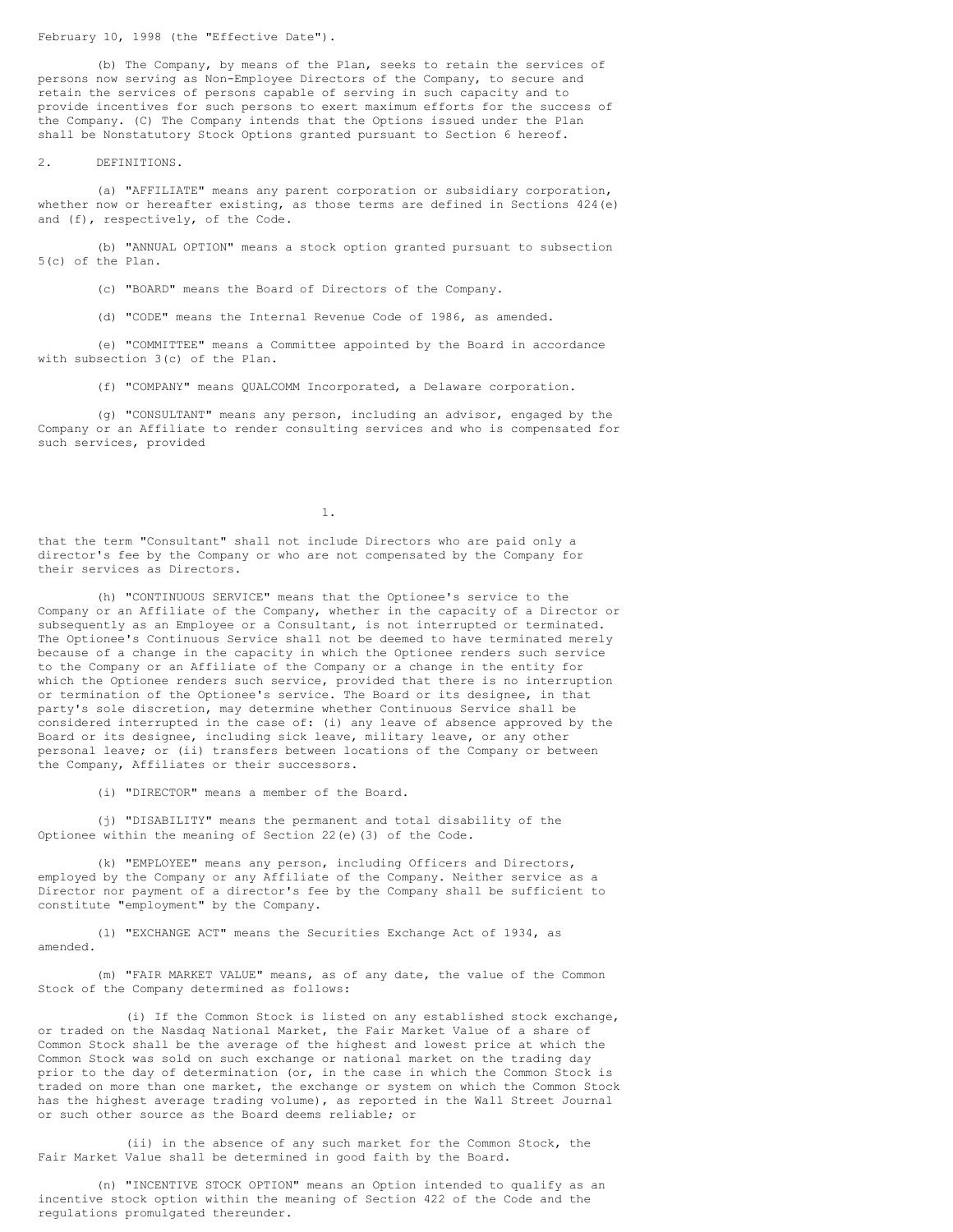February 10, 1998 (the "Effective Date").

(b) The Company, by means of the Plan, seeks to retain the services of persons now serving as Non-Employee Directors of the Company, to secure and retain the services of persons capable of serving in such capacity and to provide incentives for such persons to exert maximum efforts for the success of the Company. (C) The Company intends that the Options issued under the Plan shall be Nonstatutory Stock Options granted pursuant to Section 6 hereof.

2. DEFINITIONS.

(a) "AFFILIATE" means any parent corporation or subsidiary corporation, whether now or hereafter existing, as those terms are defined in Sections 424(e) and (f), respectively, of the Code.

(b) "ANNUAL OPTION" means a stock option granted pursuant to subsection 5(c) of the Plan.

(c) "BOARD" means the Board of Directors of the Company.

(d) "CODE" means the Internal Revenue Code of 1986, as amended.

(e) "COMMITTEE" means a Committee appointed by the Board in accordance with subsection 3(c) of the Plan.

(f) "COMPANY" means QUALCOMM Incorporated, a Delaware corporation.

(g) "CONSULTANT" means any person, including an advisor, engaged by the Company or an Affiliate to render consulting services and who is compensated for such services, provided that the term "Consultant" shall not include Directors who are paid only a director's fee by the Company or who are not compensated by the Company for their services as Directors.

(h) "CONTINUOUS SERVICE" means that the Optionee's service to the Company or an Affiliate of the Company, whether in the capacity of a Director or subsequently as an Employee or a Consultant, is not interrupted or terminated. The Optionee's Continuous Service shall not be deemed to have terminated merely because of a change in the capacity in which the Optionee renders such service to the Company or an Affiliate of the Company or a change in the entity for which the Optionee renders such service, provided that there is no interruption or termination of the Optionee's service. The Board or its designee, in that party's sole discretion, may determine whether Continuous Service shall be considered interrupted in the case of: (i) any leave of absence approved by the Board or its designee, including sick leave, military leave, or any other personal leave; or (ii) transfers between locations of the Company or between the Company, Affiliates or their successors.

(i) "DIRECTOR" means a member of the Board.

(j) "DISABILITY" means the permanent and total disability of the Optionee within the meaning of Section 22(e)(3) of the Code.

(k) "EMPLOYEE" means any person, including Officers and Directors, employed by the Company or any Affiliate of the Company. Neither service as a Director nor payment of a director's fee by the Company shall be sufficient to constitute "employment" by the Company.

(l) "EXCHANGE ACT" means the Securities Exchange Act of 1934, as amended.

(m) "FAIR MARKET VALUE" means, as of any date, the value of the Common Stock of the Company determined as follows:

(i) If the Common Stock is listed on any established stock exchange, or traded on the Nasdaq National Market, the Fair Market Value of a share of Common Stock shall be the average of the highest and lowest price at which the Common Stock was sold on such exchange or national market on the trading day prior to the day of determination (or, in the case in which the Common Stock is traded on more than one market, the exchange or system on which the Common Stock has the highest average trading volume), as reported in the Wall Street Journal or such other source as the Board deems reliable; or

(ii) in the absence of any such market for the Common Stock, the Fair Market Value shall be determined in good faith by the Board.

(n) "INCENTIVE STOCK OPTION" means an Option intended to qualify as an incentive stock option within the meaning of Section 422 of the Code and the regulations promulgated thereunder.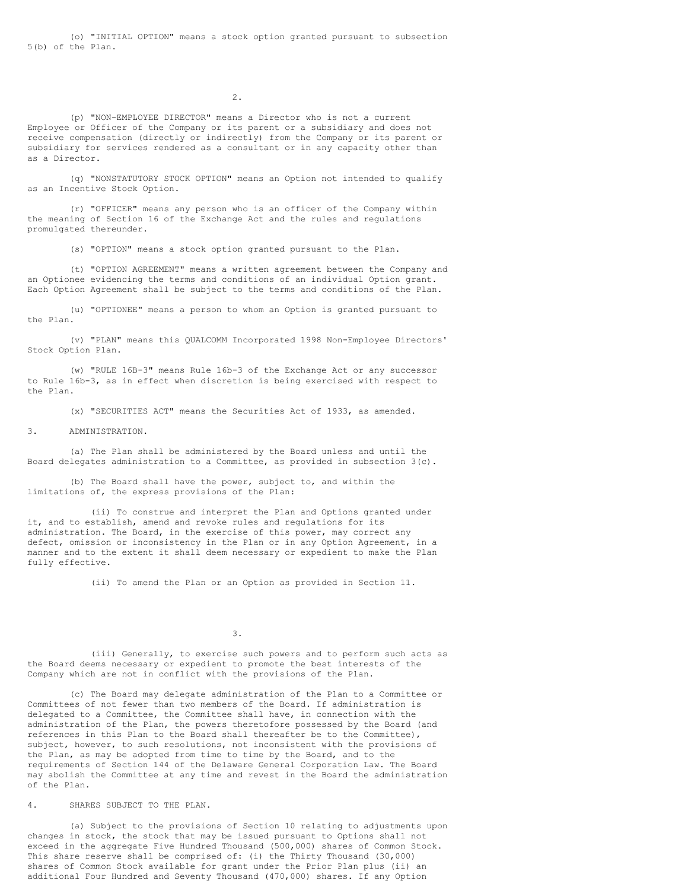(o) "INITIAL OPTION" means a stock option granted pursuant to subsection 5(b) of the Plan.

(p) "NON-EMPLOYEE DIRECTOR" means a Director who is not a current Employee or Officer of the Company or its parent or a subsidiary and does not receive compensation (directly or indirectly) from the Company or its parent or subsidiary for services rendered as a consultant or in any capacity other than as a Director.

(q) "NONSTATUTORY STOCK OPTION" means an Option not intended to qualify as an Incentive Stock Option.

(r) "OFFICER" means any person who is an officer of the Company within the meaning of Section 16 of the Exchange Act and the rules and regulations promulgated thereunder.

(s) "OPTION" means a stock option granted pursuant to the Plan.

(t) "OPTION AGREEMENT" means a written agreement between the Company and an Optionee evidencing the terms and conditions of an individual Option grant. Each Option Agreement shall be subject to the terms and conditions of the Plan.

(u) "OPTIONEE" means a person to whom an Option is granted pursuant to the Plan.

(v) "PLAN" means this QUALCOMM Incorporated 1998 Non-Employee Directors' Stock Option Plan.

(w) "RULE 16B-3" means Rule 16b-3 of the Exchange Act or any successor to Rule 16b-3, as in effect when discretion is being exercised with respect to the Plan.

(x) "SECURITIES ACT" means the Securities Act of 1933, as amended.

3. ADMINISTRATION.

(a) The Plan shall be administered by the Board unless and until the Board delegates administration to a Committee, as provided in subsection 3(c).

(b) The Board shall have the power, subject to, and within the limitations of, the express provisions of the Plan:

(ii) To construe and interpret the Plan and Options granted under it, and to establish, amend and revoke rules and regulations for its administration. The Board, in the exercise of this power, may correct any defect, omission or inconsistency in the Plan or in any Option Agreement, in a manner and to the extent it shall deem necessary or expedient to make the Plan fully effective.

(ii) To amend the Plan or an Option as provided in Section 11.

(iii) Generally, to exercise such powers and to perform such acts as the Board deems necessary or expedient to promote the best interests of the Company which are not in conflict with the provisions of the Plan.

(c) The Board may delegate administration of the Plan to a Committee or Committees of not fewer than two members of the Board. If administration is delegated to a Committee, the Committee shall have, in connection with the administration of the Plan, the powers theretofore possessed by the Board (and references in this Plan to the Board shall thereafter be to the Committee), subject, however, to such resolutions, not inconsistent with the provisions of the Plan, as may be adopted from time to time by the Board, and to the requirements of Section 144 of the Delaware General Corporation Law. The Board may abolish the Committee at any time and revest in the Board the administration of the Plan.

4. SHARES SUBJECT TO THE PLAN.

(a) Subject to the provisions of Section 10 relating to adjustments upon changes in stock, the stock that may be issued pursuant to Options shall not exceed in the aggregate Five Hundred Thousand (500,000) shares of Common Stock. This share reserve shall be comprised of: (i) the Thirty Thousand (30,000) shares of Common Stock available for grant under the Prior Plan plus (ii) an additional Four Hundred and Seventy Thousand (470,000) shares. If any Option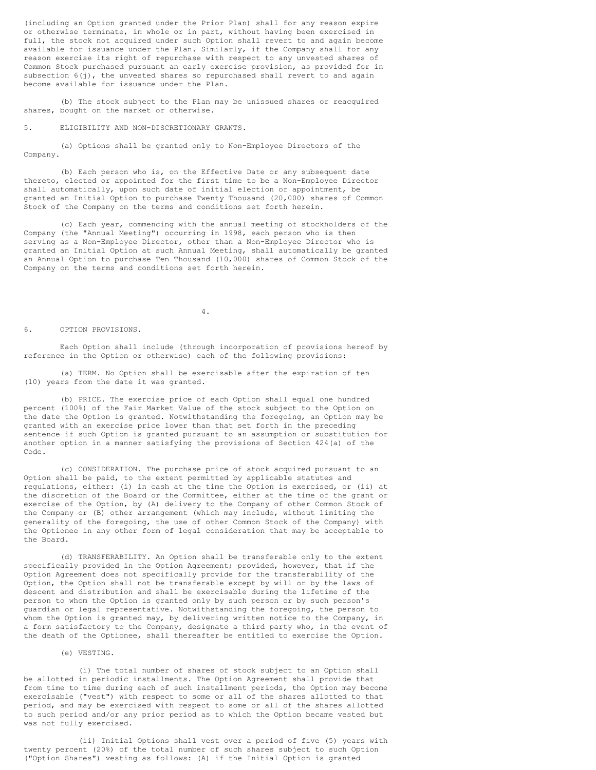(including an Option granted under the Prior Plan) shall for any reason expire or otherwise terminate, in whole or in part, without having been exercised in full, the stock not acquired under such Option shall revert to and again become available for issuance under the Plan. Similarly, if the Company shall for any reason exercise its right of repurchase with respect to any unvested shares of Common Stock purchased pursuant an early exercise provision, as provided for in subsection 6(j), the unvested shares so repurchased shall revert to and again become available for issuance under the Plan.

(b) The stock subject to the Plan may be unissued shares or reacquired shares, bought on the market or otherwise.

5. ELIGIBILITY AND NON-DISCRETIONARY GRANTS.

(a) Options shall be granted only to Non-Employee Directors of the Company.

(b) Each person who is, on the Effective Date or any subsequent date thereto, elected or appointed for the first time to be a Non-Employee Director shall automatically, upon such date of initial election or appointment, be granted an Initial Option to purchase Twenty Thousand (20,000) shares of Common Stock of the Company on the terms and conditions set forth herein.

(c) Each year, commencing with the annual meeting of stockholders of the Company (the "Annual Meeting") occurring in 1998, each person who is then serving as a Non-Employee Director, other than a Non-Employee Director who is granted an Initial Option at such Annual Meeting, shall automatically be granted an Annual Option to purchase Ten Thousand (10,000) shares of Common Stock of the Company on the terms and conditions set forth herein.

6. OPTION PROVISIONS.

Each Option shall include (through incorporation of provisions hereof by reference in the Option or otherwise) each of the following provisions:

(a) TERM. No Option shall be exercisable after the expiration of ten (10) years from the date it was granted.

(b) PRICE. The exercise price of each Option shall equal one hundred percent (100%) of the Fair Market Value of the stock subject to the Option on the date the Option is granted. Notwithstanding the foregoing, an Option may be granted with an exercise price lower than that set forth in the preceding sentence if such Option is granted pursuant to an assumption or substitution for another option in a manner satisfying the provisions of Section 424(a) of the Code.

(c) CONSIDERATION. The purchase price of stock acquired pursuant to an Option shall be paid, to the extent permitted by applicable statutes and regulations, either: (i) in cash at the time the Option is exercised, or (ii) at the discretion of the Board or the Committee, either at the time of the grant or exercise of the Option, by (A) delivery to the Company of other Common Stock of the Company or (B) other arrangement (which may include, without limiting the generality of the foregoing, the use of other Common Stock of the Company) with the Optionee in any other form of legal consideration that may be acceptable to the Board.

(d) TRANSFERABILITY. An Option shall be transferable only to the extent specifically provided in the Option Agreement; provided, however, that if the Option Agreement does not specifically provide for the transferability of the Option, the Option shall not be transferable except by will or by the laws of descent and distribution and shall be exercisable during the lifetime of the person to whom the Option is granted only by such person or by such person's guardian or legal representative. Notwithstanding the foregoing, the person to whom the Option is granted may, by delivering written notice to the Company, in a form satisfactory to the Company, designate a third party who, in the event of the death of the Optionee, shall thereafter be entitled to exercise the Option.

(e) VESTING.

(i) The total number of shares of stock subject to an Option shall be allotted in periodic installments. The Option Agreement shall provide that from time to time during each of such installment periods, the Option may become exercisable ("vest") with respect to some or all of the shares allotted to that period, and may be exercised with respect to some or all of the shares allotted to such period and/or any prior period as to which the Option became vested but was not fully exercised.

(ii) Initial Options shall vest over a period of five (5) years with twenty percent (20%) of the total number of such shares subject to such Option ("Option Shares") vesting as follows: (A) if the Initial Option is granted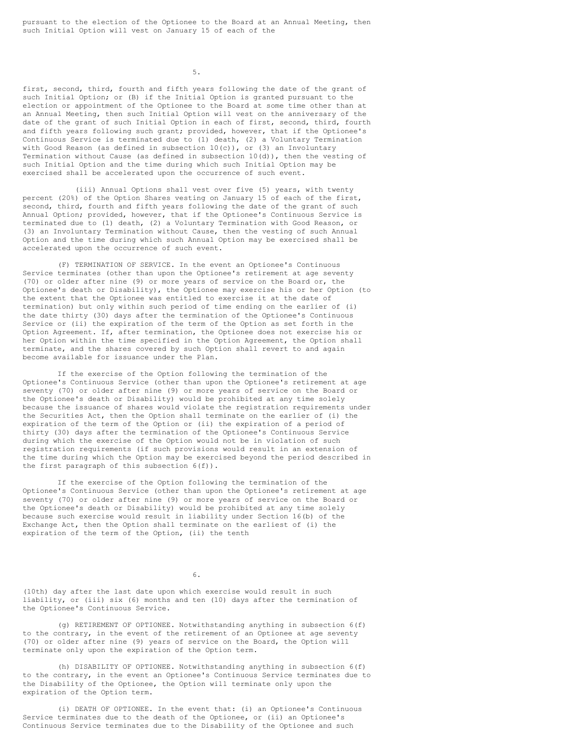pursuant to the election of the Optionee to the Board at an Annual Meeting, then such Initial Option will vest on January 15 of each of the

first, second, third, fourth and fifth years following the date of the grant of such Initial Option; or (B) if the Initial Option is granted pursuant to the election or appointment of the Optionee to the Board at some time other than at an Annual Meeting, then such Initial Option will vest on the anniversary of the date of the grant of such Initial Option in each of first, second, third, fourth and fifth years following such grant; provided, however, that if the Optionee's Continuous Service is terminated due to (1) death, (2) a Voluntary Termination with Good Reason (as defined in subsection 10(c)), or (3) an Involuntary Termination without Cause (as defined in subsection 10(d)), then the vesting of such Initial Option and the time during which such Initial Option may be exercised shall be accelerated upon the occurrence of such event.

(iii) Annual Options shall vest over five (5) years, with twenty percent (20%) of the Option Shares vesting on January 15 of each of the first, second, third, fourth and fifth years following the date of the grant of such Annual Option; provided, however, that if the Optionee's Continuous Service is terminated due to (1) death, (2) a Voluntary Termination with Good Reason, or (3) an Involuntary Termination without Cause, then the vesting of such Annual Option and the time during which such Annual Option may be exercised shall be accelerated upon the occurrence of such event.

(F) TERMINATION OF SERVICE. In the event an Optionee's Continuous Service terminates (other than upon the Optionee's retirement at age seventy (70) or older after nine (9) or more years of service on the Board or, the Optionee's death or Disability), the Optionee may exercise his or her Option (to the extent that the Optionee was entitled to exercise it at the date of termination) but only within such period of time ending on the earlier of (i) the date thirty (30) days after the termination of the Optionee's Continuous Service or (ii) the expiration of the term of the Option as set forth in the Option Agreement. If, after termination, the Optionee does not exercise his or her Option within the time specified in the Option Agreement, the Option shall terminate, and the shares covered by such Option shall revert to and again become available for issuance under the Plan.

If the exercise of the Option following the termination of the Optionee's Continuous Service (other than upon the Optionee's retirement at age seventy (70) or older after nine (9) or more years of service on the Board or the Optionee's death or Disability) would be prohibited at any time solely because the issuance of shares would violate the registration requirements under the Securities Act, then the Option shall terminate on the earlier of (i) the expiration of the term of the Option or (ii) the expiration of a period of thirty (30) days after the termination of the Optionee's Continuous Service during which the exercise of the Option would not be in violation of such registration requirements (if such provisions would result in an extension of the time during which the Option may be exercised beyond the period described in the first paragraph of this subsection 6(f)).

If the exercise of the Option following the termination of the Optionee's Continuous Service (other than upon the Optionee's retirement at age seventy (70) or older after nine (9) or more years of service on the Board or the Optionee's death or Disability) would be prohibited at any time solely because such exercise would result in liability under Section 16(b) of the Exchange Act, then the Option shall terminate on the earliest of (i) the expiration of the term of the Option, (ii) the tenth (10th) day after the last date upon which exercise would result in such liability, or (iii) six (6) months and ten (10) days after the termination of the Optionee's Continuous Service.

(g) RETIREMENT OF OPTIONEE. Notwithstanding anything in subsection 6(f) to the contrary, in the event of the retirement of an Optionee at age seventy (70) or older after nine (9) years of service on the Board, the Option will terminate only upon the expiration of the Option term.

(h) DISABILITY OF OPTIONEE. Notwithstanding anything in subsection 6(f) to the contrary, in the event an Optionee's Continuous Service terminates due to the Disability of the Optionee, the Option will terminate only upon the expiration of the Option term.

(i) DEATH OF OPTIONEE. In the event that: (i) an Optionee's Continuous Service terminates due to the death of the Optionee, or (ii) an Optionee's Continuous Service terminates due to the Disability of the Optionee and such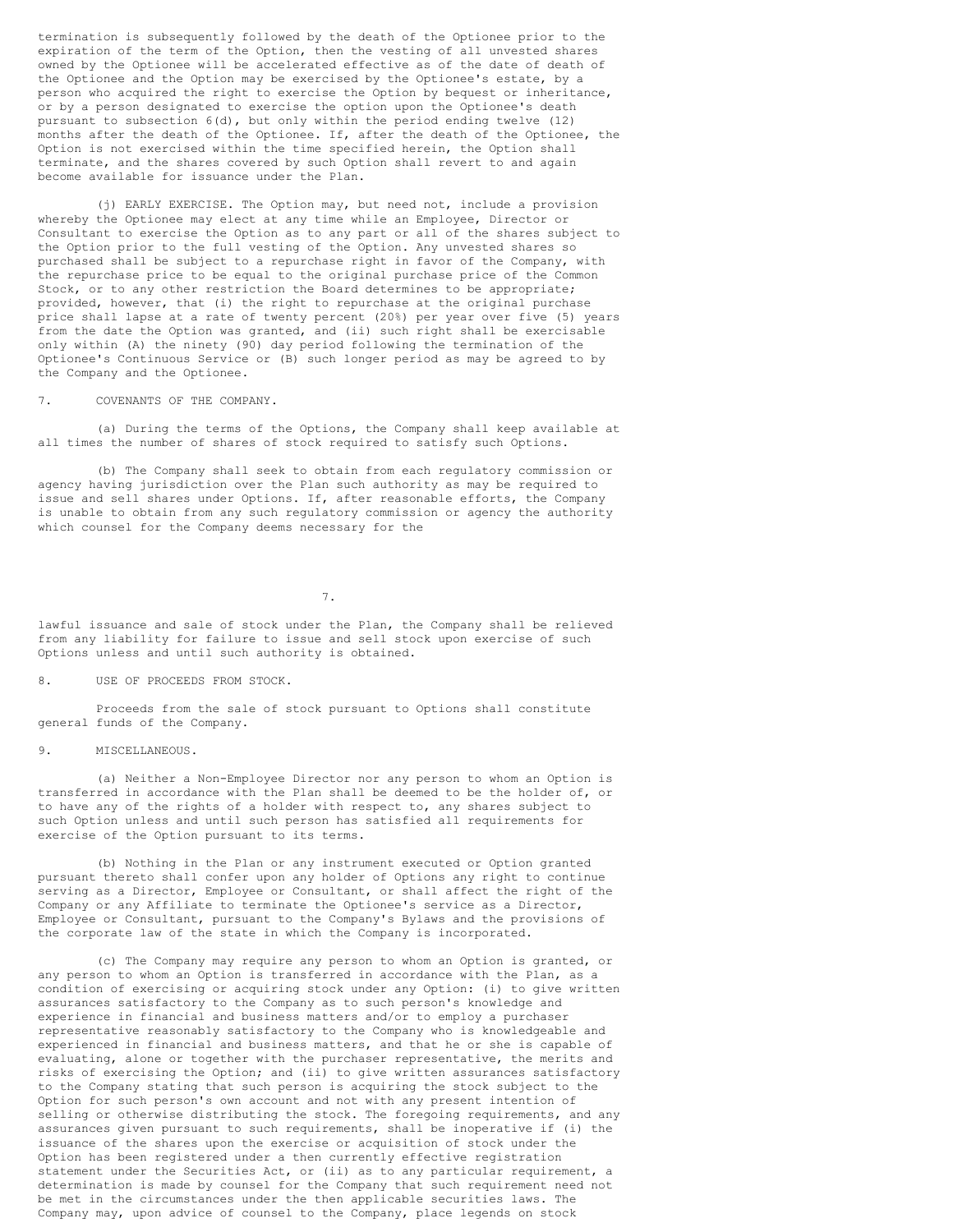termination is subsequently followed by the death of the Optionee prior to the expiration of the term of the Option, then the vesting of all unvested shares owned by the Optionee will be accelerated effective as of the date of death of the Optionee and the Option may be exercised by the Optionee's estate, by a person who acquired the right to exercise the Option by bequest or inheritance, or by a person designated to exercise the option upon the Optionee's death pursuant to subsection 6(d), but only within the period ending twelve (12) months after the death of the Optionee. If, after the death of the Optionee, the Option is not exercised within the time specified herein, the Option shall terminate, and the shares covered by such Option shall revert to and again become available for issuance under the Plan.

(j) EARLY EXERCISE. The Option may, but need not, include a provision whereby the Optionee may elect at any time while an Employee, Director or Consultant to exercise the Option as to any part or all of the shares subject to the Option prior to the full vesting of the Option. Any unvested shares so purchased shall be subject to a repurchase right in favor of the Company, with the repurchase price to be equal to the original purchase price of the Common Stock, or to any other restriction the Board determines to be appropriate; provided, however, that (i) the right to repurchase at the original purchase price shall lapse at a rate of twenty percent (20%) per year over five (5) years from the date the Option was granted, and (ii) such right shall be exercisable only within (A) the ninety (90) day period following the termination of the Optionee's Continuous Service or (B) such longer period as may be agreed to by the Company and the Optionee.

7. COVENANTS OF THE COMPANY.

(a) During the terms of the Options, the Company shall keep available at all times the number of shares of stock required to satisfy such Options.

(b) The Company shall seek to obtain from each regulatory commission or agency having jurisdiction over the Plan such authority as may be required to issue and sell shares under Options. If, after reasonable efforts, the Company is unable to obtain from any such regulatory commission or agency the authority which counsel for the Company deems necessary for the lawful issuance and sale of stock under the Plan, the Company shall be relieved from any liability for failure to issue and sell stock upon exercise of such Options unless and until such authority is obtained.

8. USE OF PROCEEDS FROM STOCK.

Proceeds from the sale of stock pursuant to Options shall constitute general funds of the Company.

9. MISCELLANEOUS.

(a) Neither a Non-Employee Director nor any person to whom an Option is transferred in accordance with the Plan shall be deemed to be the holder of, or to have any of the rights of a holder with respect to, any shares subject to such Option unless and until such person has satisfied all requirements for exercise of the Option pursuant to its terms.

(b) Nothing in the Plan or any instrument executed or Option granted pursuant thereto shall confer upon any holder of Options any right to continue serving as a Director, Employee or Consultant, or shall affect the right of the Company or any Affiliate to terminate the Optionee's service as a Director, Employee or Consultant, pursuant to the Company's Bylaws and the provisions of the corporate law of the state in which the Company is incorporated.

(c) The Company may require any person to whom an Option is granted, or any person to whom an Option is transferred in accordance with the Plan, as a condition of exercising or acquiring stock under any Option: (i) to give written assurances satisfactory to the Company as to such person's knowledge and experience in financial and business matters and/or to employ a purchaser representative reasonably satisfactory to the Company who is knowledgeable and experienced in financial and business matters, and that he or she is capable of evaluating, alone or together with the purchaser representative, the merits and risks of exercising the Option; and (ii) to give written assurances satisfactory to the Company stating that such person is acquiring the stock subject to the Option for such person's own account and not with any present intention of selling or otherwise distributing the stock. The foregoing requirements, and any assurances given pursuant to such requirements, shall be inoperative if (i) the issuance of the shares upon the exercise or acquisition of stock under the Option has been registered under a then currently effective registration statement under the Securities Act, or (ii) as to any particular requirement, a determination is made by counsel for the Company that such requirement need not be met in the circumstances under the then applicable securities laws. The Company may, upon advice of counsel to the Company, place legends on stock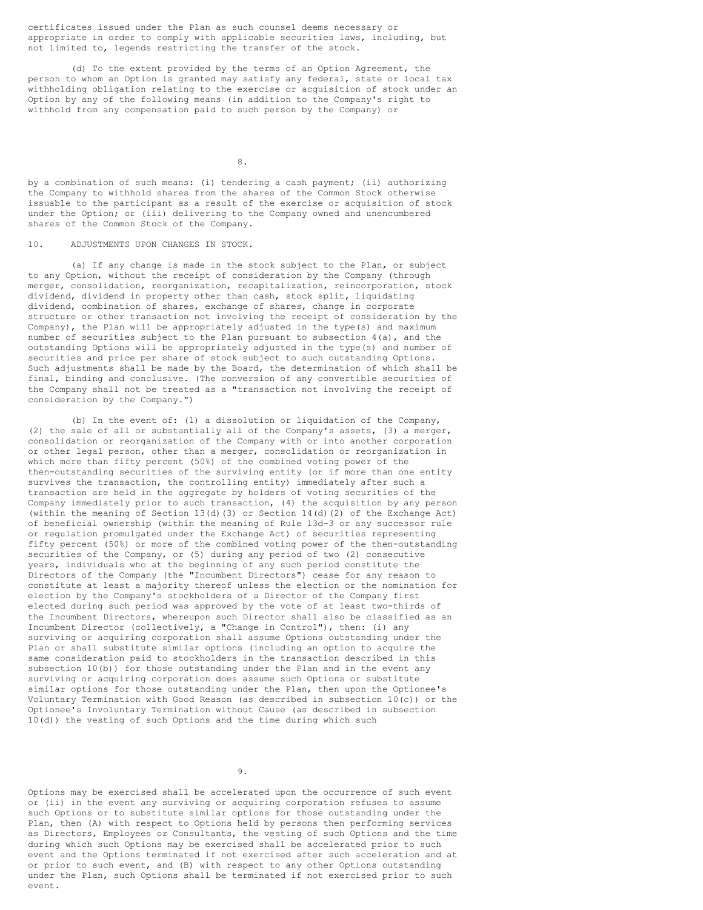certificates issued under the Plan as such counsel deems necessary or appropriate in order to comply with applicable securities laws, including, but not limited to, legends restricting the transfer of the stock.

(d) To the extent provided by the terms of an Option Agreement, the person to whom an Option is granted may satisfy any federal, state or local tax withholding obligation relating to the exercise or acquisition of stock under an Option by any of the following means (in addition to the Company's right to withhold from any compensation paid to such person by the Company) or by a combination of such means: (i) tendering a cash payment; (ii) authorizing the Company to withhold shares from the shares of the Common Stock otherwise issuable to the participant as a result of the exercise or acquisition of stock under the Option; or (iii) delivering to the Company owned and unencumbered shares of the Common Stock of the Company.

10. ADJUSTMENTS UPON CHANGES IN STOCK.

(a) If any change is made in the stock subject to the Plan, or subject to any Option, without the receipt of consideration by the Company (through merger, consolidation, reorganization, recapitalization, reincorporation, stock dividend, dividend in property other than cash, stock split, liquidating dividend, combination of shares, exchange of shares, change in corporate structure or other transaction not involving the receipt of consideration by the Company), the Plan will be appropriately adjusted in the type(s) and maximum number of securities subject to the Plan pursuant to subsection 4(a), and the outstanding Options will be appropriately adjusted in the type(s) and number of securities and price per share of stock subject to such outstanding Options. Such adjustments shall be made by the Board, the determination of which shall be final, binding and conclusive. (The conversion of any convertible securities of the Company shall not be treated as a "transaction not involving the receipt of consideration by the Company.")

(b) In the event of: (1) a dissolution or liquidation of the Company, (2) the sale of all or substantially all of the Company's assets, (3) a merger, consolidation or reorganization of the Company with or into another corporation or other legal person, other than a merger, consolidation or reorganization in which more than fifty percent (50%) of the combined voting power of the then-outstanding securities of the surviving entity (or if more than one entity survives the transaction, the controlling entity) immediately after such a transaction are held in the aggregate by holders of voting securities of the Company immediately prior to such transaction, (4) the acquisition by any person (within the meaning of Section 13(d)(3) or Section 14(d)(2) of the Exchange Act) of beneficial ownership (within the meaning of Rule 13d-3 or any successor rule or regulation promulgated under the Exchange Act) of securities representing fifty percent (50%) or more of the combined voting power of the then-outstanding securities of the Company, or (5) during any period of two (2) consecutive years, individuals who at the beginning of any such period constitute the Directors of the Company (the "Incumbent Directors") cease for any reason to constitute at least a majority thereof unless the election or the nomination for election by the Company's stockholders of a Director of the Company first elected during such period was approved by the vote of at least two-thirds of the Incumbent Directors, whereupon such Director shall also be classified as an Incumbent Director (collectively, a "Change in Control"), then: (i) any surviving or acquiring corporation shall assume Options outstanding under the Plan or shall substitute similar options (including an option to acquire the same consideration paid to stockholders in the transaction described in this subsection 10(b)) for those outstanding under the Plan and in the event any surviving or acquiring corporation does assume such Options or substitute similar options for those outstanding under the Plan, then upon the Optionee's Voluntary Termination with Good Reason (as described in subsection 10(c)) or the Optionee's Involuntary Termination without Cause (as described in subsection 10(d)) the vesting of such Options and the time during which such Options may be exercised shall be accelerated upon the occurrence of such event or (ii) in the event any surviving or acquiring corporation refuses to assume such Options or to substitute similar options for those outstanding under the Plan, then (A) with respect to Options held by persons then performing services as Directors, Employees or Consultants, the vesting of such Options and the time during which such Options may be exercised shall be accelerated prior to such event and the Options terminated if not exercised after such acceleration and at or prior to such event, and (B) with respect to any other Options outstanding under the Plan, such Options shall be terminated if not exercised prior to such event.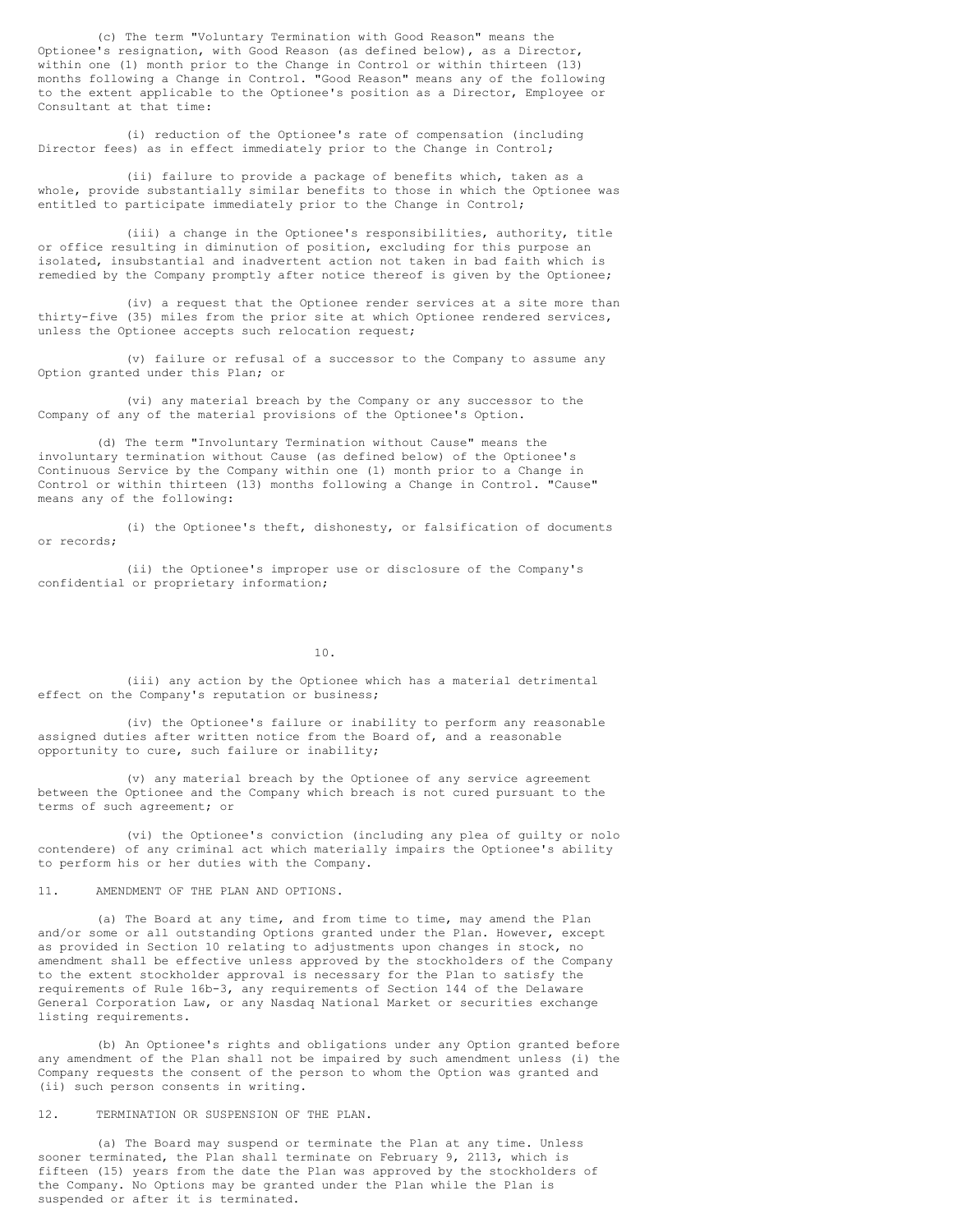(c) The term "Voluntary Termination with Good Reason" means the Optionee's resignation, with Good Reason (as defined below), as a Director, within one (1) month prior to the Change in Control or within thirteen (13) months following a Change in Control. "Good Reason" means any of the following to the extent applicable to the Optionee's position as a Director, Employee or Consultant at that time:

(i) reduction of the Optionee's rate of compensation (including Director fees) as in effect immediately prior to the Change in Control;

(ii) failure to provide a package of benefits which, taken as a whole, provide substantially similar benefits to those in which the Optionee was entitled to participate immediately prior to the Change in Control;

(iii) a change in the Optionee's responsibilities, authority, title or office resulting in diminution of position, excluding for this purpose an isolated, insubstantial and inadvertent action not taken in bad faith which is remedied by the Company promptly after notice thereof is given by the Optionee;

(iv) a request that the Optionee render services at a site more than thirty-five (35) miles from the prior site at which Optionee rendered services, unless the Optionee accepts such relocation request;

(v) failure or refusal of a successor to the Company to assume any Option granted under this Plan; or

(vi) any material breach by the Company or any successor to the Company of any of the material provisions of the Optionee's Option.

(d) The term "Involuntary Termination without Cause" means the involuntary termination without Cause (as defined below) of the Optionee's Continuous Service by the Company within one (1) month prior to a Change in Control or within thirteen (13) months following a Change in Control. "Cause" means any of the following:

(i) the Optionee's theft, dishonesty, or falsification of documents or records;

(ii) the Optionee's improper use or disclosure of the Company's confidential or proprietary information;

(iii) any action by the Optionee which has a material detrimental effect on the Company's reputation or business;

(iv) the Optionee's failure or inability to perform any reasonable assigned duties after written notice from the Board of, and a reasonable opportunity to cure, such failure or inability;

(v) any material breach by the Optionee of any service agreement between the Optionee and the Company which breach is not cured pursuant to the terms of such agreement; or

(vi) the Optionee's conviction (including any plea of guilty or nolo contendere) of any criminal act which materially impairs the Optionee's ability to perform his or her duties with the Company.

11. AMENDMENT OF THE PLAN AND OPTIONS.

(a) The Board at any time, and from time to time, may amend the Plan and/or some or all outstanding Options granted under the Plan. However, except as provided in Section 10 relating to adjustments upon changes in stock, no amendment shall be effective unless approved by the stockholders of the Company to the extent stockholder approval is necessary for the Plan to satisfy the requirements of Rule 16b-3, any requirements of Section 144 of the Delaware General Corporation Law, or any Nasdaq National Market or securities exchange listing requirements.

(b) An Optionee's rights and obligations under any Option granted before any amendment of the Plan shall not be impaired by such amendment unless (i) the Company requests the consent of the person to whom the Option was granted and (ii) such person consents in writing.

12. TERMINATION OR SUSPENSION OF THE PLAN.

(a) The Board may suspend or terminate the Plan at any time. Unless sooner terminated, the Plan shall terminate on February 9, 2113, which is fifteen (15) years from the date the Plan was approved by the stockholders of the Company. No Options may be granted under the Plan while the Plan is suspended or after it is terminated.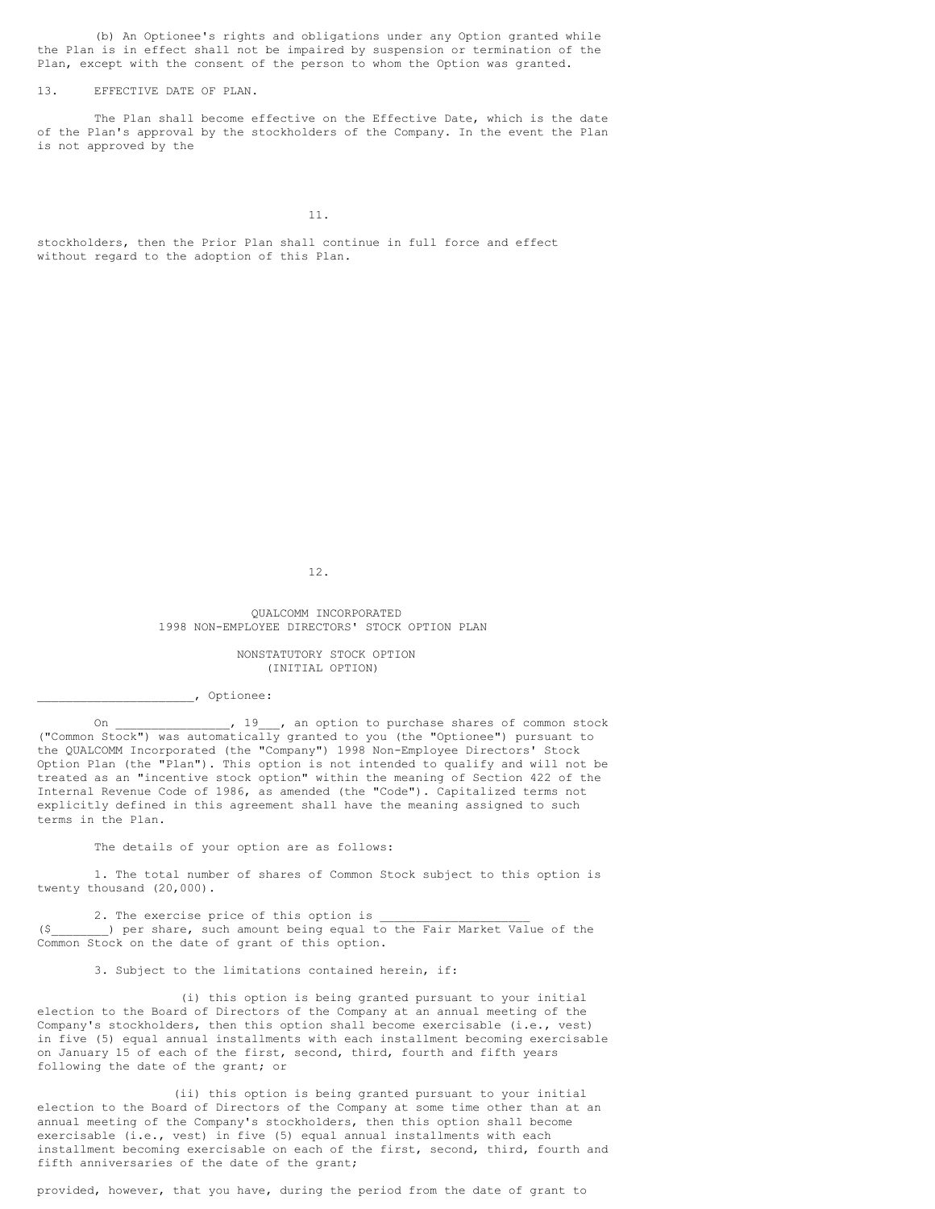(b) An Optionee's rights and obligations under any Option granted while the Plan is in effect shall not be impaired by suspension or termination of the Plan, except with the consent of the person to whom the Option was granted.

13. EFFECTIVE DATE OF PLAN.

The Plan shall become effective on the Effective Date, which is the date of the Plan's approval by the stockholders of the Company. In the event the Plan is not approved by the stockholders, then the Prior Plan shall continue in full force and effect without regard to the adoption of this Plan.

QUALCOMM INCORPORATED
1998 NON-EMPLOYEE DIRECTORS' STOCK OPTION PLAN

NONSTATUTORY STOCK OPTION
(INITIAL OPTION)

______________________, Optionee:

On _______________, 19___, an option to purchase shares of common stock ("Common Stock") was automatically granted to you (the "Optionee") pursuant to the QUALCOMM Incorporated (the "Company") 1998 Non-Employee Directors' Stock Option Plan (the "Plan"). This option is not intended to qualify and will not be treated as an "incentive stock option" within the meaning of Section 422 of the Internal Revenue Code of 1986, as amended (the "Code"). Capitalized terms not explicitly defined in this agreement shall have the meaning assigned to such terms in the Plan.

The details of your option are as follows:

1. The total number of shares of Common Stock subject to this option is twenty thousand (20,000).

2. The exercise price of this option is ____________________ ($________) per share, such amount being equal to the Fair Market Value of the Common Stock on the date of grant of this option.

3. Subject to the limitations contained herein, if:

(i) this option is being granted pursuant to your initial election to the Board of Directors of the Company at an annual meeting of the Company's stockholders, then this option shall become exercisable (i.e., vest) in five (5) equal annual installments with each installment becoming exercisable on January 15 of each of the first, second, third, fourth and fifth years following the date of the grant; or

(ii) this option is being granted pursuant to your initial election to the Board of Directors of the Company at some time other than at an annual meeting of the Company's stockholders, then this option shall become exercisable (i.e., vest) in five (5) equal annual installments with each installment becoming exercisable on each of the first, second, third, fourth and fifth anniversaries of the date of the grant;

provided, however, that you have, during the period from the date of grant to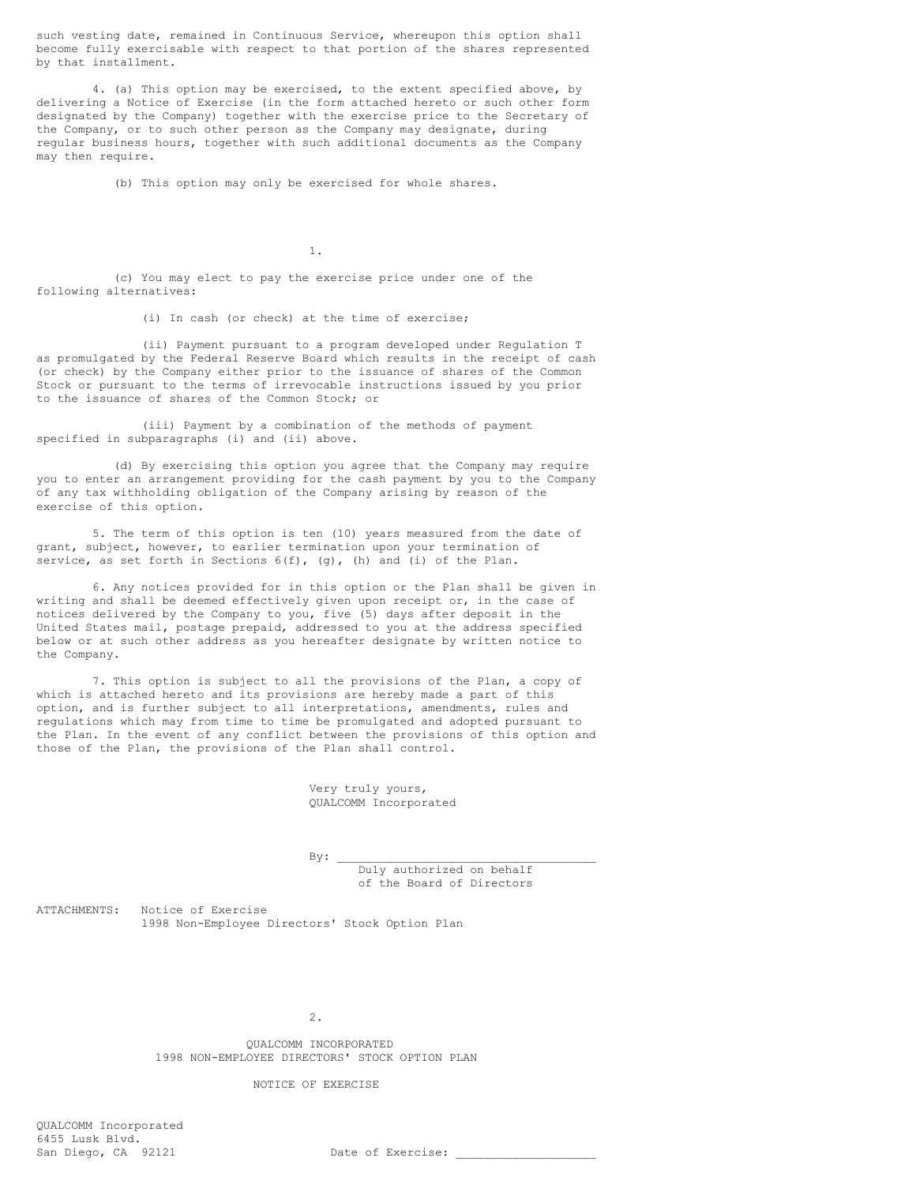such vesting date, remained in Continuous Service, whereupon this option shall become fully exercisable with respect to that portion of the shares represented by that installment.

4. (a) This option may be exercised, to the extent specified above, by delivering a Notice of Exercise (in the form attached hereto or such other form designated by the Company) together with the exercise price to the Secretary of the Company, or to such other person as the Company may designate, during regular business hours, together with such additional documents as the Company may then require.

(b) This option may only be exercised for whole shares.

(c) You may elect to pay the exercise price under one of the following alternatives:

(i) In cash (or check) at the time of exercise;

(ii) Payment pursuant to a program developed under Regulation T as promulgated by the Federal Reserve Board which results in the receipt of cash (or check) by the Company either prior to the issuance of shares of the Common Stock or pursuant to the terms of irrevocable instructions issued by you prior to the issuance of shares of the Common Stock; or

(iii) Payment by a combination of the methods of payment specified in subparagraphs (i) and (ii) above.

(d) By exercising this option you agree that the Company may require you to enter an arrangement providing for the cash payment by you to the Company of any tax withholding obligation of the Company arising by reason of the exercise of this option.

5. The term of this option is ten (10) years measured from the date of grant, subject, however, to earlier termination upon your termination of service, as set forth in Sections 6(f), (g), (h) and (i) of the Plan.

6. Any notices provided for in this option or the Plan shall be given in writing and shall be deemed effectively given upon receipt or, in the case of notices delivered by the Company to you, five (5) days after deposit in the United States mail, postage prepaid, addressed to you at the address specified below or at such other address as you hereafter designate by written notice to the Company.

7. This option is subject to all the provisions of the Plan, a copy of which is attached hereto and its provisions are hereby made a part of this option, and is further subject to all interpretations, amendments, rules and regulations which may from time to time be promulgated and adopted pursuant to the Plan. In the event of any conflict between the provisions of this option and those of the Plan, the provisions of the Plan shall control.

Very truly yours,
QUALCOMM Incorporated

By: ___________________________________
Duly authorized on behalf of the Board of Directors

ATTACHMENTS: Notice of Exercise
1998 Non-Employee Directors' Stock Option Plan

QUALCOMM INCORPORATED
1998 NON-EMPLOYEE DIRECTORS' STOCK OPTION PLAN

NOTICE OF EXERCISE

QUALCOMM Incorporated
6455 Lusk Blvd.
San Diego, CA 92121

Date of Exercise: ____________________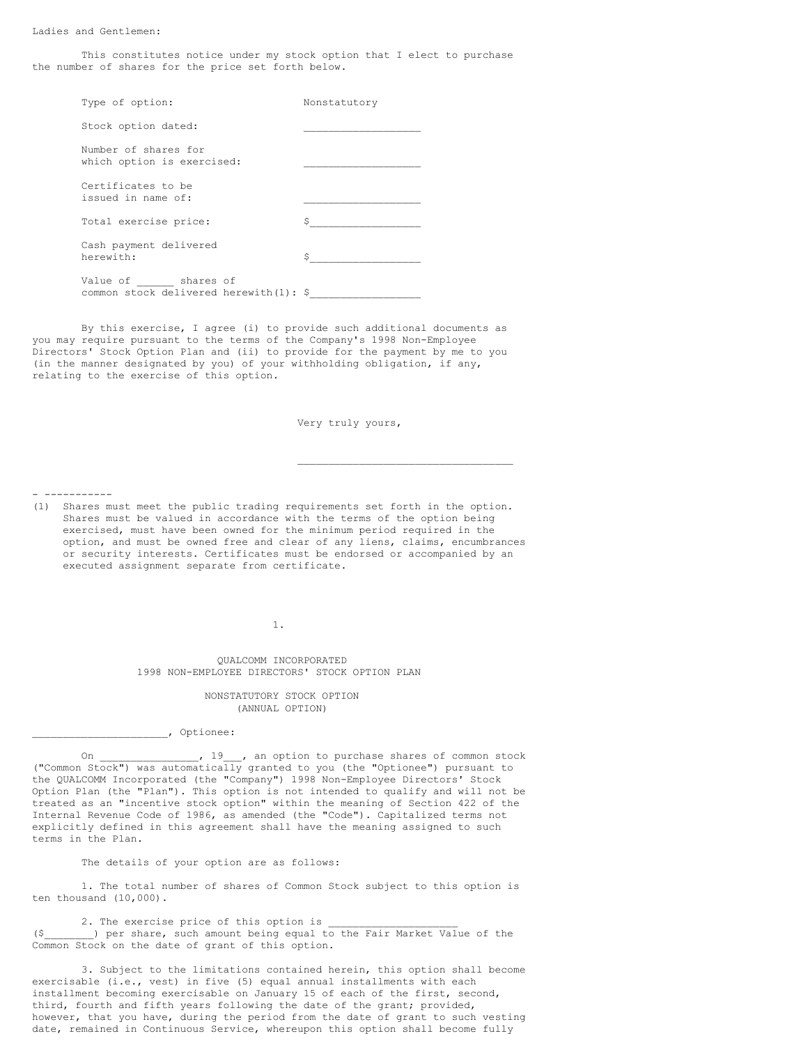Ladies and Gentlemen:

This constitutes notice under my stock option that I elect to purchase the number of shares for the price set forth below.

| | |
|---|---|
| Type of option: | Nonstatutory |
| Stock option dated: | __________________ |
| Number of shares for which option is exercised: | __________________ |
| Certificates to be issued in name of: | __________________ |
| Total exercise price: | $__________________ |
| Cash payment delivered herewith: | $__________________ |
| Value of ______ shares of common stock delivered herewith(1): | $__________________ |

By this exercise, I agree (i) to provide such additional documents as you may require pursuant to the terms of the Company's 1998 Non-Employee Directors' Stock Option Plan and (ii) to provide for the payment by me to you (in the manner designated by you) of your withholding obligation, if any, relating to the exercise of this option.

Very truly yours,

___________________________________

- -----------

(1) Shares must meet the public trading requirements set forth in the option. Shares must be valued in accordance with the terms of the option being exercised, must have been owned for the minimum period required in the option, and must be owned free and clear of any liens, claims, encumbrances or security interests. Certificates must be endorsed or accompanied by an executed assignment separate from certificate.

QUALCOMM INCORPORATED
1998 NON-EMPLOYEE DIRECTORS' STOCK OPTION PLAN

NONSTATUTORY STOCK OPTION
(ANNUAL OPTION)

______________________, Optionee:

On ________________, 19___, an option to purchase shares of common stock ("Common Stock") was automatically granted to you (the "Optionee") pursuant to the QUALCOMM Incorporated (the "Company") 1998 Non-Employee Directors' Stock Option Plan (the "Plan"). This option is not intended to qualify and will not be treated as an "incentive stock option" within the meaning of Section 422 of the Internal Revenue Code of 1986, as amended (the "Code"). Capitalized terms not explicitly defined in this agreement shall have the meaning assigned to such terms in the Plan.

The details of your option are as follows:

1. The total number of shares of Common Stock subject to this option is ten thousand (10,000).

2. The exercise price of this option is _____________________ ($________) per share, such amount being equal to the Fair Market Value of the Common Stock on the date of grant of this option.

3. Subject to the limitations contained herein, this option shall become exercisable (i.e., vest) in five (5) equal annual installments with each installment becoming exercisable on January 15 of each of the first, second, third, fourth and fifth years following the date of the grant; provided, however, that you have, during the period from the date of grant to such vesting date, remained in Continuous Service, whereupon this option shall become fully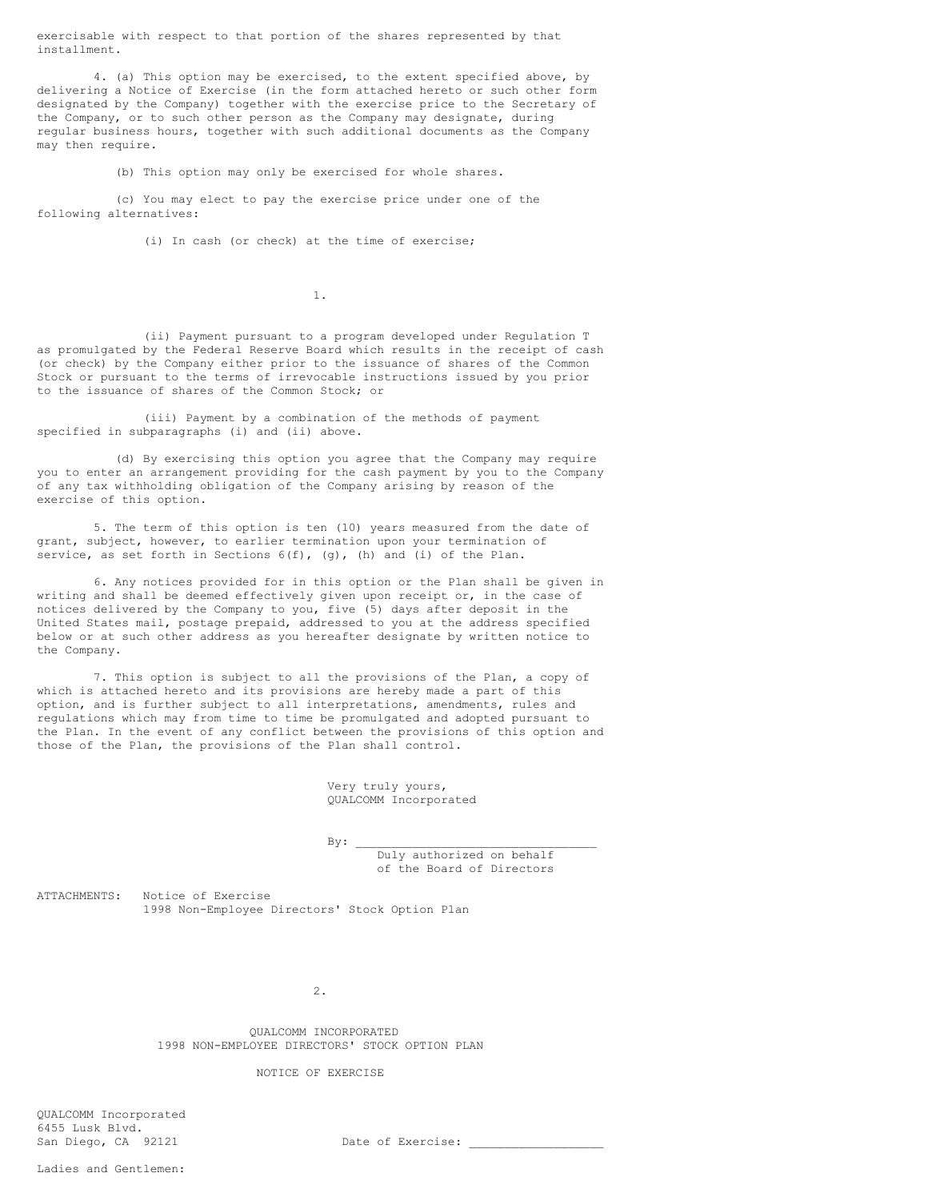exercisable with respect to that portion of the shares represented by that installment.

4. (a) This option may be exercised, to the extent specified above, by delivering a Notice of Exercise (in the form attached hereto or such other form designated by the Company) together with the exercise price to the Secretary of the Company, or to such other person as the Company may designate, during regular business hours, together with such additional documents as the Company may then require.

(b) This option may only be exercised for whole shares.

(c) You may elect to pay the exercise price under one of the following alternatives:

(i) In cash (or check) at the time of exercise;

(ii) Payment pursuant to a program developed under Regulation T as promulgated by the Federal Reserve Board which results in the receipt of cash (or check) by the Company either prior to the issuance of shares of the Common Stock or pursuant to the terms of irrevocable instructions issued by you prior to the issuance of shares of the Common Stock; or

(iii) Payment by a combination of the methods of payment specified in subparagraphs (i) and (ii) above.

(d) By exercising this option you agree that the Company may require you to enter an arrangement providing for the cash payment by you to the Company of any tax withholding obligation of the Company arising by reason of the exercise of this option.

5. The term of this option is ten (10) years measured from the date of grant, subject, however, to earlier termination upon your termination of service, as set forth in Sections 6(f), (g), (h) and (i) of the Plan.

6. Any notices provided for in this option or the Plan shall be given in writing and shall be deemed effectively given upon receipt or, in the case of notices delivered by the Company to you, five (5) days after deposit in the United States mail, postage prepaid, addressed to you at the address specified below or at such other address as you hereafter designate by written notice to the Company.

7. This option is subject to all the provisions of the Plan, a copy of which is attached hereto and its provisions are hereby made a part of this option, and is further subject to all interpretations, amendments, rules and regulations which may from time to time be promulgated and adopted pursuant to the Plan. In the event of any conflict between the provisions of this option and those of the Plan, the provisions of the Plan shall control.

Very truly yours,
QUALCOMM Incorporated

By: ________________________________
Duly authorized on behalf of the Board of Directors

ATTACHMENTS: Notice of Exercise
1998 Non-Employee Directors' Stock Option Plan

QUALCOMM INCORPORATED
1998 NON-EMPLOYEE DIRECTORS' STOCK OPTION PLAN

NOTICE OF EXERCISE

QUALCOMM Incorporated
6455 Lusk Blvd.
San Diego, CA 92121

Date of Exercise: __________________

Ladies and Gentlemen: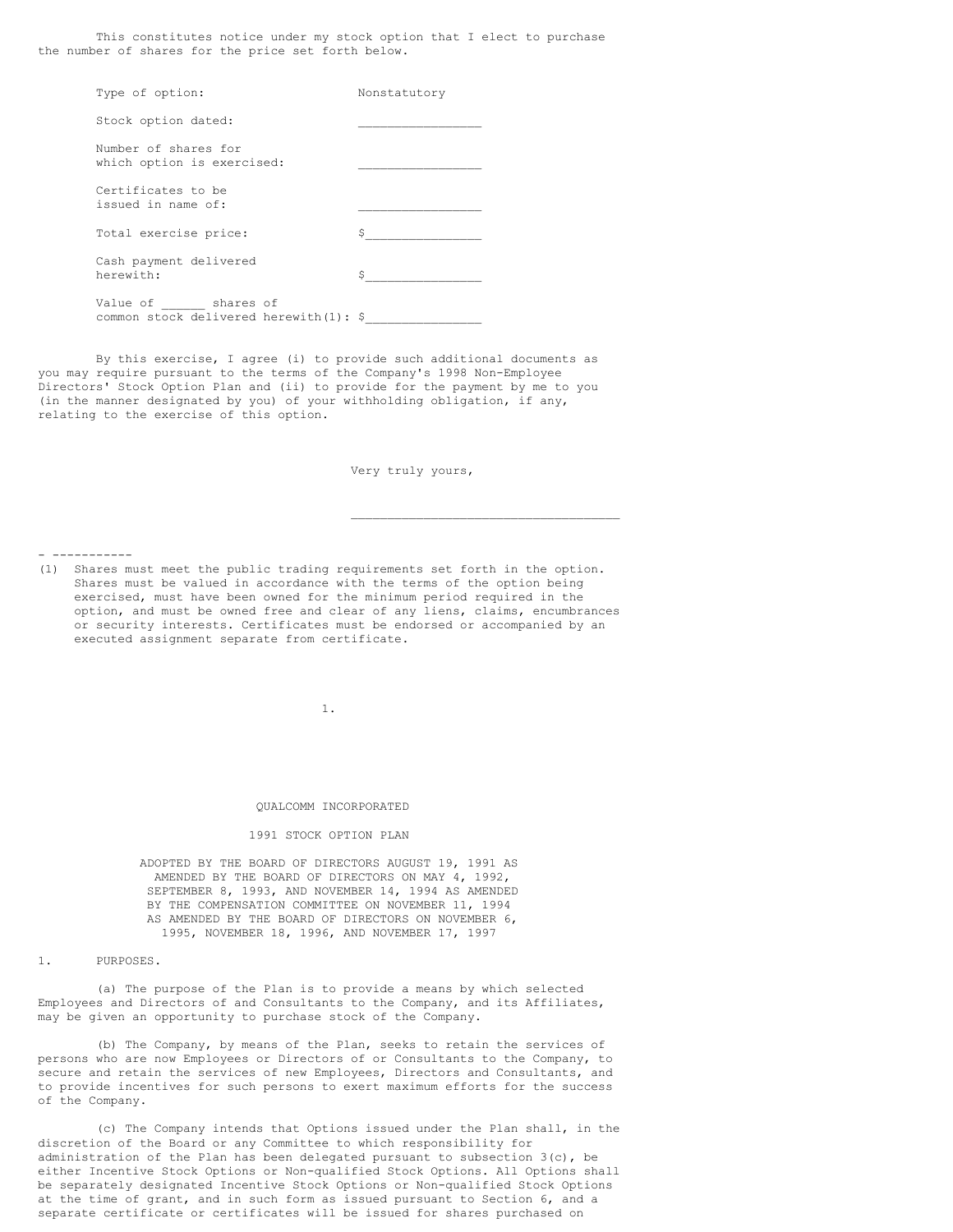This constitutes notice under my stock option that I elect to purchase the number of shares for the price set forth below.

| | |
|---|---|
| Type of option: | Nonstatutory |
| Stock option dated: | ________________ |
| Number of shares for which option is exercised: | ________________ |
| Certificates to be issued in name of: | ________________ |
| Total exercise price: | $_______________ |
| Cash payment delivered herewith: | $_______________ |
| Value of ______ shares of common stock delivered herewith(1): | $_______________ |

By this exercise, I agree (i) to provide such additional documents as you may require pursuant to the terms of the Company's 1998 Non-Employee Directors' Stock Option Plan and (ii) to provide for the payment by me to you (in the manner designated by you) of your withholding obligation, if any, relating to the exercise of this option.

Very truly yours,

____________________________________

- -----------

(1) Shares must meet the public trading requirements set forth in the option. Shares must be valued in accordance with the terms of the option being exercised, must have been owned for the minimum period required in the option, and must be owned free and clear of any liens, claims, encumbrances or security interests. Certificates must be endorsed or accompanied by an executed assignment separate from certificate.

# QUALCOMM INCORPORATED

## 1991 STOCK OPTION PLAN

ADOPTED BY THE BOARD OF DIRECTORS AUGUST 19, 1991 AS AMENDED BY THE BOARD OF DIRECTORS ON MAY 4, 1992, SEPTEMBER 8, 1993, AND NOVEMBER 14, 1994 AS AMENDED BY THE COMPENSATION COMMITTEE ON NOVEMBER 11, 1994 AS AMENDED BY THE BOARD OF DIRECTORS ON NOVEMBER 6, 1995, NOVEMBER 18, 1996, AND NOVEMBER 17, 1997

1. PURPOSES.

(a) The purpose of the Plan is to provide a means by which selected Employees and Directors of and Consultants to the Company, and its Affiliates, may be given an opportunity to purchase stock of the Company.

(b) The Company, by means of the Plan, seeks to retain the services of persons who are now Employees or Directors of or Consultants to the Company, to secure and retain the services of new Employees, Directors and Consultants, and to provide incentives for such persons to exert maximum efforts for the success of the Company.

(c) The Company intends that Options issued under the Plan shall, in the discretion of the Board or any Committee to which responsibility for administration of the Plan has been delegated pursuant to subsection 3(c), be either Incentive Stock Options or Non-qualified Stock Options. All Options shall be separately designated Incentive Stock Options or Non-qualified Stock Options at the time of grant, and in such form as issued pursuant to Section 6, and a separate certificate or certificates will be issued for shares purchased on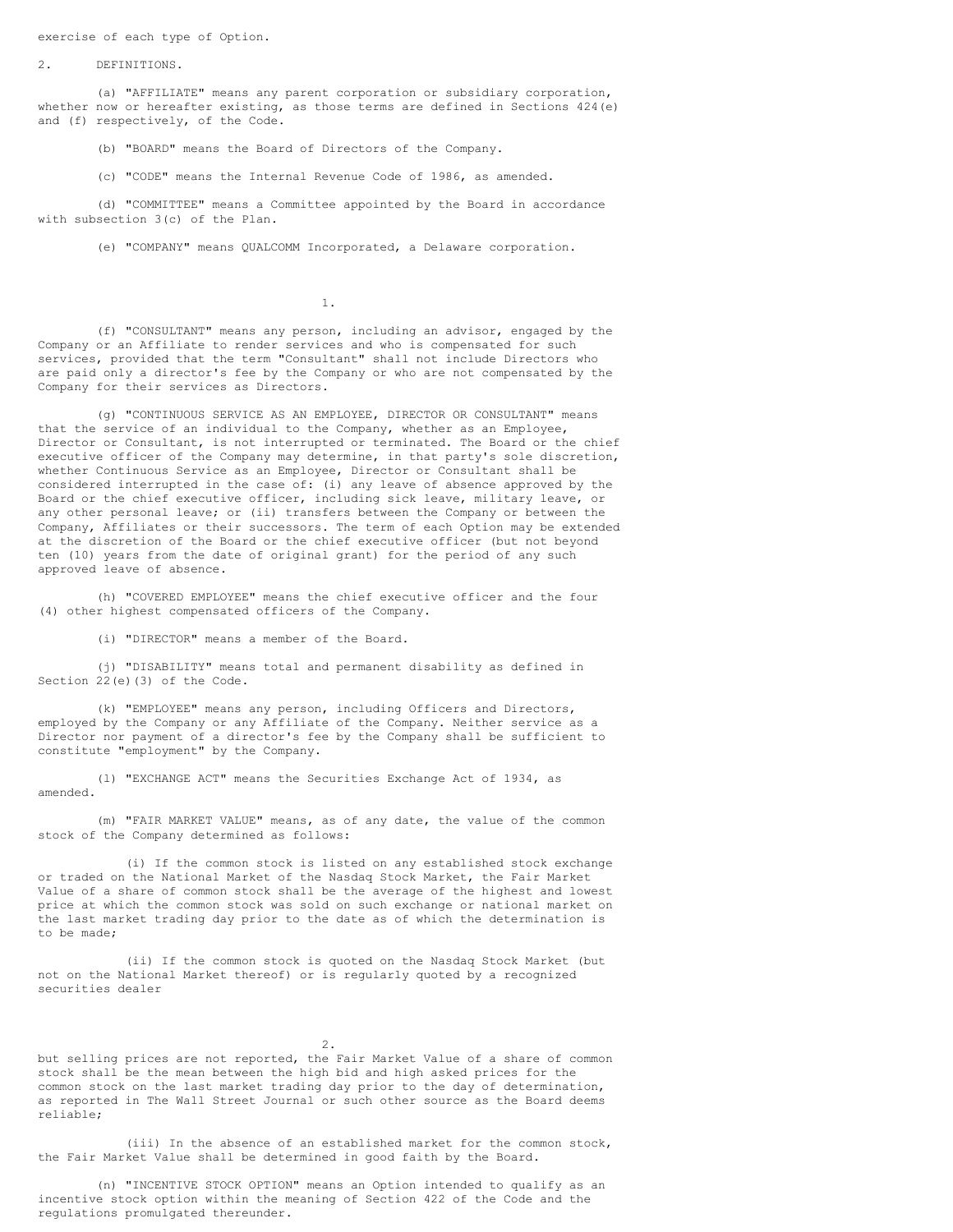exercise of each type of Option.

2. DEFINITIONS.

(a) "AFFILIATE" means any parent corporation or subsidiary corporation, whether now or hereafter existing, as those terms are defined in Sections 424(e) and (f) respectively, of the Code.

(b) "BOARD" means the Board of Directors of the Company.

(c) "CODE" means the Internal Revenue Code of 1986, as amended.

(d) "COMMITTEE" means a Committee appointed by the Board in accordance with subsection 3(c) of the Plan.

(e) "COMPANY" means QUALCOMM Incorporated, a Delaware corporation.

(f) "CONSULTANT" means any person, including an advisor, engaged by the Company or an Affiliate to render services and who is compensated for such services, provided that the term "Consultant" shall not include Directors who are paid only a director's fee by the Company or who are not compensated by the Company for their services as Directors.

(g) "CONTINUOUS SERVICE AS AN EMPLOYEE, DIRECTOR OR CONSULTANT" means that the service of an individual to the Company, whether as an Employee, Director or Consultant, is not interrupted or terminated. The Board or the chief executive officer of the Company may determine, in that party's sole discretion, whether Continuous Service as an Employee, Director or Consultant shall be considered interrupted in the case of: (i) any leave of absence approved by the Board or the chief executive officer, including sick leave, military leave, or any other personal leave; or (ii) transfers between the Company or between the Company, Affiliates or their successors. The term of each Option may be extended at the discretion of the Board or the chief executive officer (but not beyond ten (10) years from the date of original grant) for the period of any such approved leave of absence.

(h) "COVERED EMPLOYEE" means the chief executive officer and the four (4) other highest compensated officers of the Company.

(i) "DIRECTOR" means a member of the Board.

(j) "DISABILITY" means total and permanent disability as defined in Section 22(e)(3) of the Code.

(k) "EMPLOYEE" means any person, including Officers and Directors, employed by the Company or any Affiliate of the Company. Neither service as a Director nor payment of a director's fee by the Company shall be sufficient to constitute "employment" by the Company.

(l) "EXCHANGE ACT" means the Securities Exchange Act of 1934, as amended.

(m) "FAIR MARKET VALUE" means, as of any date, the value of the common stock of the Company determined as follows:

(i) If the common stock is listed on any established stock exchange or traded on the National Market of the Nasdaq Stock Market, the Fair Market Value of a share of common stock shall be the average of the highest and lowest price at which the common stock was sold on such exchange or national market on the last market trading day prior to the date as of which the determination is to be made;

(ii) If the common stock is quoted on the Nasdaq Stock Market (but not on the National Market thereof) or is regularly quoted by a recognized securities dealer but selling prices are not reported, the Fair Market Value of a share of common stock shall be the mean between the high bid and high asked prices for the common stock on the last market trading day prior to the day of determination, as reported in The Wall Street Journal or such other source as the Board deems reliable;

(iii) In the absence of an established market for the common stock, the Fair Market Value shall be determined in good faith by the Board.

(n) "INCENTIVE STOCK OPTION" means an Option intended to qualify as an incentive stock option within the meaning of Section 422 of the Code and the regulations promulgated thereunder.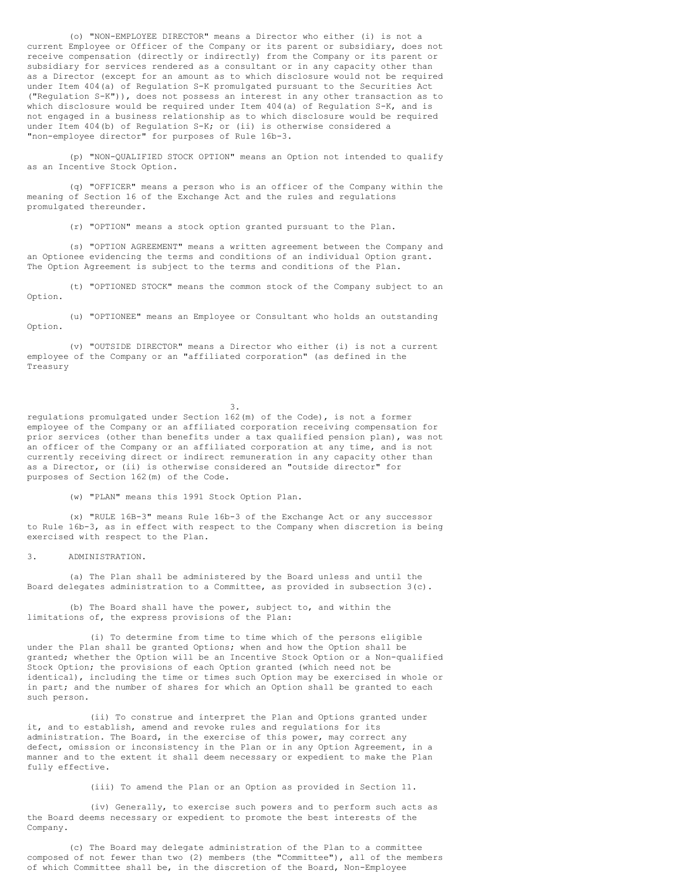(o) "NON-EMPLOYEE DIRECTOR" means a Director who either (i) is not a current Employee or Officer of the Company or its parent or subsidiary, does not receive compensation (directly or indirectly) from the Company or its parent or subsidiary for services rendered as a consultant or in any capacity other than as a Director (except for an amount as to which disclosure would not be required under Item 404(a) of Regulation S-K promulgated pursuant to the Securities Act ("Regulation S-K")), does not possess an interest in any other transaction as to which disclosure would be required under Item 404(a) of Regulation S-K, and is not engaged in a business relationship as to which disclosure would be required under Item 404(b) of Regulation S-K; or (ii) is otherwise considered a "non-employee director" for purposes of Rule 16b-3.

(p) "NON-QUALIFIED STOCK OPTION" means an Option not intended to qualify as an Incentive Stock Option.

(q) "OFFICER" means a person who is an officer of the Company within the meaning of Section 16 of the Exchange Act and the rules and regulations promulgated thereunder.

(r) "OPTION" means a stock option granted pursuant to the Plan.

(s) "OPTION AGREEMENT" means a written agreement between the Company and an Optionee evidencing the terms and conditions of an individual Option grant. The Option Agreement is subject to the terms and conditions of the Plan.

(t) "OPTIONED STOCK" means the common stock of the Company subject to an Option.

(u) "OPTIONEE" means an Employee or Consultant who holds an outstanding Option.

(v) "OUTSIDE DIRECTOR" means a Director who either (i) is not a current employee of the Company or an "affiliated corporation" (as defined in the Treasury regulations promulgated under Section 162(m) of the Code), is not a former employee of the Company or an affiliated corporation receiving compensation for prior services (other than benefits under a tax qualified pension plan), was not an officer of the Company or an affiliated corporation at any time, and is not currently receiving direct or indirect remuneration in any capacity other than as a Director, or (ii) is otherwise considered an "outside director" for purposes of Section 162(m) of the Code.

(w) "PLAN" means this 1991 Stock Option Plan.

(x) "RULE 16B-3" means Rule 16b-3 of the Exchange Act or any successor to Rule 16b-3, as in effect with respect to the Company when discretion is being exercised with respect to the Plan.

3. ADMINISTRATION.

(a) The Plan shall be administered by the Board unless and until the Board delegates administration to a Committee, as provided in subsection 3(c).

(b) The Board shall have the power, subject to, and within the limitations of, the express provisions of the Plan:

(i) To determine from time to time which of the persons eligible under the Plan shall be granted Options; when and how the Option shall be granted; whether the Option will be an Incentive Stock Option or a Non-qualified Stock Option; the provisions of each Option granted (which need not be identical), including the time or times such Option may be exercised in whole or in part; and the number of shares for which an Option shall be granted to each such person.

(ii) To construe and interpret the Plan and Options granted under it, and to establish, amend and revoke rules and regulations for its administration. The Board, in the exercise of this power, may correct any defect, omission or inconsistency in the Plan or in any Option Agreement, in a manner and to the extent it shall deem necessary or expedient to make the Plan fully effective.

(iii) To amend the Plan or an Option as provided in Section 11.

(iv) Generally, to exercise such powers and to perform such acts as the Board deems necessary or expedient to promote the best interests of the Company.

(c) The Board may delegate administration of the Plan to a committee composed of not fewer than two (2) members (the "Committee"), all of the members of which Committee shall be, in the discretion of the Board, Non-Employee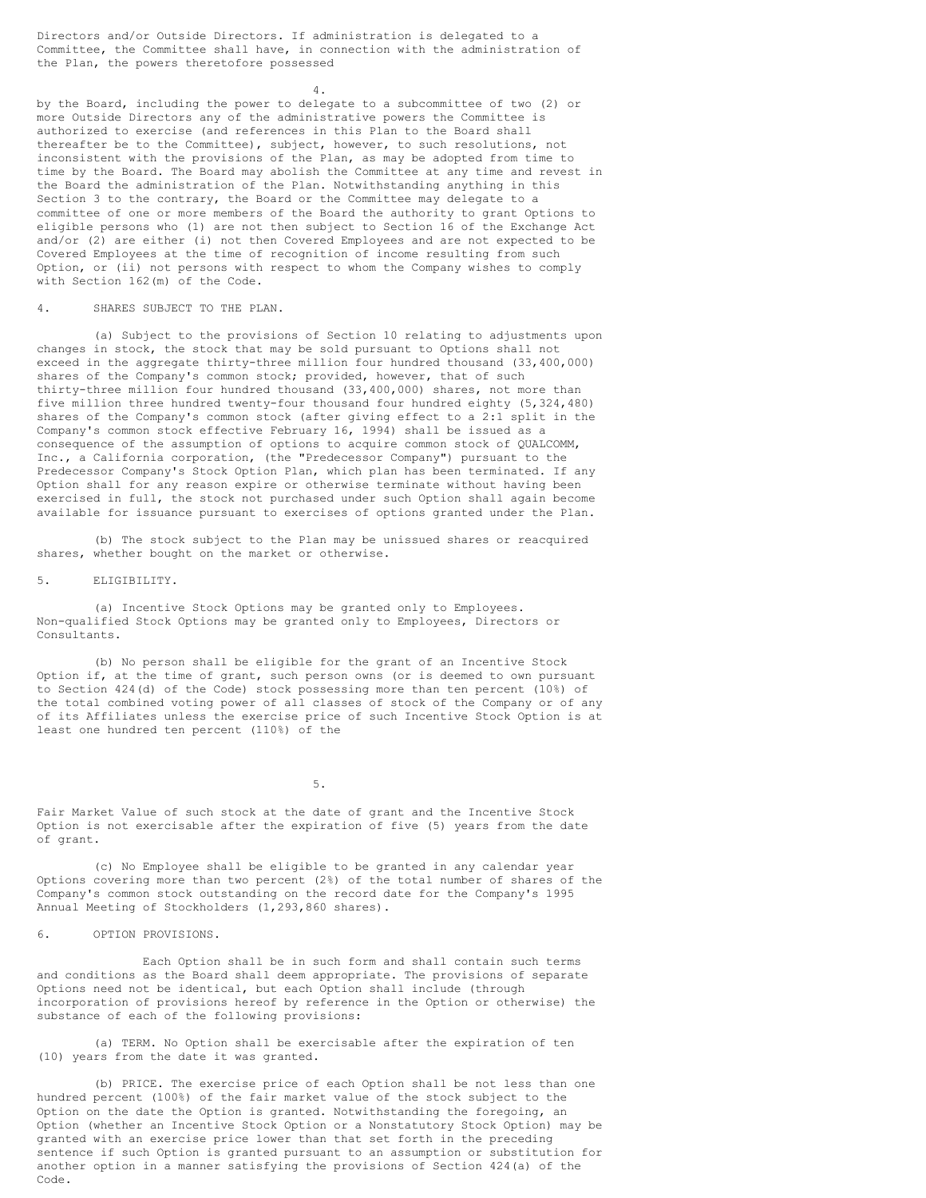Directors and/or Outside Directors. If administration is delegated to a Committee, the Committee shall have, in connection with the administration of the Plan, the powers theretofore possessed by the Board, including the power to delegate to a subcommittee of two (2) or more Outside Directors any of the administrative powers the Committee is authorized to exercise (and references in this Plan to the Board shall thereafter be to the Committee), subject, however, to such resolutions, not inconsistent with the provisions of the Plan, as may be adopted from time to time by the Board. The Board may abolish the Committee at any time and revest in the Board the administration of the Plan. Notwithstanding anything in this Section 3 to the contrary, the Board or the Committee may delegate to a committee of one or more members of the Board the authority to grant Options to eligible persons who (1) are not then subject to Section 16 of the Exchange Act and/or (2) are either (i) not then Covered Employees and are not expected to be Covered Employees at the time of recognition of income resulting from such Option, or (ii) not persons with respect to whom the Company wishes to comply with Section 162(m) of the Code.

4. SHARES SUBJECT TO THE PLAN.

(a) Subject to the provisions of Section 10 relating to adjustments upon changes in stock, the stock that may be sold pursuant to Options shall not exceed in the aggregate thirty-three million four hundred thousand (33,400,000) shares of the Company's common stock; provided, however, that of such thirty-three million four hundred thousand (33,400,000) shares, not more than five million three hundred twenty-four thousand four hundred eighty (5,324,480) shares of the Company's common stock (after giving effect to a 2:1 split in the Company's common stock effective February 16, 1994) shall be issued as a consequence of the assumption of options to acquire common stock of QUALCOMM, Inc., a California corporation, (the "Predecessor Company") pursuant to the Predecessor Company's Stock Option Plan, which plan has been terminated. If any Option shall for any reason expire or otherwise terminate without having been exercised in full, the stock not purchased under such Option shall again become available for issuance pursuant to exercises of options granted under the Plan.

(b) The stock subject to the Plan may be unissued shares or reacquired shares, whether bought on the market or otherwise.

5. ELIGIBILITY.

(a) Incentive Stock Options may be granted only to Employees. Non-qualified Stock Options may be granted only to Employees, Directors or Consultants.

(b) No person shall be eligible for the grant of an Incentive Stock Option if, at the time of grant, such person owns (or is deemed to own pursuant to Section 424(d) of the Code) stock possessing more than ten percent (10%) of the total combined voting power of all classes of stock of the Company or of any of its Affiliates unless the exercise price of such Incentive Stock Option is at least one hundred ten percent (110%) of the Fair Market Value of such stock at the date of grant and the Incentive Stock Option is not exercisable after the expiration of five (5) years from the date of grant.

(c) No Employee shall be eligible to be granted in any calendar year Options covering more than two percent (2%) of the total number of shares of the Company's common stock outstanding on the record date for the Company's 1995 Annual Meeting of Stockholders (1,293,860 shares).

6. OPTION PROVISIONS.

Each Option shall be in such form and shall contain such terms and conditions as the Board shall deem appropriate. The provisions of separate Options need not be identical, but each Option shall include (through incorporation of provisions hereof by reference in the Option or otherwise) the substance of each of the following provisions:

(a) TERM. No Option shall be exercisable after the expiration of ten (10) years from the date it was granted.

(b) PRICE. The exercise price of each Option shall be not less than one hundred percent (100%) of the fair market value of the stock subject to the Option on the date the Option is granted. Notwithstanding the foregoing, an Option (whether an Incentive Stock Option or a Nonstatutory Stock Option) may be granted with an exercise price lower than that set forth in the preceding sentence if such Option is granted pursuant to an assumption or substitution for another option in a manner satisfying the provisions of Section 424(a) of the Code.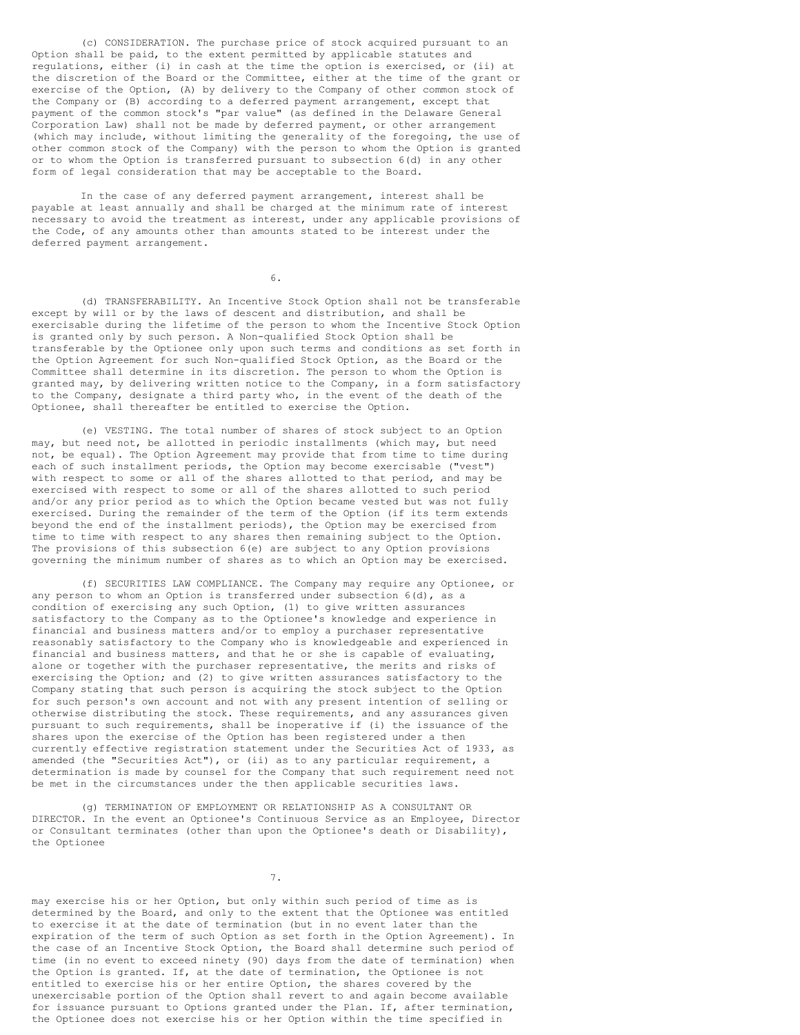(c) CONSIDERATION. The purchase price of stock acquired pursuant to an Option shall be paid, to the extent permitted by applicable statutes and regulations, either (i) in cash at the time the option is exercised, or (ii) at the discretion of the Board or the Committee, either at the time of the grant or exercise of the Option, (A) by delivery to the Company of other common stock of the Company or (B) according to a deferred payment arrangement, except that payment of the common stock's "par value" (as defined in the Delaware General Corporation Law) shall not be made by deferred payment, or other arrangement (which may include, without limiting the generality of the foregoing, the use of other common stock of the Company) with the person to whom the Option is granted or to whom the Option is transferred pursuant to subsection 6(d) in any other form of legal consideration that may be acceptable to the Board.

In the case of any deferred payment arrangement, interest shall be payable at least annually and shall be charged at the minimum rate of interest necessary to avoid the treatment as interest, under any applicable provisions of the Code, of any amounts other than amounts stated to be interest under the deferred payment arrangement.

(d) TRANSFERABILITY. An Incentive Stock Option shall not be transferable except by will or by the laws of descent and distribution, and shall be exercisable during the lifetime of the person to whom the Incentive Stock Option is granted only by such person. A Non-qualified Stock Option shall be transferable by the Optionee only upon such terms and conditions as set forth in the Option Agreement for such Non-qualified Stock Option, as the Board or the Committee shall determine in its discretion. The person to whom the Option is granted may, by delivering written notice to the Company, in a form satisfactory to the Company, designate a third party who, in the event of the death of the Optionee, shall thereafter be entitled to exercise the Option.

(e) VESTING. The total number of shares of stock subject to an Option may, but need not, be allotted in periodic installments (which may, but need not, be equal). The Option Agreement may provide that from time to time during each of such installment periods, the Option may become exercisable ("vest") with respect to some or all of the shares allotted to that period, and may be exercised with respect to some or all of the shares allotted to such period and/or any prior period as to which the Option became vested but was not fully exercised. During the remainder of the term of the Option (if its term extends beyond the end of the installment periods), the Option may be exercised from time to time with respect to any shares then remaining subject to the Option. The provisions of this subsection 6(e) are subject to any Option provisions governing the minimum number of shares as to which an Option may be exercised.

(f) SECURITIES LAW COMPLIANCE. The Company may require any Optionee, or any person to whom an Option is transferred under subsection 6(d), as a condition of exercising any such Option, (1) to give written assurances satisfactory to the Company as to the Optionee's knowledge and experience in financial and business matters and/or to employ a purchaser representative reasonably satisfactory to the Company who is knowledgeable and experienced in financial and business matters, and that he or she is capable of evaluating, alone or together with the purchaser representative, the merits and risks of exercising the Option; and (2) to give written assurances satisfactory to the Company stating that such person is acquiring the stock subject to the Option for such person's own account and not with any present intention of selling or otherwise distributing the stock. These requirements, and any assurances given pursuant to such requirements, shall be inoperative if (i) the issuance of the shares upon the exercise of the Option has been registered under a then currently effective registration statement under the Securities Act of 1933, as amended (the "Securities Act"), or (ii) as to any particular requirement, a determination is made by counsel for the Company that such requirement need not be met in the circumstances under the then applicable securities laws.

(g) TERMINATION OF EMPLOYMENT OR RELATIONSHIP AS A CONSULTANT OR DIRECTOR. In the event an Optionee's Continuous Service as an Employee, Director or Consultant terminates (other than upon the Optionee's death or Disability), the Optionee may exercise his or her Option, but only within such period of time as is determined by the Board, and only to the extent that the Optionee was entitled to exercise it at the date of termination (but in no event later than the expiration of the term of such Option as set forth in the Option Agreement). In the case of an Incentive Stock Option, the Board shall determine such period of time (in no event to exceed ninety (90) days from the date of termination) when the Option is granted. If, at the date of termination, the Optionee is not entitled to exercise his or her entire Option, the shares covered by the unexercisable portion of the Option shall revert to and again become available for issuance pursuant to Options granted under the Plan. If, after termination, the Optionee does not exercise his or her Option within the time specified in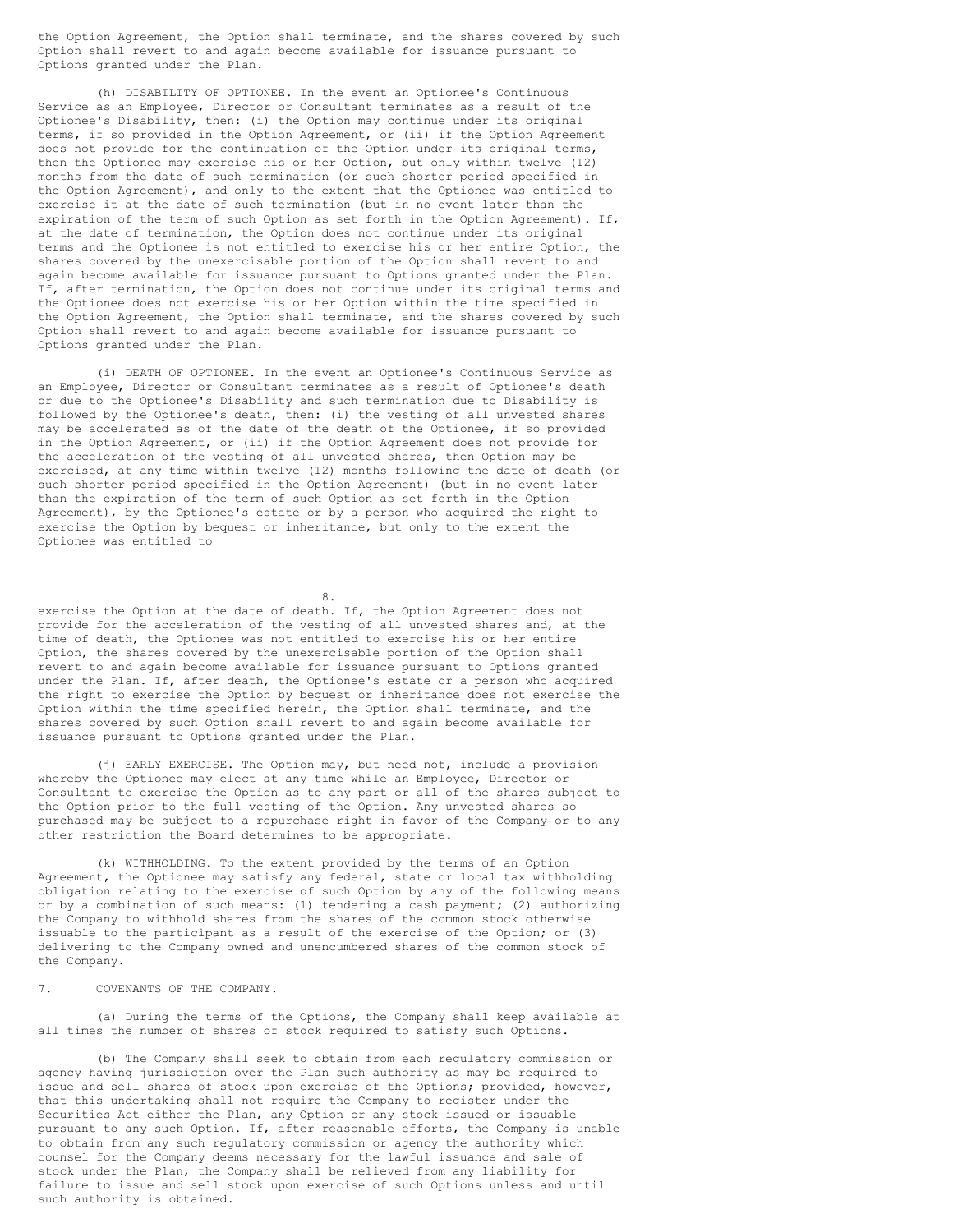the Option Agreement, the Option shall terminate, and the shares covered by such Option shall revert to and again become available for issuance pursuant to Options granted under the Plan.

(h) DISABILITY OF OPTIONEE. In the event an Optionee's Continuous Service as an Employee, Director or Consultant terminates as a result of the Optionee's Disability, then: (i) the Option may continue under its original terms, if so provided in the Option Agreement, or (ii) if the Option Agreement does not provide for the continuation of the Option under its original terms, then the Optionee may exercise his or her Option, but only within twelve (12) months from the date of such termination (or such shorter period specified in the Option Agreement), and only to the extent that the Optionee was entitled to exercise it at the date of such termination (but in no event later than the expiration of the term of such Option as set forth in the Option Agreement). If, at the date of termination, the Option does not continue under its original terms and the Optionee is not entitled to exercise his or her entire Option, the shares covered by the unexercisable portion of the Option shall revert to and again become available for issuance pursuant to Options granted under the Plan. If, after termination, the Option does not continue under its original terms and the Optionee does not exercise his or her Option within the time specified in the Option Agreement, the Option shall terminate, and the shares covered by such Option shall revert to and again become available for issuance pursuant to Options granted under the Plan.

(i) DEATH OF OPTIONEE. In the event an Optionee's Continuous Service as an Employee, Director or Consultant terminates as a result of Optionee's death or due to the Optionee's Disability and such termination due to Disability is followed by the Optionee's death, then: (i) the vesting of all unvested shares may be accelerated as of the date of the death of the Optionee, if so provided in the Option Agreement, or (ii) if the Option Agreement does not provide for the acceleration of the vesting of all unvested shares, then Option may be exercised, at any time within twelve (12) months following the date of death (or such shorter period specified in the Option Agreement) (but in no event later than the expiration of the term of such Option as set forth in the Option Agreement), by the Optionee's estate or by a person who acquired the right to exercise the Option by bequest or inheritance, but only to the extent the Optionee was entitled to exercise the Option at the date of death. If, the Option Agreement does not provide for the acceleration of the vesting of all unvested shares and, at the time of death, the Optionee was not entitled to exercise his or her entire Option, the shares covered by the unexercisable portion of the Option shall revert to and again become available for issuance pursuant to Options granted under the Plan. If, after death, the Optionee's estate or a person who acquired the right to exercise the Option by bequest or inheritance does not exercise the Option within the time specified herein, the Option shall terminate, and the shares covered by such Option shall revert to and again become available for issuance pursuant to Options granted under the Plan.

(j) EARLY EXERCISE. The Option may, but need not, include a provision whereby the Optionee may elect at any time while an Employee, Director or Consultant to exercise the Option as to any part or all of the shares subject to the Option prior to the full vesting of the Option. Any unvested shares so purchased may be subject to a repurchase right in favor of the Company or to any other restriction the Board determines to be appropriate.

(k) WITHHOLDING. To the extent provided by the terms of an Option Agreement, the Optionee may satisfy any federal, state or local tax withholding obligation relating to the exercise of such Option by any of the following means or by a combination of such means: (1) tendering a cash payment; (2) authorizing the Company to withhold shares from the shares of the common stock otherwise issuable to the participant as a result of the exercise of the Option; or (3) delivering to the Company owned and unencumbered shares of the common stock of the Company.

7. COVENANTS OF THE COMPANY.

(a) During the terms of the Options, the Company shall keep available at all times the number of shares of stock required to satisfy such Options.

(b) The Company shall seek to obtain from each regulatory commission or agency having jurisdiction over the Plan such authority as may be required to issue and sell shares of stock upon exercise of the Options; provided, however, that this undertaking shall not require the Company to register under the Securities Act either the Plan, any Option or any stock issued or issuable pursuant to any such Option. If, after reasonable efforts, the Company is unable to obtain from any such regulatory commission or agency the authority which counsel for the Company deems necessary for the lawful issuance and sale of stock under the Plan, the Company shall be relieved from any liability for failure to issue and sell stock upon exercise of such Options unless and until such authority is obtained.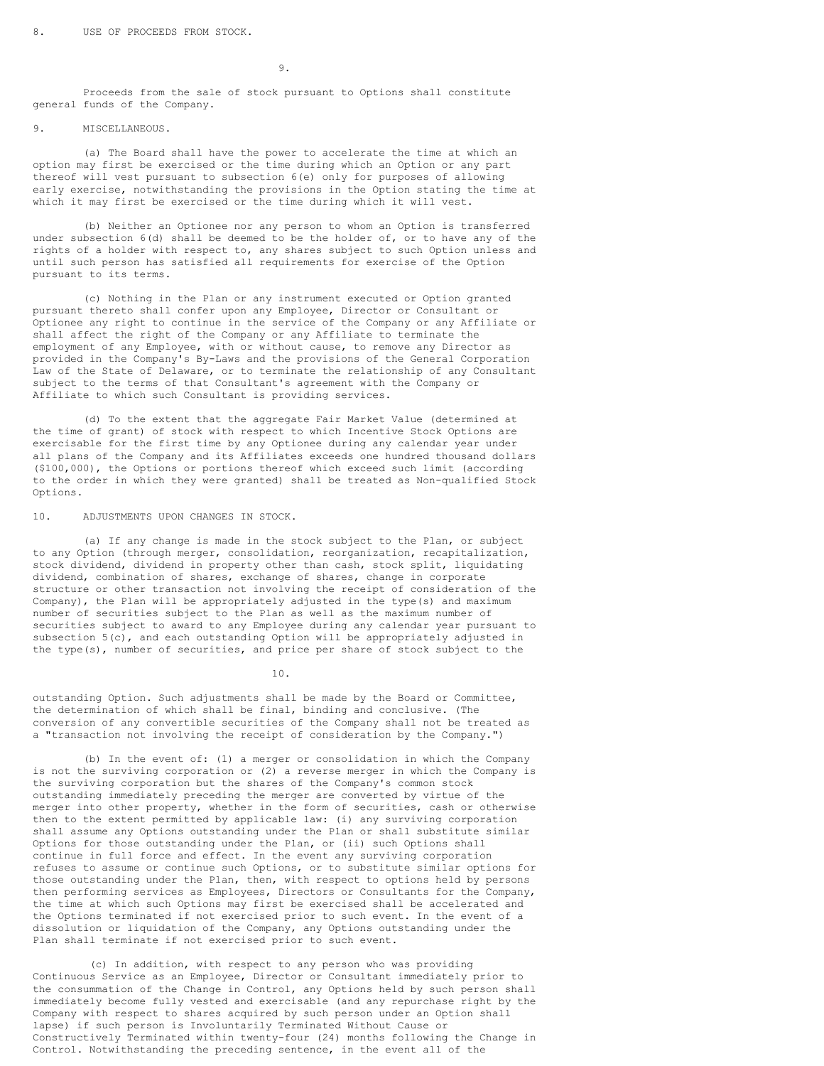## 8. USE OF PROCEEDS FROM STOCK.

Proceeds from the sale of stock pursuant to Options shall constitute general funds of the Company.

## 9. MISCELLANEOUS.

(a) The Board shall have the power to accelerate the time at which an option may first be exercised or the time during which an Option or any part thereof will vest pursuant to subsection 6(e) only for purposes of allowing early exercise, notwithstanding the provisions in the Option stating the time at which it may first be exercised or the time during which it will vest.

(b) Neither an Optionee nor any person to whom an Option is transferred under subsection 6(d) shall be deemed to be the holder of, or to have any of the rights of a holder with respect to, any shares subject to such Option unless and until such person has satisfied all requirements for exercise of the Option pursuant to its terms.

(c) Nothing in the Plan or any instrument executed or Option granted pursuant thereto shall confer upon any Employee, Director or Consultant or Optionee any right to continue in the service of the Company or any Affiliate or shall affect the right of the Company or any Affiliate to terminate the employment of any Employee, with or without cause, to remove any Director as provided in the Company's By-Laws and the provisions of the General Corporation Law of the State of Delaware, or to terminate the relationship of any Consultant subject to the terms of that Consultant's agreement with the Company or Affiliate to which such Consultant is providing services.

(d) To the extent that the aggregate Fair Market Value (determined at the time of grant) of stock with respect to which Incentive Stock Options are exercisable for the first time by any Optionee during any calendar year under all plans of the Company and its Affiliates exceeds one hundred thousand dollars ($100,000), the Options or portions thereof which exceed such limit (according to the order in which they were granted) shall be treated as Non-qualified Stock Options.

## 10. ADJUSTMENTS UPON CHANGES IN STOCK.

(a) If any change is made in the stock subject to the Plan, or subject to any Option (through merger, consolidation, reorganization, recapitalization, stock dividend, dividend in property other than cash, stock split, liquidating dividend, combination of shares, exchange of shares, change in corporate structure or other transaction not involving the receipt of consideration of the Company), the Plan will be appropriately adjusted in the type(s) and maximum number of securities subject to the Plan as well as the maximum number of securities subject to award to any Employee during any calendar year pursuant to subsection 5(c), and each outstanding Option will be appropriately adjusted in the type(s), number of securities, and price per share of stock subject to the outstanding Option. Such adjustments shall be made by the Board or Committee, the determination of which shall be final, binding and conclusive. (The conversion of any convertible securities of the Company shall not be treated as a "transaction not involving the receipt of consideration by the Company.")

(b) In the event of: (1) a merger or consolidation in which the Company is not the surviving corporation or (2) a reverse merger in which the Company is the surviving corporation but the shares of the Company's common stock outstanding immediately preceding the merger are converted by virtue of the merger into other property, whether in the form of securities, cash or otherwise then to the extent permitted by applicable law: (i) any surviving corporation shall assume any Options outstanding under the Plan or shall substitute similar Options for those outstanding under the Plan, or (ii) such Options shall continue in full force and effect. In the event any surviving corporation refuses to assume or continue such Options, or to substitute similar options for those outstanding under the Plan, then, with respect to options held by persons then performing services as Employees, Directors or Consultants for the Company, the time at which such Options may first be exercised shall be accelerated and the Options terminated if not exercised prior to such event. In the event of a dissolution or liquidation of the Company, any Options outstanding under the Plan shall terminate if not exercised prior to such event.

(c) In addition, with respect to any person who was providing Continuous Service as an Employee, Director or Consultant immediately prior to the consummation of the Change in Control, any Options held by such person shall immediately become fully vested and exercisable (and any repurchase right by the Company with respect to shares acquired by such person under an Option shall lapse) if such person is Involuntarily Terminated Without Cause or Constructively Terminated within twenty-four (24) months following the Change in Control. Notwithstanding the preceding sentence, in the event all of the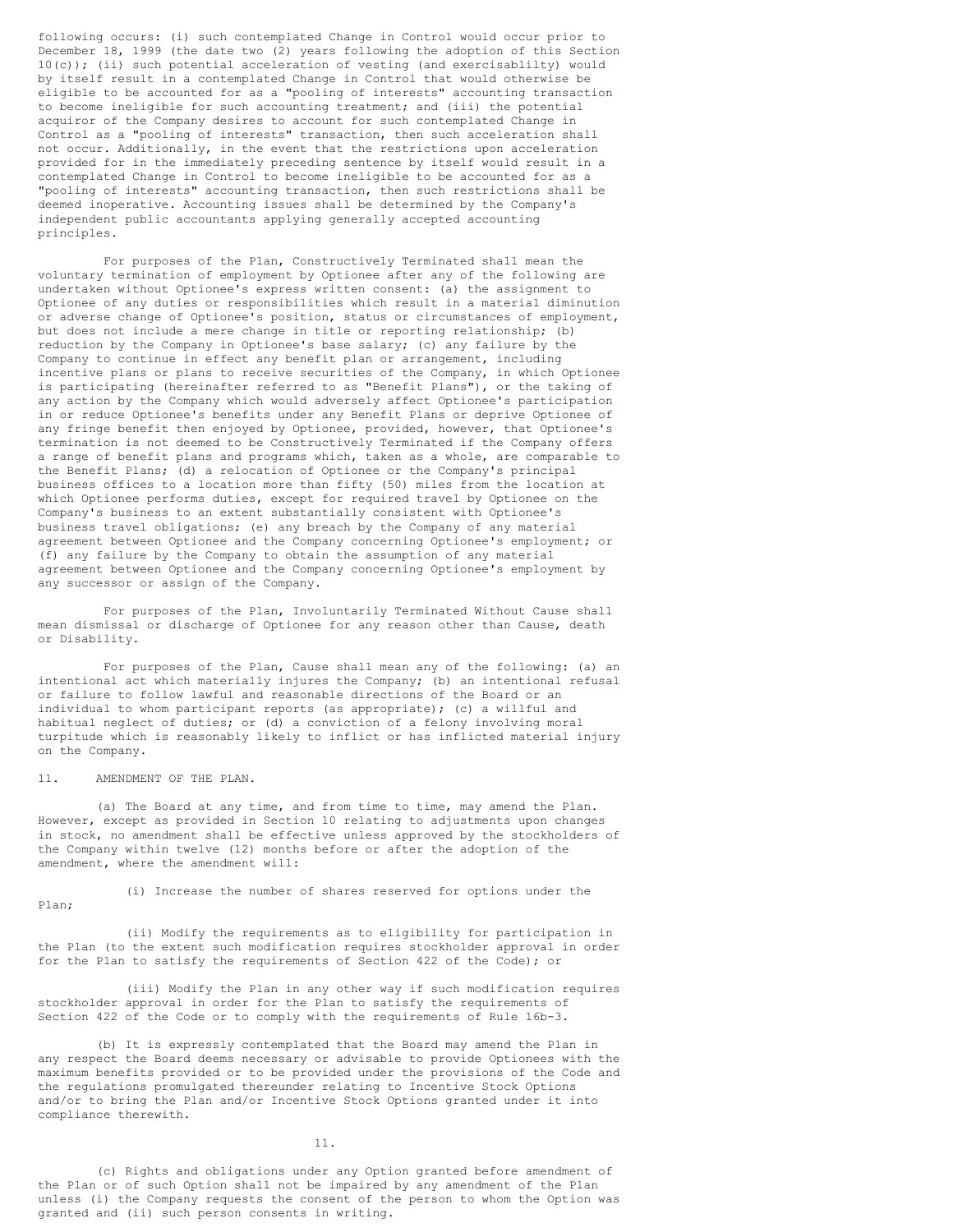following occurs: (i) such contemplated Change in Control would occur prior to December 18, 1999 (the date two (2) years following the adoption of this Section 10(c)); (ii) such potential acceleration of vesting (and exercisablilty) would by itself result in a contemplated Change in Control that would otherwise be eligible to be accounted for as a "pooling of interests" accounting transaction to become ineligible for such accounting treatment; and (iii) the potential acquiror of the Company desires to account for such contemplated Change in Control as a "pooling of interests" transaction, then such acceleration shall not occur. Additionally, in the event that the restrictions upon acceleration provided for in the immediately preceding sentence by itself would result in a contemplated Change in Control to become ineligible to be accounted for as a "pooling of interests" accounting transaction, then such restrictions shall be deemed inoperative. Accounting issues shall be determined by the Company's independent public accountants applying generally accepted accounting principles.

For purposes of the Plan, Constructively Terminated shall mean the voluntary termination of employment by Optionee after any of the following are undertaken without Optionee's express written consent: (a) the assignment to Optionee of any duties or responsibilities which result in a material diminution or adverse change of Optionee's position, status or circumstances of employment, but does not include a mere change in title or reporting relationship; (b) reduction by the Company in Optionee's base salary; (c) any failure by the Company to continue in effect any benefit plan or arrangement, including incentive plans or plans to receive securities of the Company, in which Optionee is participating (hereinafter referred to as "Benefit Plans"), or the taking of any action by the Company which would adversely affect Optionee's participation in or reduce Optionee's benefits under any Benefit Plans or deprive Optionee of any fringe benefit then enjoyed by Optionee, provided, however, that Optionee's termination is not deemed to be Constructively Terminated if the Company offers a range of benefit plans and programs which, taken as a whole, are comparable to the Benefit Plans; (d) a relocation of Optionee or the Company's principal business offices to a location more than fifty (50) miles from the location at which Optionee performs duties, except for required travel by Optionee on the Company's business to an extent substantially consistent with Optionee's business travel obligations; (e) any breach by the Company of any material agreement between Optionee and the Company concerning Optionee's employment; or (f) any failure by the Company to obtain the assumption of any material agreement between Optionee and the Company concerning Optionee's employment by any successor or assign of the Company.

For purposes of the Plan, Involuntarily Terminated Without Cause shall mean dismissal or discharge of Optionee for any reason other than Cause, death or Disability.

For purposes of the Plan, Cause shall mean any of the following: (a) an intentional act which materially injures the Company; (b) an intentional refusal or failure to follow lawful and reasonable directions of the Board or an individual to whom participant reports (as appropriate); (c) a willful and habitual neglect of duties; or (d) a conviction of a felony involving moral turpitude which is reasonably likely to inflict or has inflicted material injury on the Company.

11. AMENDMENT OF THE PLAN.

(a) The Board at any time, and from time to time, may amend the Plan. However, except as provided in Section 10 relating to adjustments upon changes in stock, no amendment shall be effective unless approved by the stockholders of the Company within twelve (12) months before or after the adoption of the amendment, where the amendment will:

(i) Increase the number of shares reserved for options under the Plan;

(ii) Modify the requirements as to eligibility for participation in the Plan (to the extent such modification requires stockholder approval in order for the Plan to satisfy the requirements of Section 422 of the Code); or

(iii) Modify the Plan in any other way if such modification requires stockholder approval in order for the Plan to satisfy the requirements of Section 422 of the Code or to comply with the requirements of Rule 16b-3.

(b) It is expressly contemplated that the Board may amend the Plan in any respect the Board deems necessary or advisable to provide Optionees with the maximum benefits provided or to be provided under the provisions of the Code and the regulations promulgated thereunder relating to Incentive Stock Options and/or to bring the Plan and/or Incentive Stock Options granted under it into compliance therewith.

(c) Rights and obligations under any Option granted before amendment of the Plan or of such Option shall not be impaired by any amendment of the Plan unless (i) the Company requests the consent of the person to whom the Option was granted and (ii) such person consents in writing.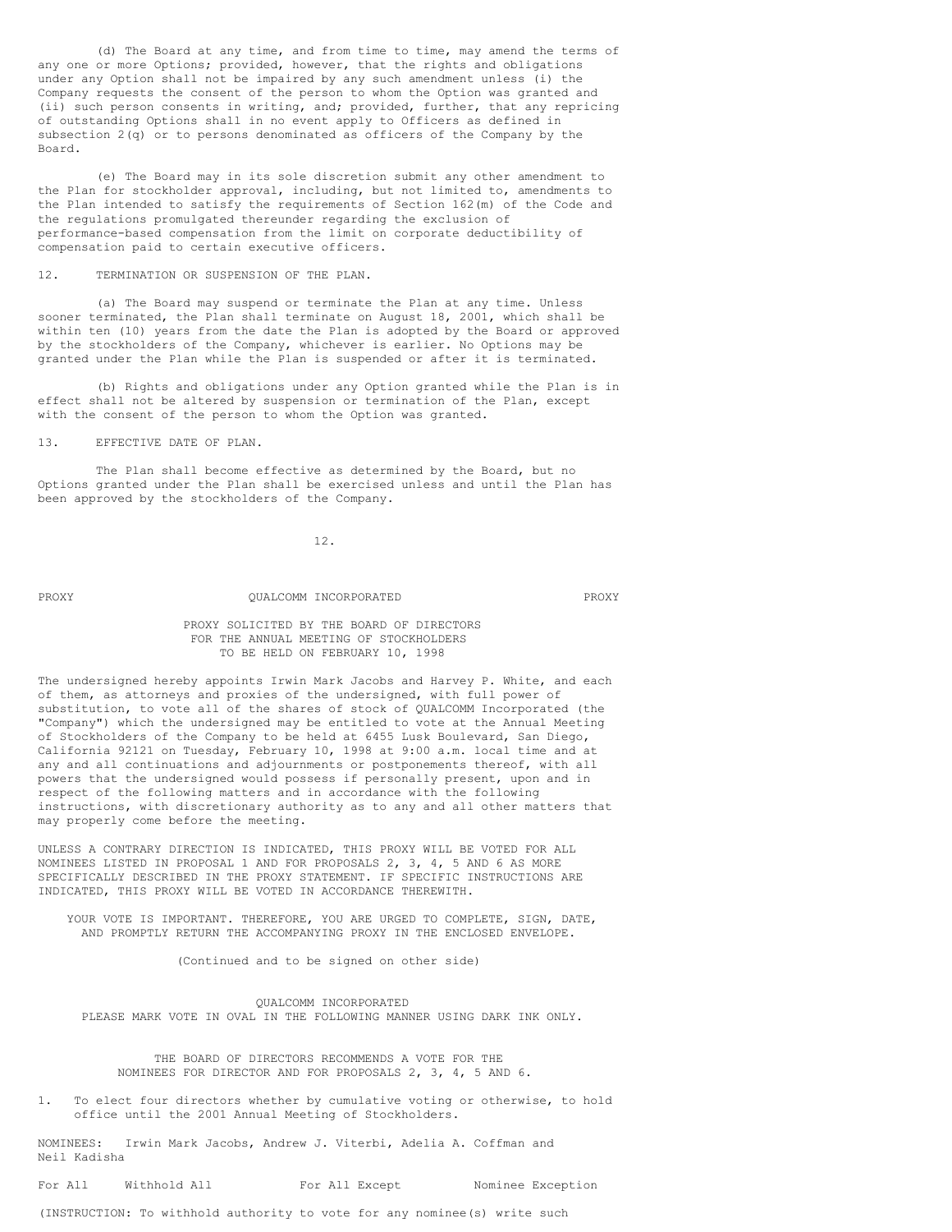(d) The Board at any time, and from time to time, may amend the terms of any one or more Options; provided, however, that the rights and obligations under any Option shall not be impaired by any such amendment unless (i) the Company requests the consent of the person to whom the Option was granted and (ii) such person consents in writing, and; provided, further, that any repricing of outstanding Options shall in no event apply to Officers as defined in subsection 2(q) or to persons denominated as officers of the Company by the Board.

(e) The Board may in its sole discretion submit any other amendment to the Plan for stockholder approval, including, but not limited to, amendments to the Plan intended to satisfy the requirements of Section 162(m) of the Code and the regulations promulgated thereunder regarding the exclusion of performance-based compensation from the limit on corporate deductibility of compensation paid to certain executive officers.

## 12. TERMINATION OR SUSPENSION OF THE PLAN.

(a) The Board may suspend or terminate the Plan at any time. Unless sooner terminated, the Plan shall terminate on August 18, 2001, which shall be within ten (10) years from the date the Plan is adopted by the Board or approved by the stockholders of the Company, whichever is earlier. No Options may be granted under the Plan while the Plan is suspended or after it is terminated.

(b) Rights and obligations under any Option granted while the Plan is in effect shall not be altered by suspension or termination of the Plan, except with the consent of the person to whom the Option was granted.

## 13. EFFECTIVE DATE OF PLAN.

The Plan shall become effective as determined by the Board, but no Options granted under the Plan shall be exercised unless and until the Plan has been approved by the stockholders of the Company.

PROXY QUALCOMM INCORPORATED PROXY

PROXY SOLICITED BY THE BOARD OF DIRECTORS
FOR THE ANNUAL MEETING OF STOCKHOLDERS
TO BE HELD ON FEBRUARY 10, 1998

The undersigned hereby appoints Irwin Mark Jacobs and Harvey P. White, and each of them, as attorneys and proxies of the undersigned, with full power of substitution, to vote all of the shares of stock of QUALCOMM Incorporated (the "Company") which the undersigned may be entitled to vote at the Annual Meeting of Stockholders of the Company to be held at 6455 Lusk Boulevard, San Diego, California 92121 on Tuesday, February 10, 1998 at 9:00 a.m. local time and at any and all continuations and adjournments or postponements thereof, with all powers that the undersigned would possess if personally present, upon and in respect of the following matters and in accordance with the following instructions, with discretionary authority as to any and all other matters that may properly come before the meeting.

UNLESS A CONTRARY DIRECTION IS INDICATED, THIS PROXY WILL BE VOTED FOR ALL NOMINEES LISTED IN PROPOSAL 1 AND FOR PROPOSALS 2, 3, 4, 5 AND 6 AS MORE SPECIFICALLY DESCRIBED IN THE PROXY STATEMENT. IF SPECIFIC INSTRUCTIONS ARE INDICATED, THIS PROXY WILL BE VOTED IN ACCORDANCE THEREWITH.

YOUR VOTE IS IMPORTANT. THEREFORE, YOU ARE URGED TO COMPLETE, SIGN, DATE, AND PROMPTLY RETURN THE ACCOMPANYING PROXY IN THE ENCLOSED ENVELOPE.

(Continued and to be signed on other side)

QUALCOMM INCORPORATED
PLEASE MARK VOTE IN OVAL IN THE FOLLOWING MANNER USING DARK INK ONLY.

THE BOARD OF DIRECTORS RECOMMENDS A VOTE FOR THE NOMINEES FOR DIRECTOR AND FOR PROPOSALS 2, 3, 4, 5 AND 6.

1. To elect four directors whether by cumulative voting or otherwise, to hold office until the 2001 Annual Meeting of Stockholders.

NOMINEES: Irwin Mark Jacobs, Andrew J. Viterbi, Adelia A. Coffman and Neil Kadisha

For All Withhold All For All Except Nominee Exception

(INSTRUCTION: To withhold authority to vote for any nominee(s) write such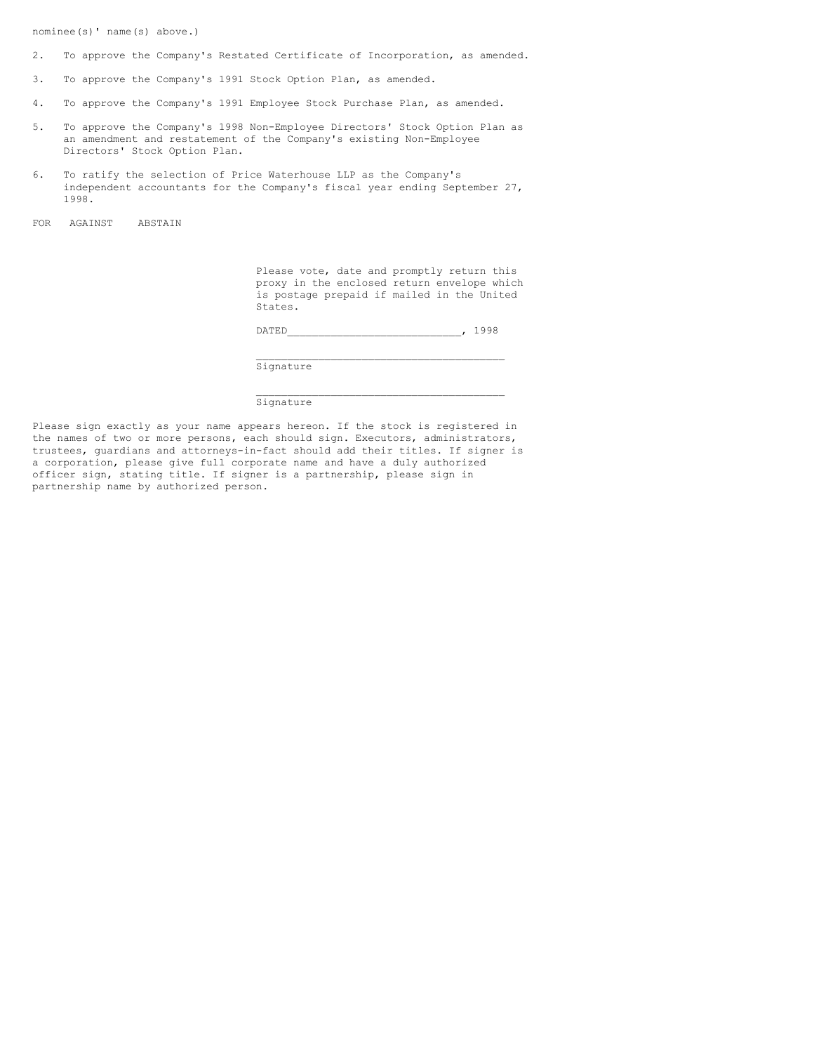nominee(s)' name(s) above.)

2. To approve the Company's Restated Certificate of Incorporation, as amended.

3. To approve the Company's 1991 Stock Option Plan, as amended.

4. To approve the Company's 1991 Employee Stock Purchase Plan, as amended.

5. To approve the Company's 1998 Non-Employee Directors' Stock Option Plan as an amendment and restatement of the Company's existing Non-Employee Directors' Stock Option Plan.

6. To ratify the selection of Price Waterhouse LLP as the Company's independent accountants for the Company's fiscal year ending September 27, 1998.

FOR AGAINST ABSTAIN

Please vote, date and promptly return this proxy in the enclosed return envelope which is postage prepaid if mailed in the United States.

DATED____________________________, 1998

________________________________________
Signature

________________________________________
Signature

Please sign exactly as your name appears hereon. If the stock is registered in the names of two or more persons, each should sign. Executors, administrators, trustees, guardians and attorneys-in-fact should add their titles. If signer is a corporation, please give full corporate name and have a duly authorized officer sign, stating title. If signer is a partnership, please sign in partnership name by authorized person.